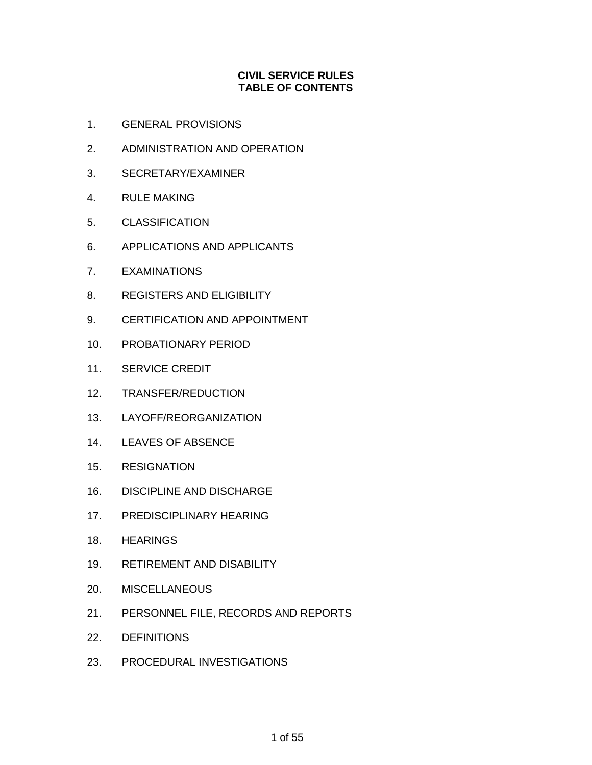# CIVIL SERVICE RULES
# TABLE OF CONTENTS

1. GENERAL PROVISIONS
2. ADMINISTRATION AND OPERATION
3. SECRETARY/EXAMINER
4. RULE MAKING
5. CLASSIFICATION
6. APPLICATIONS AND APPLICANTS
7. EXAMINATIONS
8. REGISTERS AND ELIGIBILITY
9. CERTIFICATION AND APPOINTMENT
10. PROBATIONARY PERIOD
11. SERVICE CREDIT
12. TRANSFER/REDUCTION
13. LAYOFF/REORGANIZATION
14. LEAVES OF ABSENCE
15. RESIGNATION
16. DISCIPLINE AND DISCHARGE
17. PREDISCIPLINARY HEARING
18. HEARINGS
19. RETIREMENT AND DISABILITY
20. MISCELLANEOUS
21. PERSONNEL FILE, RECORDS AND REPORTS
22. DEFINITIONS
23. PROCEDURAL INVESTIGATIONS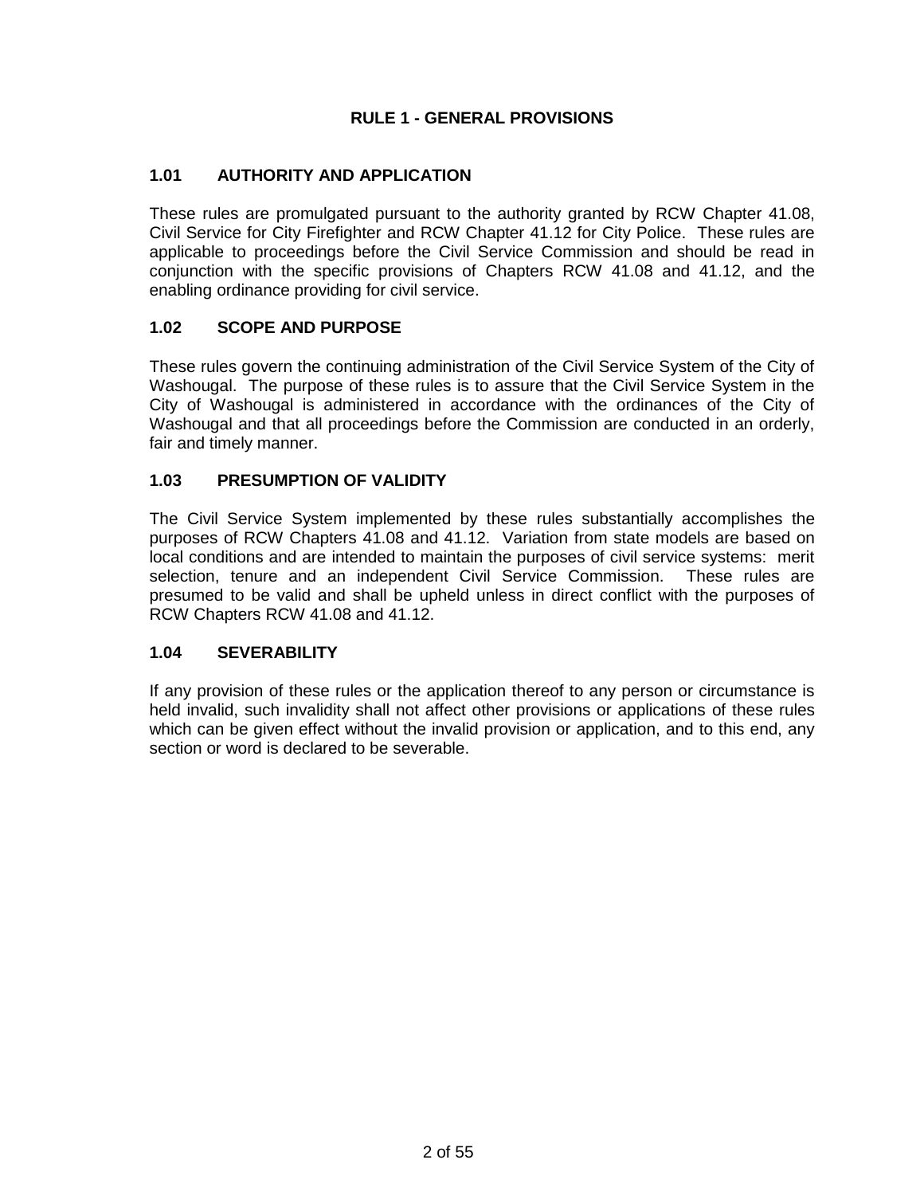# RULE 1 - GENERAL PROVISIONS

## 1.01 AUTHORITY AND APPLICATION

These rules are promulgated pursuant to the authority granted by RCW Chapter 41.08, Civil Service for City Firefighter and RCW Chapter 41.12 for City Police. These rules are applicable to proceedings before the Civil Service Commission and should be read in conjunction with the specific provisions of Chapters RCW 41.08 and 41.12, and the enabling ordinance providing for civil service.

## 1.02 SCOPE AND PURPOSE

These rules govern the continuing administration of the Civil Service System of the City of Washougal. The purpose of these rules is to assure that the Civil Service System in the City of Washougal is administered in accordance with the ordinances of the City of Washougal and that all proceedings before the Commission are conducted in an orderly, fair and timely manner.

## 1.03 PRESUMPTION OF VALIDITY

The Civil Service System implemented by these rules substantially accomplishes the purposes of RCW Chapters 41.08 and 41.12. Variation from state models are based on local conditions and are intended to maintain the purposes of civil service systems: merit selection, tenure and an independent Civil Service Commission. These rules are presumed to be valid and shall be upheld unless in direct conflict with the purposes of RCW Chapters RCW 41.08 and 41.12.

## 1.04 SEVERABILITY

If any provision of these rules or the application thereof to any person or circumstance is held invalid, such invalidity shall not affect other provisions or applications of these rules which can be given effect without the invalid provision or application, and to this end, any section or word is declared to be severable.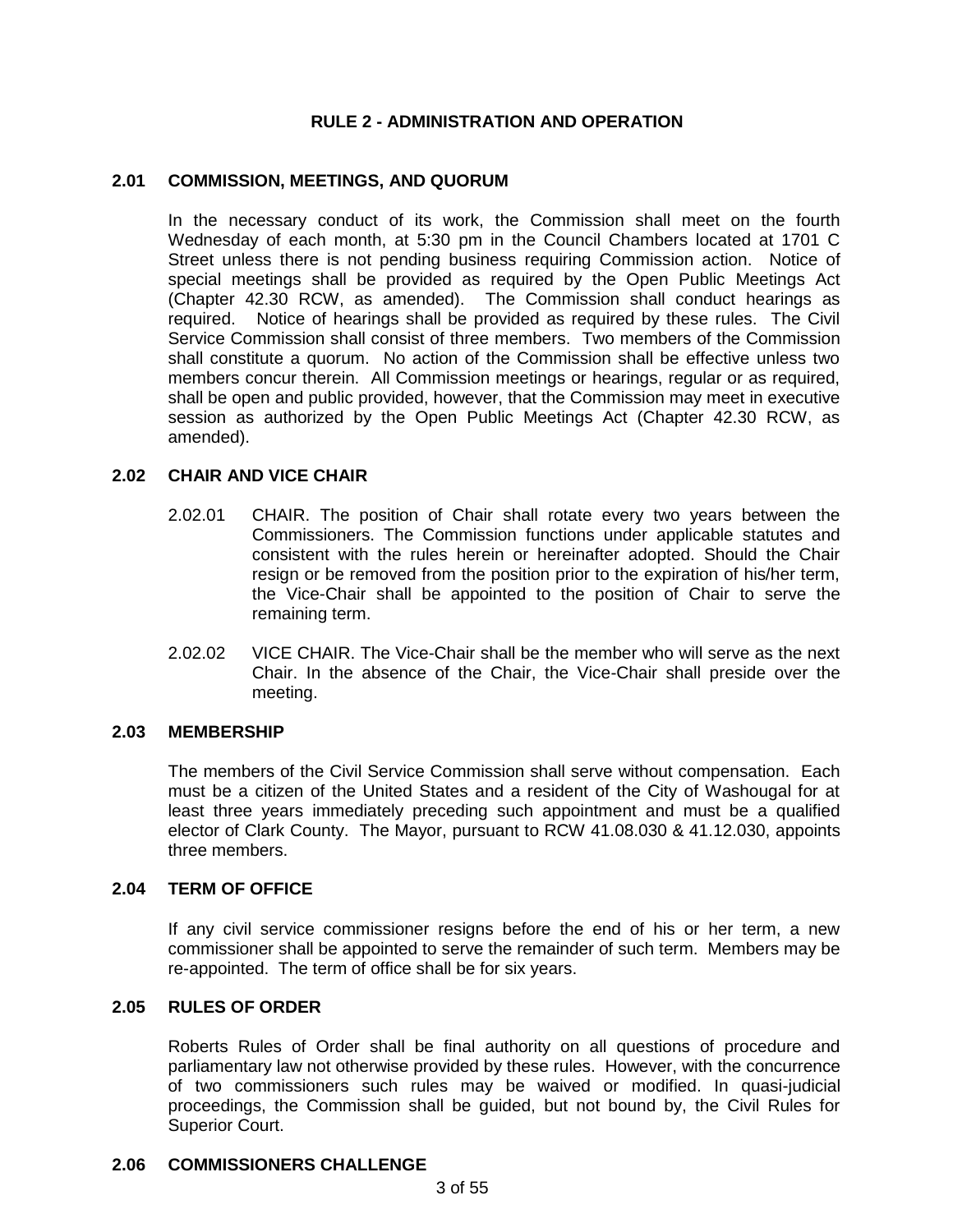# RULE 2 - ADMINISTRATION AND OPERATION

## 2.01 COMMISSION, MEETINGS, AND QUORUM

In the necessary conduct of its work, the Commission shall meet on the fourth Wednesday of each month, at 5:30 pm in the Council Chambers located at 1701 C Street unless there is not pending business requiring Commission action. Notice of special meetings shall be provided as required by the Open Public Meetings Act (Chapter 42.30 RCW, as amended). The Commission shall conduct hearings as required. Notice of hearings shall be provided as required by these rules. The Civil Service Commission shall consist of three members. Two members of the Commission shall constitute a quorum. No action of the Commission shall be effective unless two members concur therein. All Commission meetings or hearings, regular or as required, shall be open and public provided, however, that the Commission may meet in executive session as authorized by the Open Public Meetings Act (Chapter 42.30 RCW, as amended).

## 2.02 CHAIR AND VICE CHAIR

2.02.01 CHAIR. The position of Chair shall rotate every two years between the Commissioners. The Commission functions under applicable statutes and consistent with the rules herein or hereinafter adopted. Should the Chair resign or be removed from the position prior to the expiration of his/her term, the Vice-Chair shall be appointed to the position of Chair to serve the remaining term.

2.02.02 VICE CHAIR. The Vice-Chair shall be the member who will serve as the next Chair. In the absence of the Chair, the Vice-Chair shall preside over the meeting.

## 2.03 MEMBERSHIP

The members of the Civil Service Commission shall serve without compensation. Each must be a citizen of the United States and a resident of the City of Washougal for at least three years immediately preceding such appointment and must be a qualified elector of Clark County. The Mayor, pursuant to RCW 41.08.030 & 41.12.030, appoints three members.

## 2.04 TERM OF OFFICE

If any civil service commissioner resigns before the end of his or her term, a new commissioner shall be appointed to serve the remainder of such term. Members may be re-appointed. The term of office shall be for six years.

## 2.05 RULES OF ORDER

Roberts Rules of Order shall be final authority on all questions of procedure and parliamentary law not otherwise provided by these rules. However, with the concurrence of two commissioners such rules may be waived or modified. In quasi-judicial proceedings, the Commission shall be guided, but not bound by, the Civil Rules for Superior Court.

## 2.06 COMMISSIONERS CHALLENGE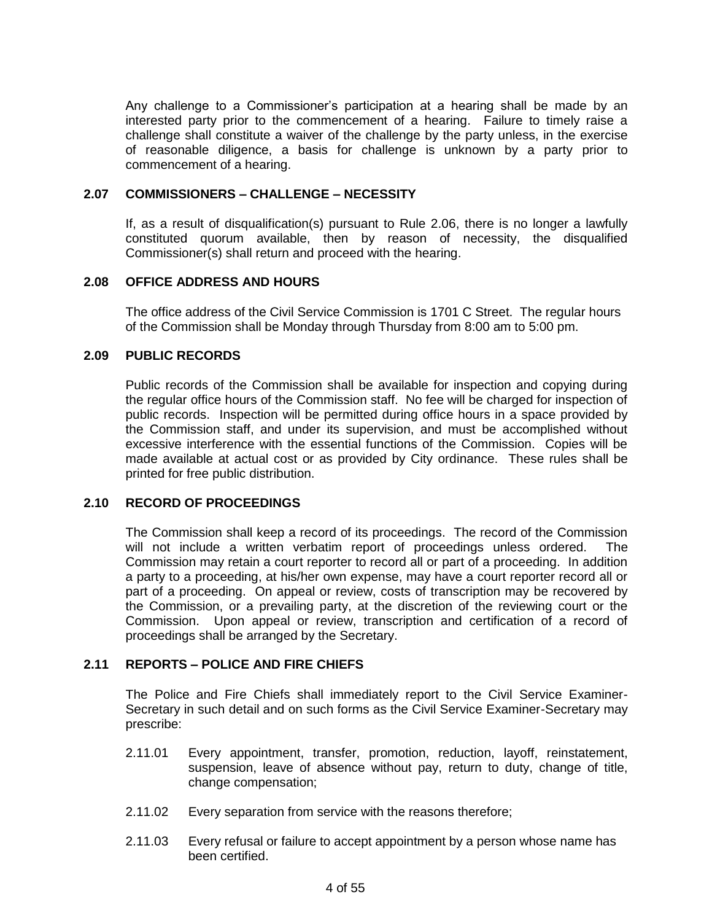Any challenge to a Commissioner's participation at a hearing shall be made by an interested party prior to the commencement of a hearing. Failure to timely raise a challenge shall constitute a waiver of the challenge by the party unless, in the exercise of reasonable diligence, a basis for challenge is unknown by a party prior to commencement of a hearing.

### 2.07 COMMISSIONERS – CHALLENGE – NECESSITY

If, as a result of disqualification(s) pursuant to Rule 2.06, there is no longer a lawfully constituted quorum available, then by reason of necessity, the disqualified Commissioner(s) shall return and proceed with the hearing.

### 2.08 OFFICE ADDRESS AND HOURS

The office address of the Civil Service Commission is 1701 C Street. The regular hours of the Commission shall be Monday through Thursday from 8:00 am to 5:00 pm.

### 2.09 PUBLIC RECORDS

Public records of the Commission shall be available for inspection and copying during the regular office hours of the Commission staff. No fee will be charged for inspection of public records. Inspection will be permitted during office hours in a space provided by the Commission staff, and under its supervision, and must be accomplished without excessive interference with the essential functions of the Commission. Copies will be made available at actual cost or as provided by City ordinance. These rules shall be printed for free public distribution.

### 2.10 RECORD OF PROCEEDINGS

The Commission shall keep a record of its proceedings. The record of the Commission will not include a written verbatim report of proceedings unless ordered. The Commission may retain a court reporter to record all or part of a proceeding. In addition a party to a proceeding, at his/her own expense, may have a court reporter record all or part of a proceeding. On appeal or review, costs of transcription may be recovered by the Commission, or a prevailing party, at the discretion of the reviewing court or the Commission. Upon appeal or review, transcription and certification of a record of proceedings shall be arranged by the Secretary.

### 2.11 REPORTS – POLICE AND FIRE CHIEFS

The Police and Fire Chiefs shall immediately report to the Civil Service Examiner-Secretary in such detail and on such forms as the Civil Service Examiner-Secretary may prescribe:

2.11.01 Every appointment, transfer, promotion, reduction, layoff, reinstatement, suspension, leave of absence without pay, return to duty, change of title, change compensation;

2.11.02 Every separation from service with the reasons therefore;

2.11.03 Every refusal or failure to accept appointment by a person whose name has been certified.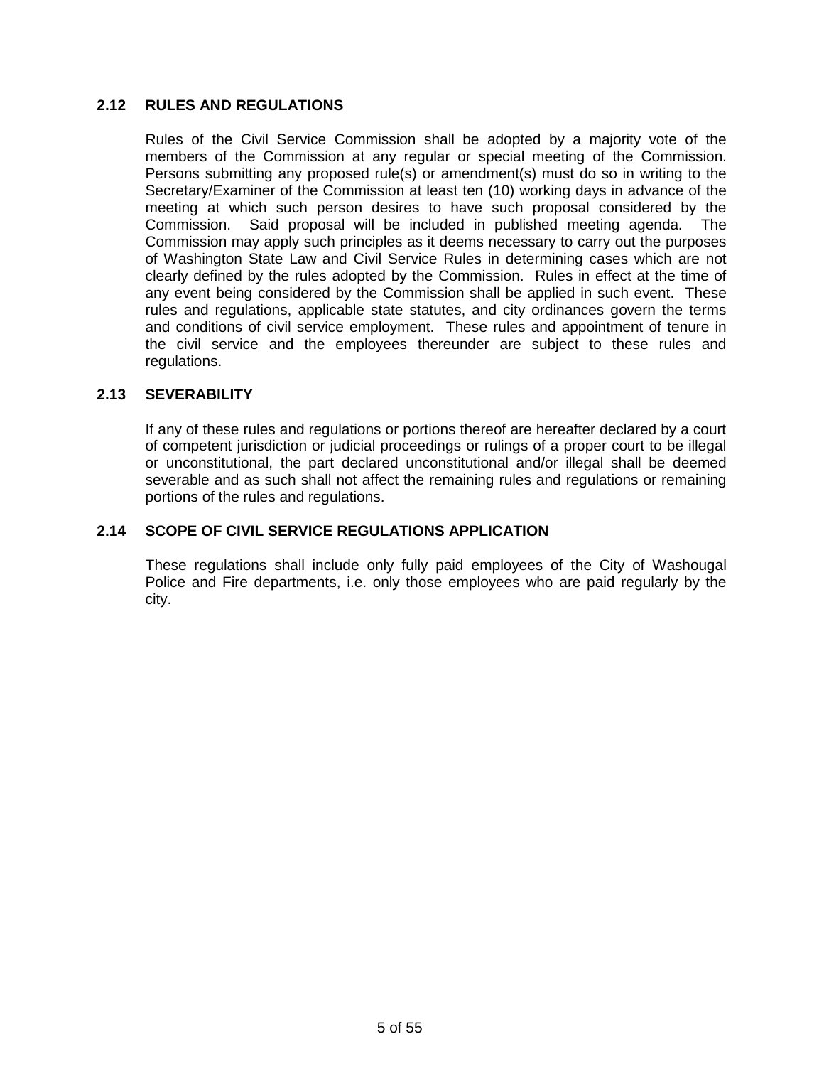### 2.12 RULES AND REGULATIONS

Rules of the Civil Service Commission shall be adopted by a majority vote of the members of the Commission at any regular or special meeting of the Commission. Persons submitting any proposed rule(s) or amendment(s) must do so in writing to the Secretary/Examiner of the Commission at least ten (10) working days in advance of the meeting at which such person desires to have such proposal considered by the Commission. Said proposal will be included in published meeting agenda. The Commission may apply such principles as it deems necessary to carry out the purposes of Washington State Law and Civil Service Rules in determining cases which are not clearly defined by the rules adopted by the Commission. Rules in effect at the time of any event being considered by the Commission shall be applied in such event. These rules and regulations, applicable state statutes, and city ordinances govern the terms and conditions of civil service employment. These rules and appointment of tenure in the civil service and the employees thereunder are subject to these rules and regulations.

### 2.13 SEVERABILITY

If any of these rules and regulations or portions thereof are hereafter declared by a court of competent jurisdiction or judicial proceedings or rulings of a proper court to be illegal or unconstitutional, the part declared unconstitutional and/or illegal shall be deemed severable and as such shall not affect the remaining rules and regulations or remaining portions of the rules and regulations.

### 2.14 SCOPE OF CIVIL SERVICE REGULATIONS APPLICATION

These regulations shall include only fully paid employees of the City of Washougal Police and Fire departments, i.e. only those employees who are paid regularly by the city.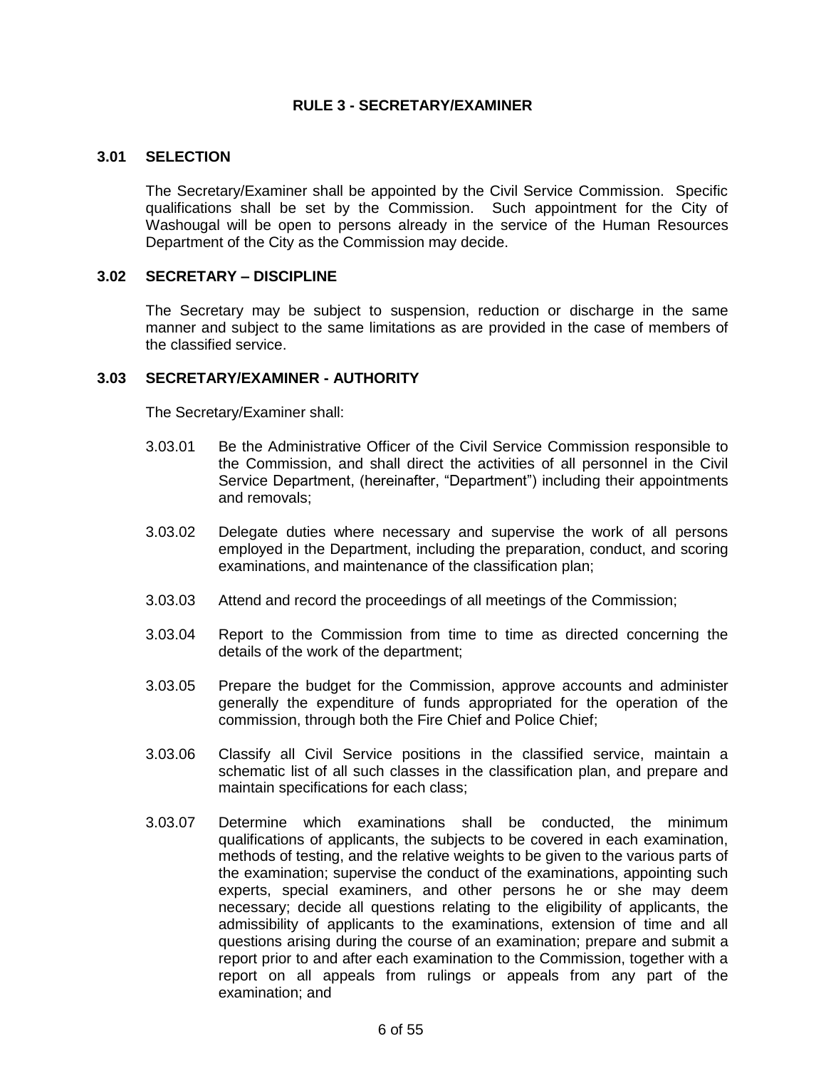## RULE 3 - SECRETARY/EXAMINER

### 3.01 SELECTION

The Secretary/Examiner shall be appointed by the Civil Service Commission. Specific qualifications shall be set by the Commission. Such appointment for the City of Washougal will be open to persons already in the service of the Human Resources Department of the City as the Commission may decide.

### 3.02 SECRETARY – DISCIPLINE

The Secretary may be subject to suspension, reduction or discharge in the same manner and subject to the same limitations as are provided in the case of members of the classified service.

### 3.03 SECRETARY/EXAMINER - AUTHORITY

The Secretary/Examiner shall:

3.03.01 Be the Administrative Officer of the Civil Service Commission responsible to the Commission, and shall direct the activities of all personnel in the Civil Service Department, (hereinafter, "Department") including their appointments and removals;

3.03.02 Delegate duties where necessary and supervise the work of all persons employed in the Department, including the preparation, conduct, and scoring examinations, and maintenance of the classification plan;

3.03.03 Attend and record the proceedings of all meetings of the Commission;

3.03.04 Report to the Commission from time to time as directed concerning the details of the work of the department;

3.03.05 Prepare the budget for the Commission, approve accounts and administer generally the expenditure of funds appropriated for the operation of the commission, through both the Fire Chief and Police Chief;

3.03.06 Classify all Civil Service positions in the classified service, maintain a schematic list of all such classes in the classification plan, and prepare and maintain specifications for each class;

3.03.07 Determine which examinations shall be conducted, the minimum qualifications of applicants, the subjects to be covered in each examination, methods of testing, and the relative weights to be given to the various parts of the examination; supervise the conduct of the examinations, appointing such experts, special examiners, and other persons he or she may deem necessary; decide all questions relating to the eligibility of applicants, the admissibility of applicants to the examinations, extension of time and all questions arising during the course of an examination; prepare and submit a report prior to and after each examination to the Commission, together with a report on all appeals from rulings or appeals from any part of the examination; and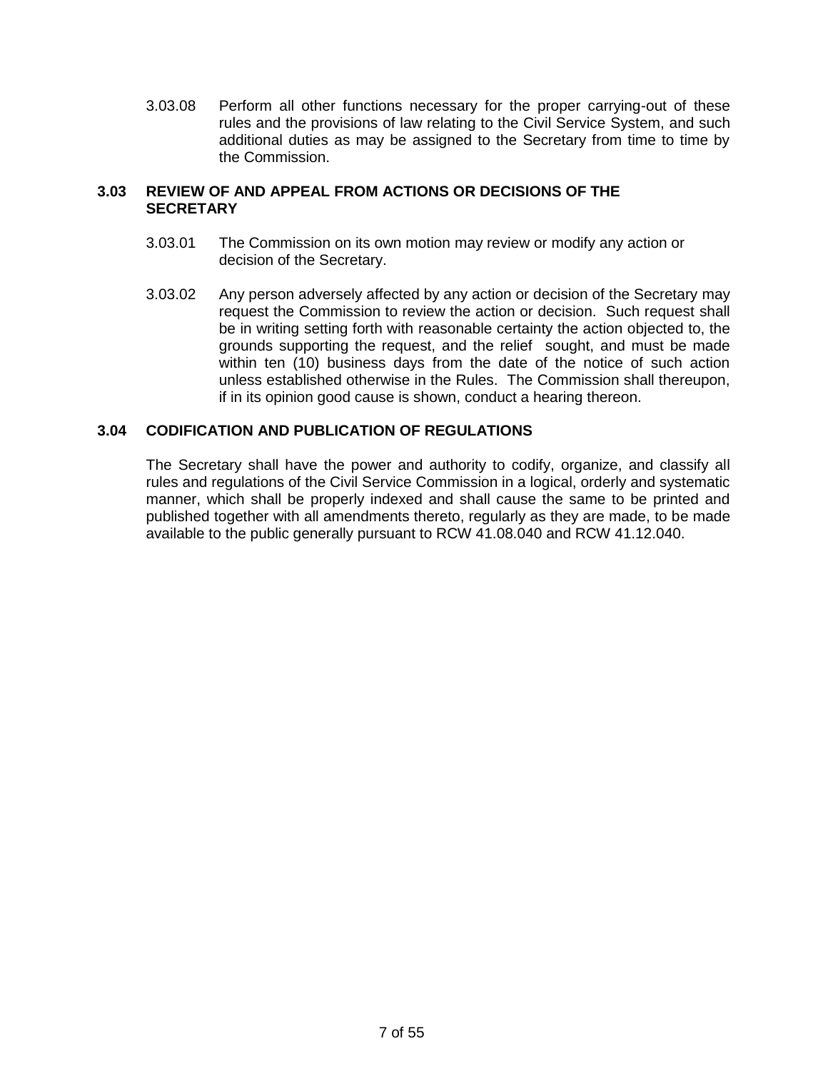3.03.08 Perform all other functions necessary for the proper carrying-out of these rules and the provisions of law relating to the Civil Service System, and such additional duties as may be assigned to the Secretary from time to time by the Commission.

## 3.03 REVIEW OF AND APPEAL FROM ACTIONS OR DECISIONS OF THE SECRETARY

3.03.01 The Commission on its own motion may review or modify any action or decision of the Secretary.

3.03.02 Any person adversely affected by any action or decision of the Secretary may request the Commission to review the action or decision. Such request shall be in writing setting forth with reasonable certainty the action objected to, the grounds supporting the request, and the relief sought, and must be made within ten (10) business days from the date of the notice of such action unless established otherwise in the Rules. The Commission shall thereupon, if in its opinion good cause is shown, conduct a hearing thereon.

## 3.04 CODIFICATION AND PUBLICATION OF REGULATIONS

The Secretary shall have the power and authority to codify, organize, and classify all rules and regulations of the Civil Service Commission in a logical, orderly and systematic manner, which shall be properly indexed and shall cause the same to be printed and published together with all amendments thereto, regularly as they are made, to be made available to the public generally pursuant to RCW 41.08.040 and RCW 41.12.040.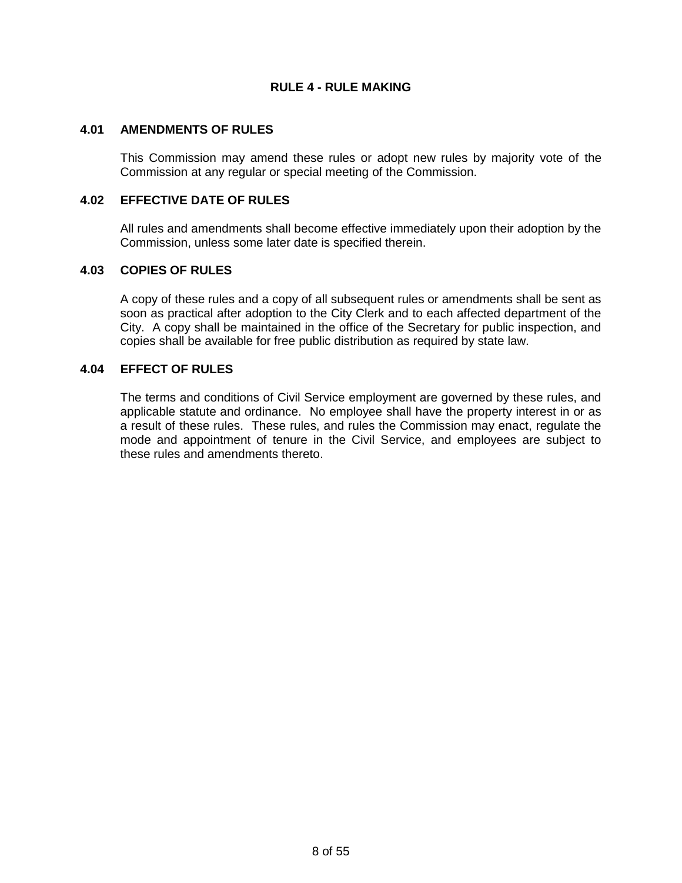# RULE 4 - RULE MAKING

## 4.01 AMENDMENTS OF RULES

This Commission may amend these rules or adopt new rules by majority vote of the Commission at any regular or special meeting of the Commission.

## 4.02 EFFECTIVE DATE OF RULES

All rules and amendments shall become effective immediately upon their adoption by the Commission, unless some later date is specified therein.

## 4.03 COPIES OF RULES

A copy of these rules and a copy of all subsequent rules or amendments shall be sent as soon as practical after adoption to the City Clerk and to each affected department of the City. A copy shall be maintained in the office of the Secretary for public inspection, and copies shall be available for free public distribution as required by state law.

## 4.04 EFFECT OF RULES

The terms and conditions of Civil Service employment are governed by these rules, and applicable statute and ordinance. No employee shall have the property interest in or as a result of these rules. These rules, and rules the Commission may enact, regulate the mode and appointment of tenure in the Civil Service, and employees are subject to these rules and amendments thereto.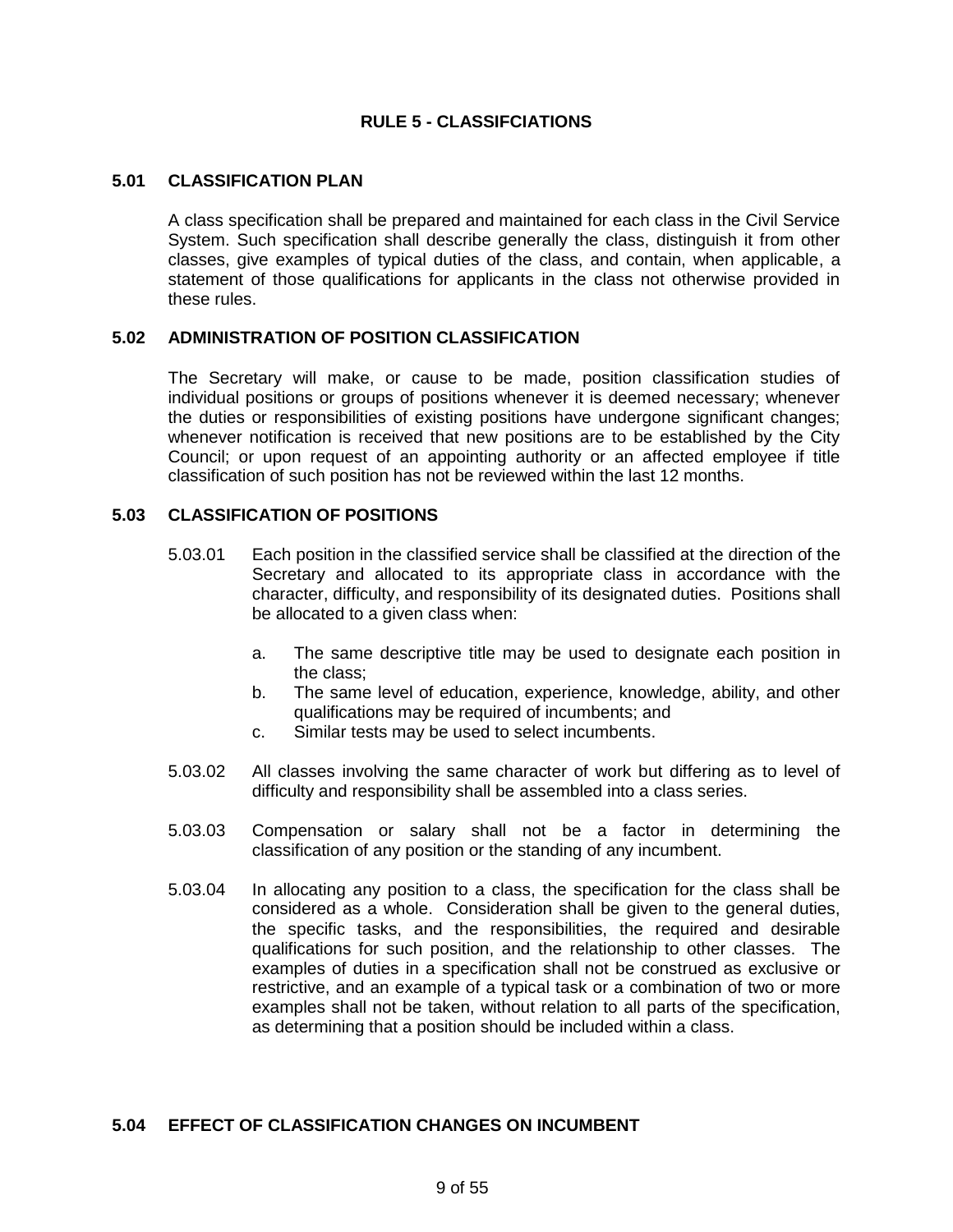# RULE 5 - CLASSIFCIATIONS

## 5.01 CLASSIFICATION PLAN

A class specification shall be prepared and maintained for each class in the Civil Service System. Such specification shall describe generally the class, distinguish it from other classes, give examples of typical duties of the class, and contain, when applicable, a statement of those qualifications for applicants in the class not otherwise provided in these rules.

## 5.02 ADMINISTRATION OF POSITION CLASSIFICATION

The Secretary will make, or cause to be made, position classification studies of individual positions or groups of positions whenever it is deemed necessary; whenever the duties or responsibilities of existing positions have undergone significant changes; whenever notification is received that new positions are to be established by the City Council; or upon request of an appointing authority or an affected employee if title classification of such position has not be reviewed within the last 12 months.

## 5.03 CLASSIFICATION OF POSITIONS

5.03.01 Each position in the classified service shall be classified at the direction of the Secretary and allocated to its appropriate class in accordance with the character, difficulty, and responsibility of its designated duties. Positions shall be allocated to a given class when:

a. The same descriptive title may be used to designate each position in the class;
b. The same level of education, experience, knowledge, ability, and other qualifications may be required of incumbents; and
c. Similar tests may be used to select incumbents.

5.03.02 All classes involving the same character of work but differing as to level of difficulty and responsibility shall be assembled into a class series.

5.03.03 Compensation or salary shall not be a factor in determining the classification of any position or the standing of any incumbent.

5.03.04 In allocating any position to a class, the specification for the class shall be considered as a whole. Consideration shall be given to the general duties, the specific tasks, and the responsibilities, the required and desirable qualifications for such position, and the relationship to other classes. The examples of duties in a specification shall not be construed as exclusive or restrictive, and an example of a typical task or a combination of two or more examples shall not be taken, without relation to all parts of the specification, as determining that a position should be included within a class.

## 5.04 EFFECT OF CLASSIFICATION CHANGES ON INCUMBENT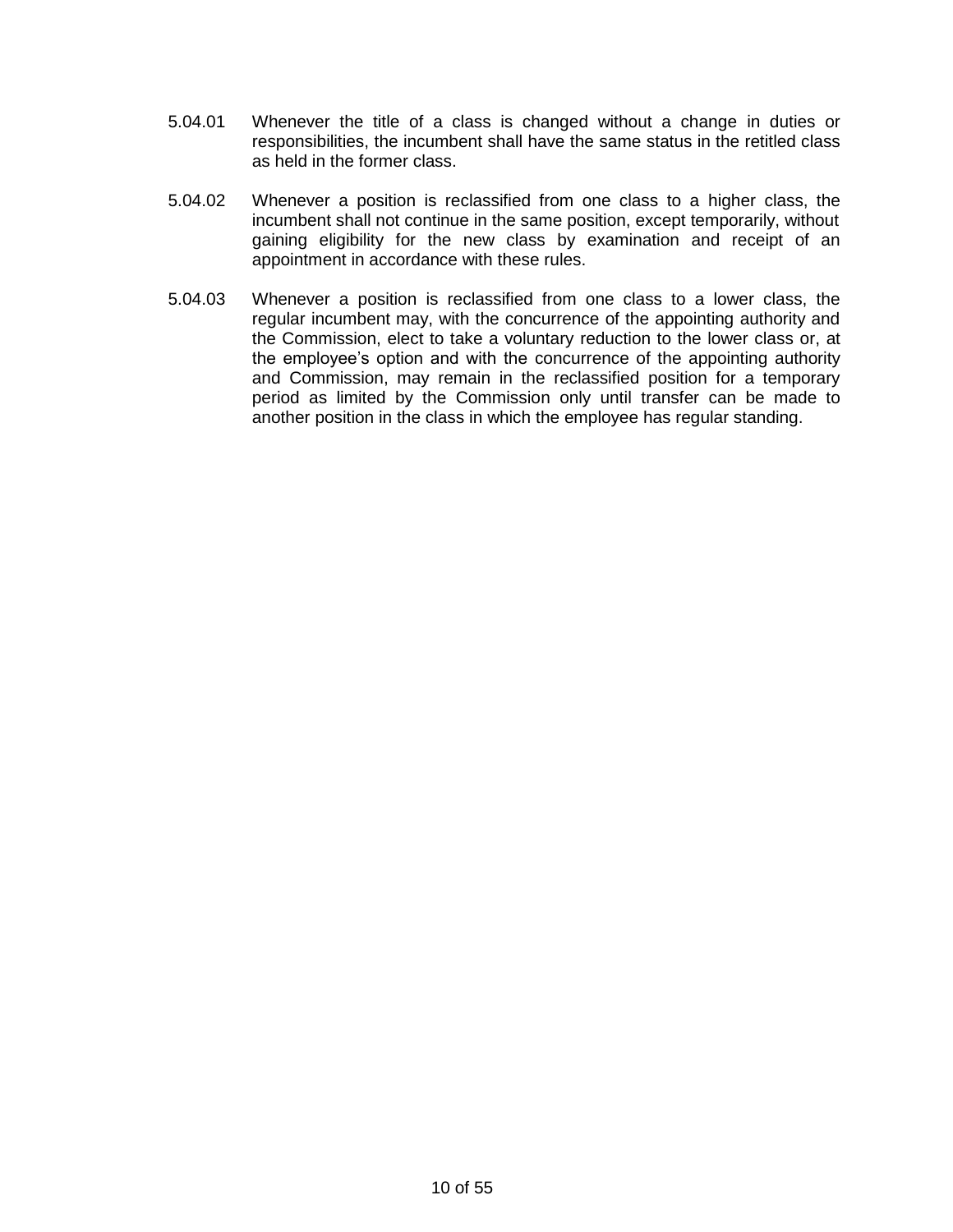5.04.01 Whenever the title of a class is changed without a change in duties or responsibilities, the incumbent shall have the same status in the retitled class as held in the former class.

5.04.02 Whenever a position is reclassified from one class to a higher class, the incumbent shall not continue in the same position, except temporarily, without gaining eligibility for the new class by examination and receipt of an appointment in accordance with these rules.

5.04.03 Whenever a position is reclassified from one class to a lower class, the regular incumbent may, with the concurrence of the appointing authority and the Commission, elect to take a voluntary reduction to the lower class or, at the employee's option and with the concurrence of the appointing authority and Commission, may remain in the reclassified position for a temporary period as limited by the Commission only until transfer can be made to another position in the class in which the employee has regular standing.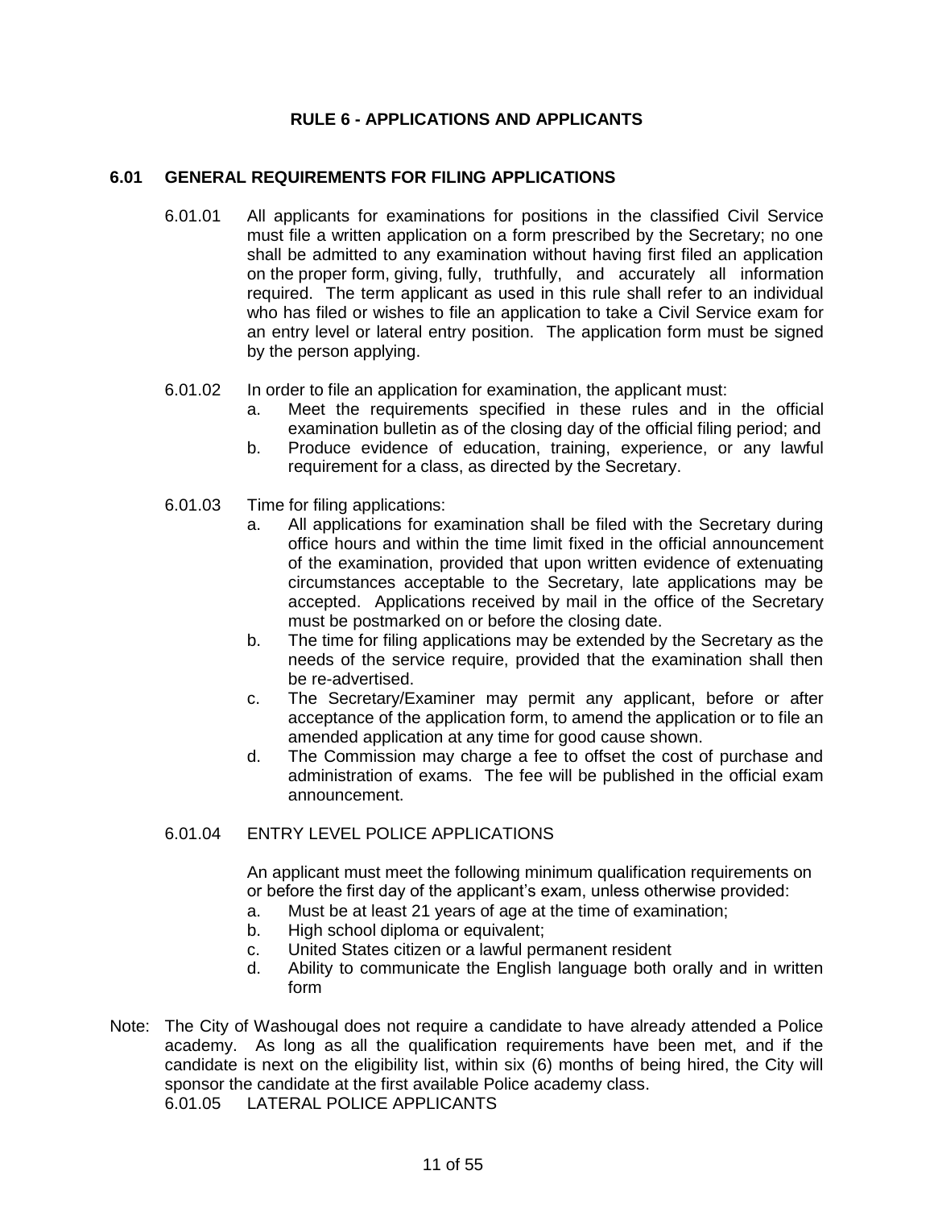# RULE 6 - APPLICATIONS AND APPLICANTS

## 6.01 GENERAL REQUIREMENTS FOR FILING APPLICATIONS

6.01.01 All applicants for examinations for positions in the classified Civil Service must file a written application on a form prescribed by the Secretary; no one shall be admitted to any examination without having first filed an application on the proper form, giving, fully, truthfully, and accurately all information required. The term applicant as used in this rule shall refer to an individual who has filed or wishes to file an application to take a Civil Service exam for an entry level or lateral entry position. The application form must be signed by the person applying.

6.01.02 In order to file an application for examination, the applicant must:

a. Meet the requirements specified in these rules and in the official examination bulletin as of the closing day of the official filing period; and
b. Produce evidence of education, training, experience, or any lawful requirement for a class, as directed by the Secretary.

6.01.03 Time for filing applications:

a. All applications for examination shall be filed with the Secretary during office hours and within the time limit fixed in the official announcement of the examination, provided that upon written evidence of extenuating circumstances acceptable to the Secretary, late applications may be accepted. Applications received by mail in the office of the Secretary must be postmarked on or before the closing date.
b. The time for filing applications may be extended by the Secretary as the needs of the service require, provided that the examination shall then be re-advertised.
c. The Secretary/Examiner may permit any applicant, before or after acceptance of the application form, to amend the application or to file an amended application at any time for good cause shown.
d. The Commission may charge a fee to offset the cost of purchase and administration of exams. The fee will be published in the official exam announcement.

6.01.04 ENTRY LEVEL POLICE APPLICATIONS

An applicant must meet the following minimum qualification requirements on or before the first day of the applicant's exam, unless otherwise provided:

a. Must be at least 21 years of age at the time of examination;
b. High school diploma or equivalent;
c. United States citizen or a lawful permanent resident
d. Ability to communicate the English language both orally and in written form

Note: The City of Washougal does not require a candidate to have already attended a Police academy. As long as all the qualification requirements have been met, and if the candidate is next on the eligibility list, within six (6) months of being hired, the City will sponsor the candidate at the first available Police academy class.

6.01.05 LATERAL POLICE APPLICANTS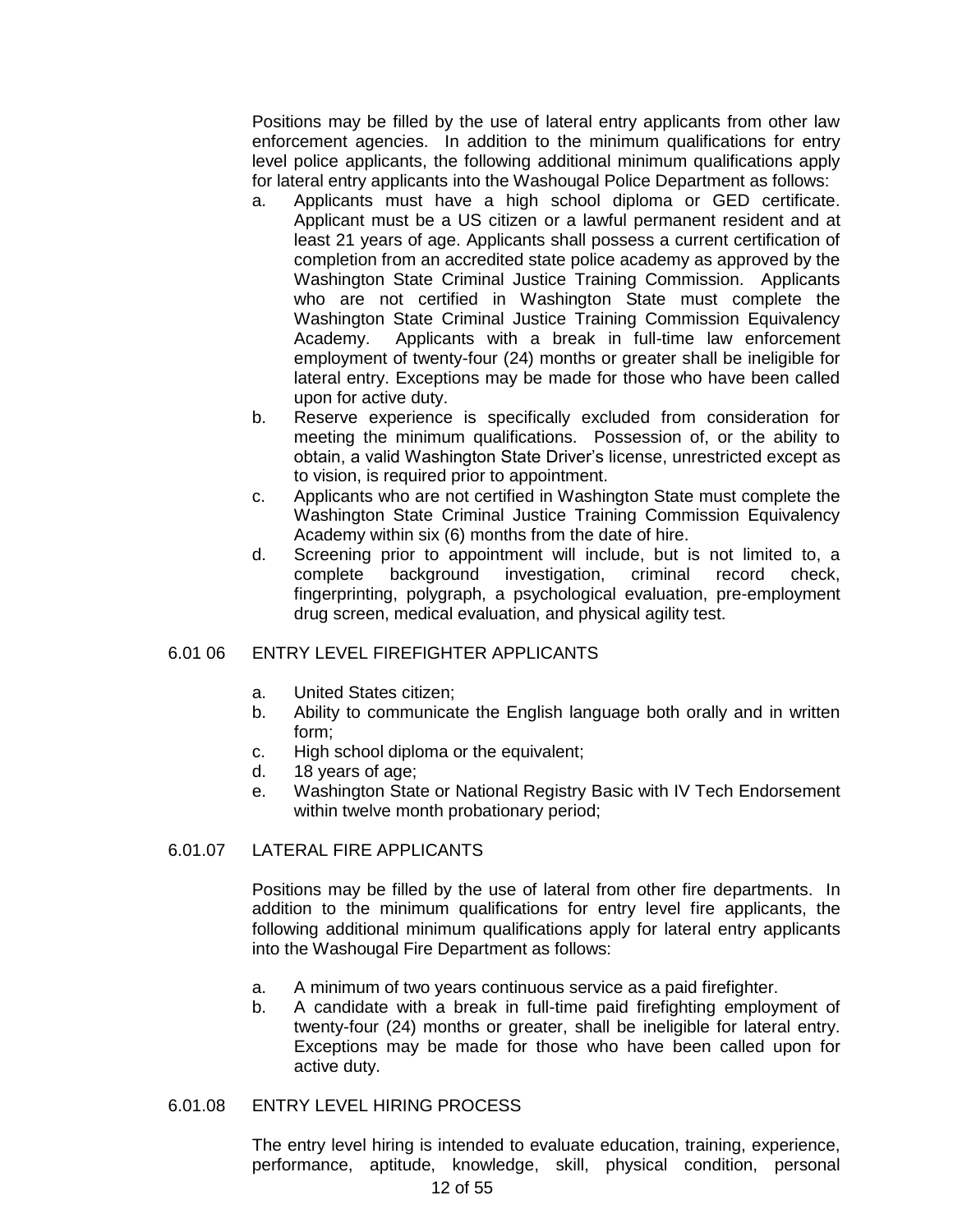Positions may be filled by the use of lateral entry applicants from other law enforcement agencies. In addition to the minimum qualifications for entry level police applicants, the following additional minimum qualifications apply for lateral entry applicants into the Washougal Police Department as follows:

a. Applicants must have a high school diploma or GED certificate. Applicant must be a US citizen or a lawful permanent resident and at least 21 years of age. Applicants shall possess a current certification of completion from an accredited state police academy as approved by the Washington State Criminal Justice Training Commission. Applicants who are not certified in Washington State must complete the Washington State Criminal Justice Training Commission Equivalency Academy. Applicants with a break in full-time law enforcement employment of twenty-four (24) months or greater shall be ineligible for lateral entry. Exceptions may be made for those who have been called upon for active duty.
b. Reserve experience is specifically excluded from consideration for meeting the minimum qualifications. Possession of, or the ability to obtain, a valid Washington State Driver's license, unrestricted except as to vision, is required prior to appointment.
c. Applicants who are not certified in Washington State must complete the Washington State Criminal Justice Training Commission Equivalency Academy within six (6) months from the date of hire.
d. Screening prior to appointment will include, but is not limited to, a complete background investigation, criminal record check, fingerprinting, polygraph, a psychological evaluation, pre-employment drug screen, medical evaluation, and physical agility test.

## 6.01 06 ENTRY LEVEL FIREFIGHTER APPLICANTS

a. United States citizen;
b. Ability to communicate the English language both orally and in written form;
c. High school diploma or the equivalent;
d. 18 years of age;
e. Washington State or National Registry Basic with IV Tech Endorsement within twelve month probationary period;

## 6.01.07 LATERAL FIRE APPLICANTS

Positions may be filled by the use of lateral from other fire departments. In addition to the minimum qualifications for entry level fire applicants, the following additional minimum qualifications apply for lateral entry applicants into the Washougal Fire Department as follows:

a. A minimum of two years continuous service as a paid firefighter.
b. A candidate with a break in full-time paid firefighting employment of twenty-four (24) months or greater, shall be ineligible for lateral entry. Exceptions may be made for those who have been called upon for active duty.

## 6.01.08 ENTRY LEVEL HIRING PROCESS

The entry level hiring is intended to evaluate education, training, experience, performance, aptitude, knowledge, skill, physical condition, personal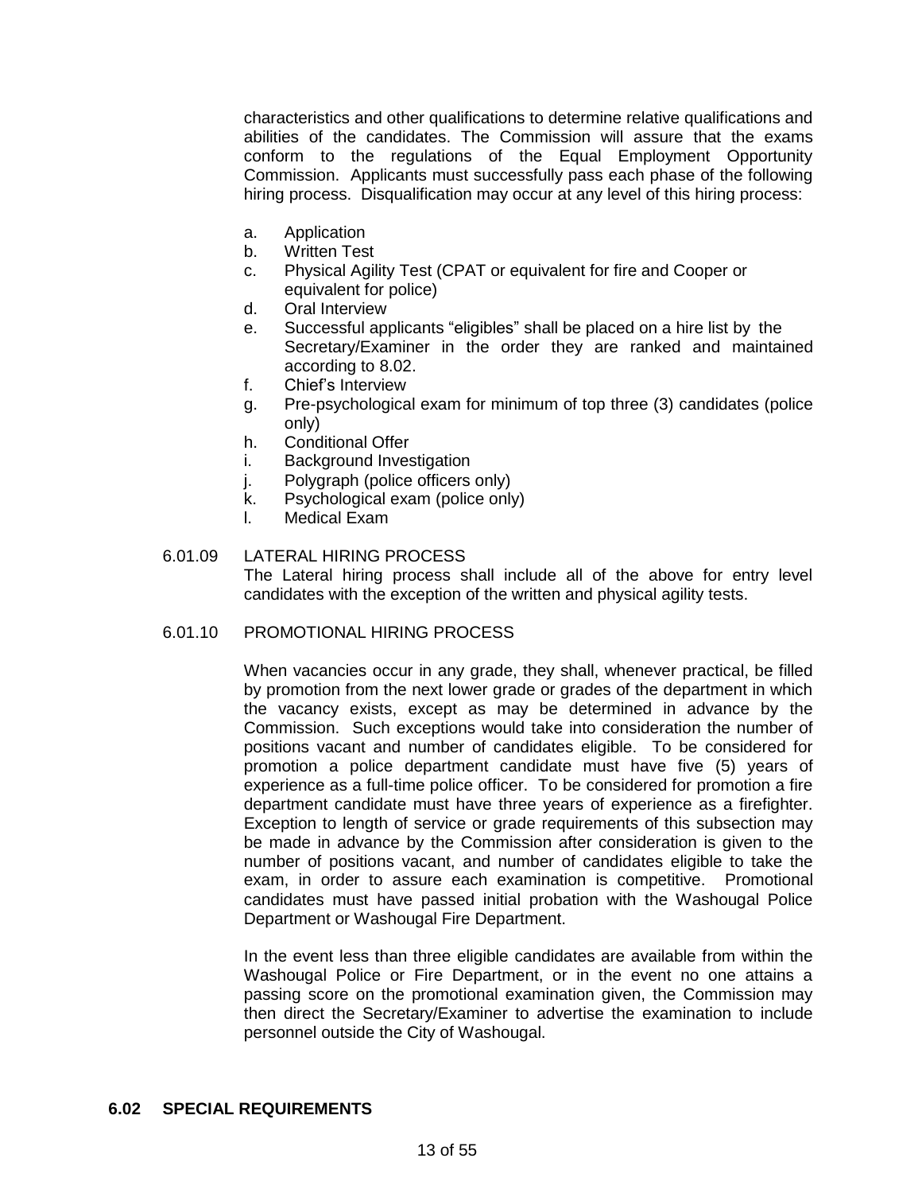characteristics and other qualifications to determine relative qualifications and abilities of the candidates. The Commission will assure that the exams conform to the regulations of the Equal Employment Opportunity Commission. Applicants must successfully pass each phase of the following hiring process. Disqualification may occur at any level of this hiring process:

a. Application
b. Written Test
c. Physical Agility Test (CPAT or equivalent for fire and Cooper or equivalent for police)
d. Oral Interview
e. Successful applicants "eligibles" shall be placed on a hire list by the Secretary/Examiner in the order they are ranked and maintained according to 8.02.
f. Chief's Interview
g. Pre-psychological exam for minimum of top three (3) candidates (police only)
h. Conditional Offer
i. Background Investigation
j. Polygraph (police officers only)
k. Psychological exam (police only)
l. Medical Exam

6.01.09 LATERAL HIRING PROCESS

The Lateral hiring process shall include all of the above for entry level candidates with the exception of the written and physical agility tests.

6.01.10 PROMOTIONAL HIRING PROCESS

When vacancies occur in any grade, they shall, whenever practical, be filled by promotion from the next lower grade or grades of the department in which the vacancy exists, except as may be determined in advance by the Commission. Such exceptions would take into consideration the number of positions vacant and number of candidates eligible. To be considered for promotion a police department candidate must have five (5) years of experience as a full-time police officer. To be considered for promotion a fire department candidate must have three years of experience as a firefighter. Exception to length of service or grade requirements of this subsection may be made in advance by the Commission after consideration is given to the number of positions vacant, and number of candidates eligible to take the exam, in order to assure each examination is competitive. Promotional candidates must have passed initial probation with the Washougal Police Department or Washougal Fire Department.

In the event less than three eligible candidates are available from within the Washougal Police or Fire Department, or in the event no one attains a passing score on the promotional examination given, the Commission may then direct the Secretary/Examiner to advertise the examination to include personnel outside the City of Washougal.

## 6.02 SPECIAL REQUIREMENTS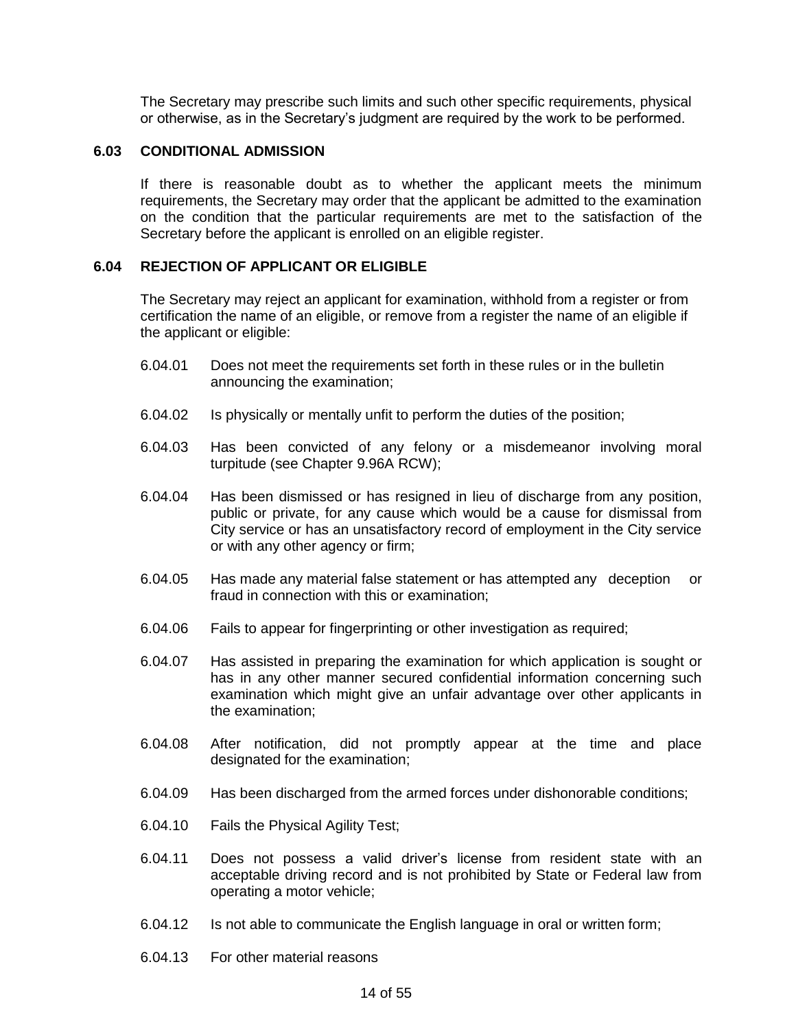The Secretary may prescribe such limits and such other specific requirements, physical or otherwise, as in the Secretary's judgment are required by the work to be performed.

### 6.03 CONDITIONAL ADMISSION

If there is reasonable doubt as to whether the applicant meets the minimum requirements, the Secretary may order that the applicant be admitted to the examination on the condition that the particular requirements are met to the satisfaction of the Secretary before the applicant is enrolled on an eligible register.

### 6.04 REJECTION OF APPLICANT OR ELIGIBLE

The Secretary may reject an applicant for examination, withhold from a register or from certification the name of an eligible, or remove from a register the name of an eligible if the applicant or eligible:

6.04.01 Does not meet the requirements set forth in these rules or in the bulletin announcing the examination;

6.04.02 Is physically or mentally unfit to perform the duties of the position;

6.04.03 Has been convicted of any felony or a misdemeanor involving moral turpitude (see Chapter 9.96A RCW);

6.04.04 Has been dismissed or has resigned in lieu of discharge from any position, public or private, for any cause which would be a cause for dismissal from City service or has an unsatisfactory record of employment in the City service or with any other agency or firm;

6.04.05 Has made any material false statement or has attempted any deception or fraud in connection with this or examination;

6.04.06 Fails to appear for fingerprinting or other investigation as required;

6.04.07 Has assisted in preparing the examination for which application is sought or has in any other manner secured confidential information concerning such examination which might give an unfair advantage over other applicants in the examination;

6.04.08 After notification, did not promptly appear at the time and place designated for the examination;

6.04.09 Has been discharged from the armed forces under dishonorable conditions;

6.04.10 Fails the Physical Agility Test;

6.04.11 Does not possess a valid driver's license from resident state with an acceptable driving record and is not prohibited by State or Federal law from operating a motor vehicle;

6.04.12 Is not able to communicate the English language in oral or written form;

6.04.13 For other material reasons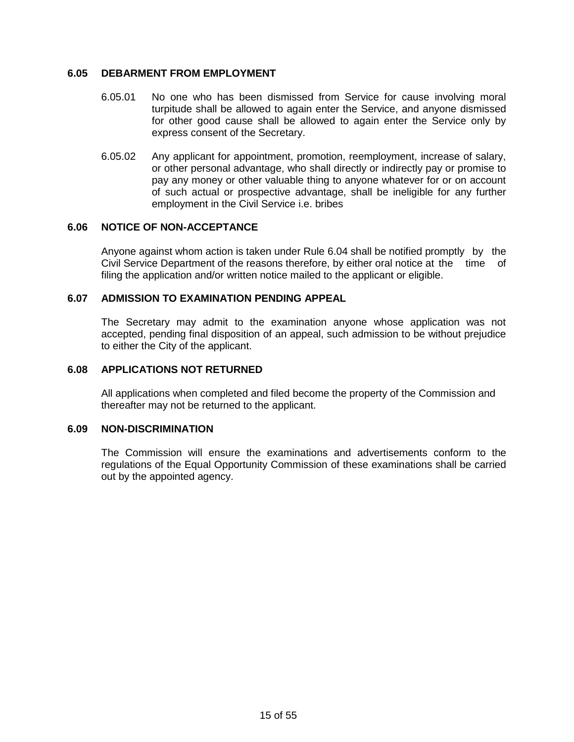## 6.05 DEBARMENT FROM EMPLOYMENT

6.05.01 No one who has been dismissed from Service for cause involving moral turpitude shall be allowed to again enter the Service, and anyone dismissed for other good cause shall be allowed to again enter the Service only by express consent of the Secretary.

6.05.02 Any applicant for appointment, promotion, reemployment, increase of salary, or other personal advantage, who shall directly or indirectly pay or promise to pay any money or other valuable thing to anyone whatever for or on account of such actual or prospective advantage, shall be ineligible for any further employment in the Civil Service i.e. bribes

## 6.06 NOTICE OF NON-ACCEPTANCE

Anyone against whom action is taken under Rule 6.04 shall be notified promptly by the Civil Service Department of the reasons therefore, by either oral notice at the time of filing the application and/or written notice mailed to the applicant or eligible.

## 6.07 ADMISSION TO EXAMINATION PENDING APPEAL

The Secretary may admit to the examination anyone whose application was not accepted, pending final disposition of an appeal, such admission to be without prejudice to either the City of the applicant.

## 6.08 APPLICATIONS NOT RETURNED

All applications when completed and filed become the property of the Commission and thereafter may not be returned to the applicant.

## 6.09 NON-DISCRIMINATION

The Commission will ensure the examinations and advertisements conform to the regulations of the Equal Opportunity Commission of these examinations shall be carried out by the appointed agency.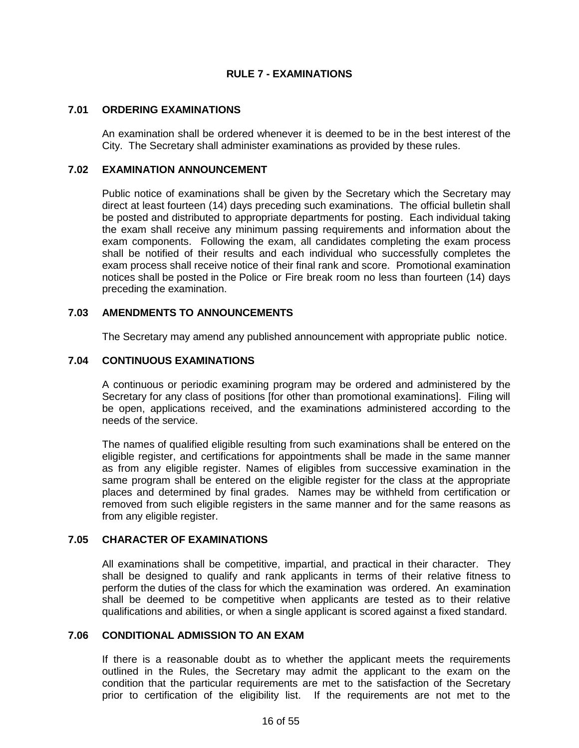# RULE 7 - EXAMINATIONS

## 7.01 ORDERING EXAMINATIONS

An examination shall be ordered whenever it is deemed to be in the best interest of the City. The Secretary shall administer examinations as provided by these rules.

## 7.02 EXAMINATION ANNOUNCEMENT

Public notice of examinations shall be given by the Secretary which the Secretary may direct at least fourteen (14) days preceding such examinations. The official bulletin shall be posted and distributed to appropriate departments for posting. Each individual taking the exam shall receive any minimum passing requirements and information about the exam components. Following the exam, all candidates completing the exam process shall be notified of their results and each individual who successfully completes the exam process shall receive notice of their final rank and score. Promotional examination notices shall be posted in the Police or Fire break room no less than fourteen (14) days preceding the examination.

## 7.03 AMENDMENTS TO ANNOUNCEMENTS

The Secretary may amend any published announcement with appropriate public notice.

## 7.04 CONTINUOUS EXAMINATIONS

A continuous or periodic examining program may be ordered and administered by the Secretary for any class of positions [for other than promotional examinations]. Filing will be open, applications received, and the examinations administered according to the needs of the service.

The names of qualified eligible resulting from such examinations shall be entered on the eligible register, and certifications for appointments shall be made in the same manner as from any eligible register. Names of eligibles from successive examination in the same program shall be entered on the eligible register for the class at the appropriate places and determined by final grades. Names may be withheld from certification or removed from such eligible registers in the same manner and for the same reasons as from any eligible register.

## 7.05 CHARACTER OF EXAMINATIONS

All examinations shall be competitive, impartial, and practical in their character. They shall be designed to qualify and rank applicants in terms of their relative fitness to perform the duties of the class for which the examination was ordered. An examination shall be deemed to be competitive when applicants are tested as to their relative qualifications and abilities, or when a single applicant is scored against a fixed standard.

## 7.06 CONDITIONAL ADMISSION TO AN EXAM

If there is a reasonable doubt as to whether the applicant meets the requirements outlined in the Rules, the Secretary may admit the applicant to the exam on the condition that the particular requirements are met to the satisfaction of the Secretary prior to certification of the eligibility list. If the requirements are not met to the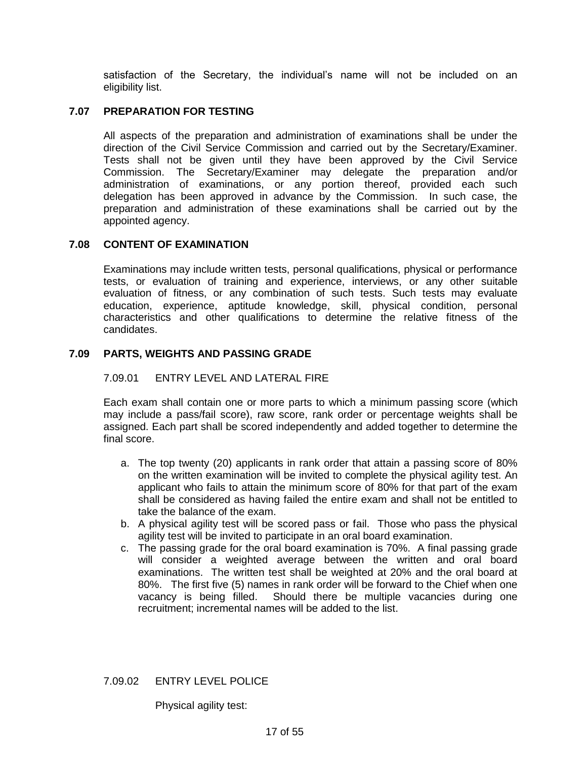satisfaction of the Secretary, the individual's name will not be included on an eligibility list.

## 7.07 PREPARATION FOR TESTING

All aspects of the preparation and administration of examinations shall be under the direction of the Civil Service Commission and carried out by the Secretary/Examiner. Tests shall not be given until they have been approved by the Civil Service Commission. The Secretary/Examiner may delegate the preparation and/or administration of examinations, or any portion thereof, provided each such delegation has been approved in advance by the Commission. In such case, the preparation and administration of these examinations shall be carried out by the appointed agency.

## 7.08 CONTENT OF EXAMINATION

Examinations may include written tests, personal qualifications, physical or performance tests, or evaluation of training and experience, interviews, or any other suitable evaluation of fitness, or any combination of such tests. Such tests may evaluate education, experience, aptitude knowledge, skill, physical condition, personal characteristics and other qualifications to determine the relative fitness of the candidates.

## 7.09 PARTS, WEIGHTS AND PASSING GRADE

### 7.09.01 ENTRY LEVEL AND LATERAL FIRE

Each exam shall contain one or more parts to which a minimum passing score (which may include a pass/fail score), raw score, rank order or percentage weights shall be assigned. Each part shall be scored independently and added together to determine the final score.

a. The top twenty (20) applicants in rank order that attain a passing score of 80% on the written examination will be invited to complete the physical agility test. An applicant who fails to attain the minimum score of 80% for that part of the exam shall be considered as having failed the entire exam and shall not be entitled to take the balance of the exam.
b. A physical agility test will be scored pass or fail. Those who pass the physical agility test will be invited to participate in an oral board examination.
c. The passing grade for the oral board examination is 70%. A final passing grade will consider a weighted average between the written and oral board examinations. The written test shall be weighted at 20% and the oral board at 80%. The first five (5) names in rank order will be forward to the Chief when one vacancy is being filled. Should there be multiple vacancies during one recruitment; incremental names will be added to the list.

### 7.09.02 ENTRY LEVEL POLICE

Physical agility test: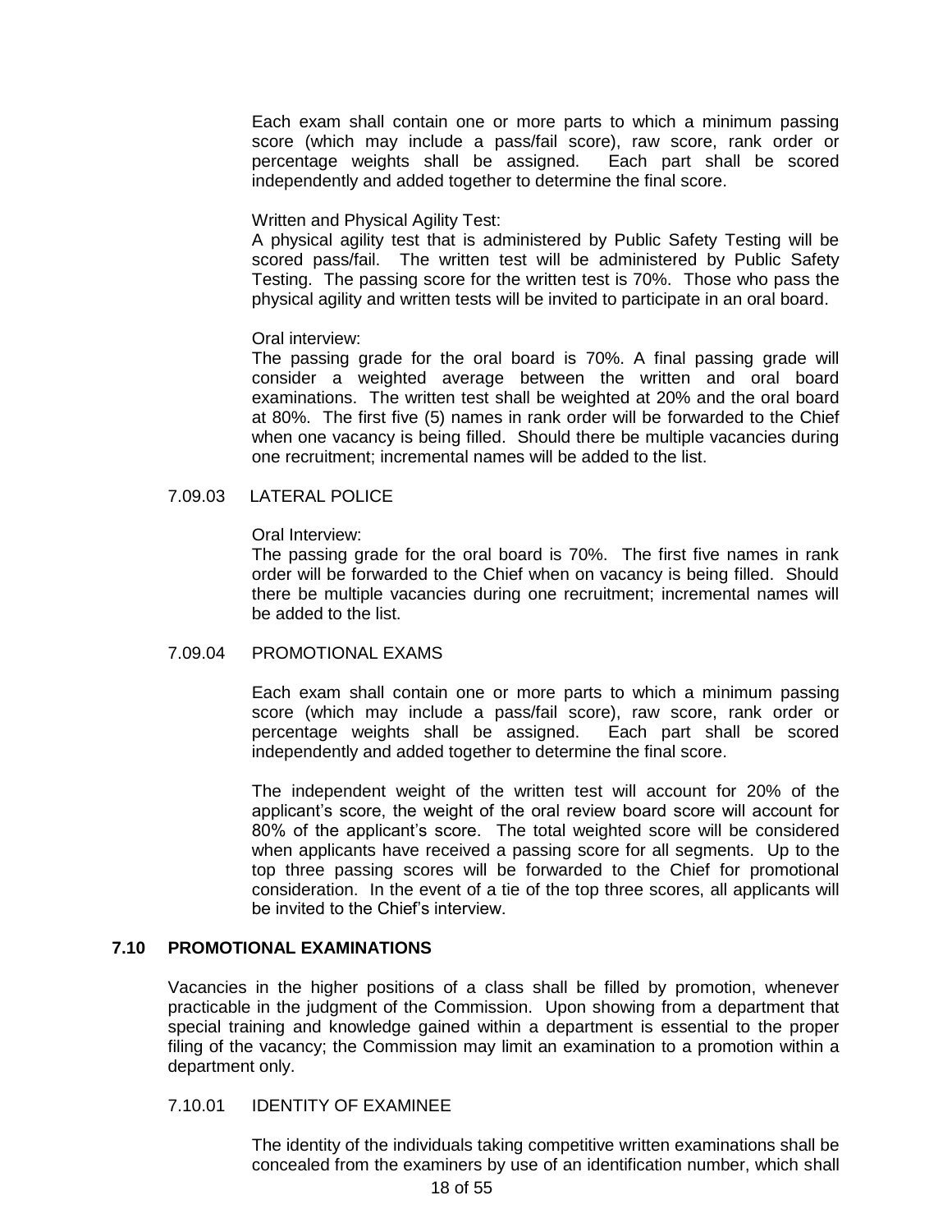Each exam shall contain one or more parts to which a minimum passing score (which may include a pass/fail score), raw score, rank order or percentage weights shall be assigned. Each part shall be scored independently and added together to determine the final score.

Written and Physical Agility Test:
A physical agility test that is administered by Public Safety Testing will be scored pass/fail. The written test will be administered by Public Safety Testing. The passing score for the written test is 70%. Those who pass the physical agility and written tests will be invited to participate in an oral board.

Oral interview:
The passing grade for the oral board is 70%. A final passing grade will consider a weighted average between the written and oral board examinations. The written test shall be weighted at 20% and the oral board at 80%. The first five (5) names in rank order will be forwarded to the Chief when one vacancy is being filled. Should there be multiple vacancies during one recruitment; incremental names will be added to the list.

### 7.09.03 LATERAL POLICE

Oral Interview:
The passing grade for the oral board is 70%. The first five names in rank order will be forwarded to the Chief when on vacancy is being filled. Should there be multiple vacancies during one recruitment; incremental names will be added to the list.

### 7.09.04 PROMOTIONAL EXAMS

Each exam shall contain one or more parts to which a minimum passing score (which may include a pass/fail score), raw score, rank order or percentage weights shall be assigned. Each part shall be scored independently and added together to determine the final score.

The independent weight of the written test will account for 20% of the applicant's score, the weight of the oral review board score will account for 80% of the applicant's score. The total weighted score will be considered when applicants have received a passing score for all segments. Up to the top three passing scores will be forwarded to the Chief for promotional consideration. In the event of a tie of the top three scores, all applicants will be invited to the Chief's interview.

## 7.10 PROMOTIONAL EXAMINATIONS

Vacancies in the higher positions of a class shall be filled by promotion, whenever practicable in the judgment of the Commission. Upon showing from a department that special training and knowledge gained within a department is essential to the proper filing of the vacancy; the Commission may limit an examination to a promotion within a department only.

### 7.10.01 IDENTITY OF EXAMINEE

The identity of the individuals taking competitive written examinations shall be concealed from the examiners by use of an identification number, which shall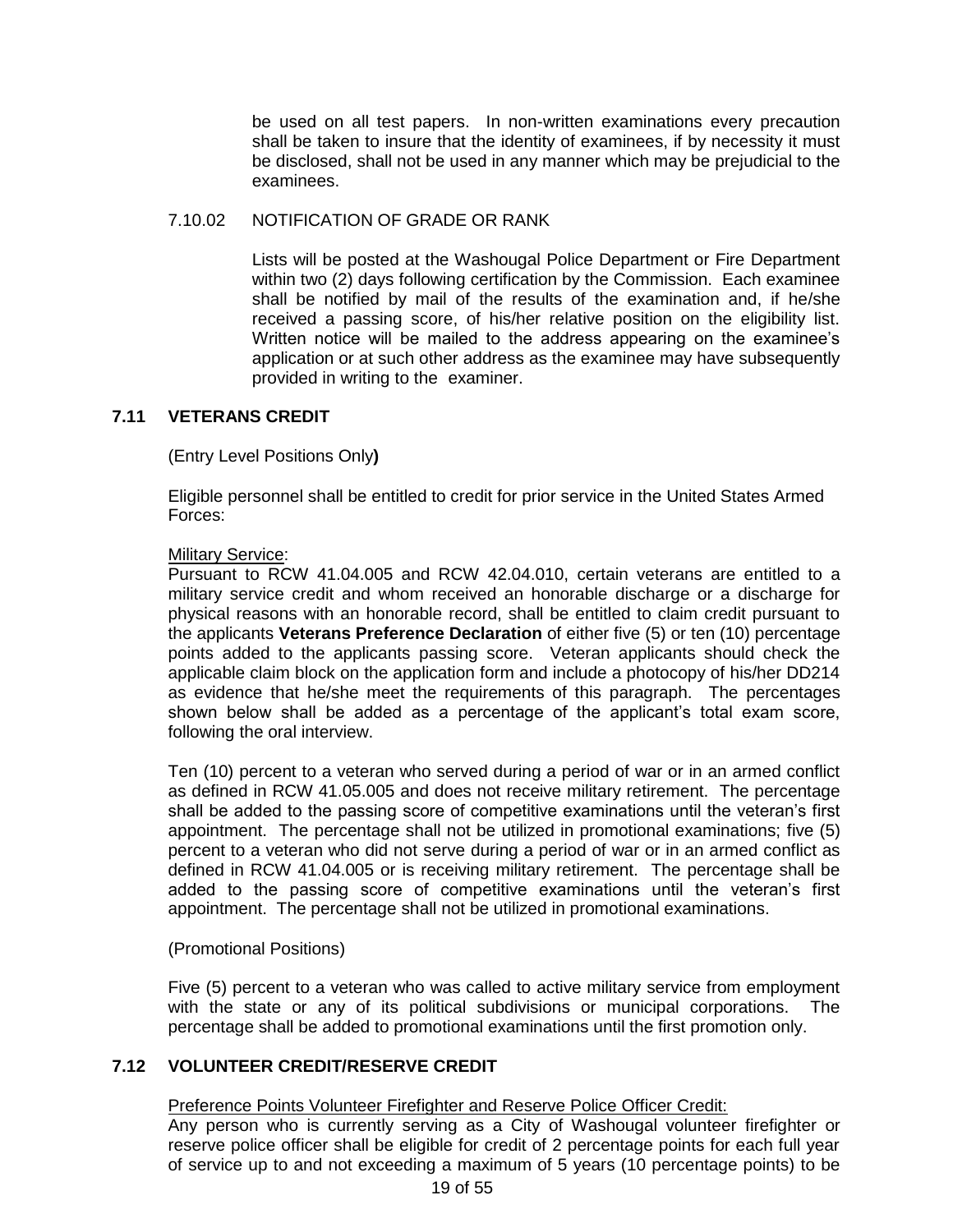be used on all test papers. In non-written examinations every precaution shall be taken to insure that the identity of examinees, if by necessity it must be disclosed, shall not be used in any manner which may be prejudicial to the examinees.

7.10.02 NOTIFICATION OF GRADE OR RANK

Lists will be posted at the Washougal Police Department or Fire Department within two (2) days following certification by the Commission. Each examinee shall be notified by mail of the results of the examination and, if he/she received a passing score, of his/her relative position on the eligibility list. Written notice will be mailed to the address appearing on the examinee's application or at such other address as the examinee may have subsequently provided in writing to the examiner.

## 7.11 VETERANS CREDIT

(Entry Level Positions Only**)**

Eligible personnel shall be entitled to credit for prior service in the United States Armed Forces:

Military Service:
Pursuant to RCW 41.04.005 and RCW 42.04.010, certain veterans are entitled to a military service credit and whom received an honorable discharge or a discharge for physical reasons with an honorable record, shall be entitled to claim credit pursuant to the applicants **Veterans Preference Declaration** of either five (5) or ten (10) percentage points added to the applicants passing score. Veteran applicants should check the applicable claim block on the application form and include a photocopy of his/her DD214 as evidence that he/she meet the requirements of this paragraph. The percentages shown below shall be added as a percentage of the applicant's total exam score, following the oral interview.

Ten (10) percent to a veteran who served during a period of war or in an armed conflict as defined in RCW 41.05.005 and does not receive military retirement. The percentage shall be added to the passing score of competitive examinations until the veteran's first appointment. The percentage shall not be utilized in promotional examinations; five (5) percent to a veteran who did not serve during a period of war or in an armed conflict as defined in RCW 41.04.005 or is receiving military retirement. The percentage shall be added to the passing score of competitive examinations until the veteran's first appointment. The percentage shall not be utilized in promotional examinations.

(Promotional Positions)

Five (5) percent to a veteran who was called to active military service from employment with the state or any of its political subdivisions or municipal corporations. The percentage shall be added to promotional examinations until the first promotion only.

## 7.12 VOLUNTEER CREDIT/RESERVE CREDIT

Preference Points Volunteer Firefighter and Reserve Police Officer Credit:
Any person who is currently serving as a City of Washougal volunteer firefighter or reserve police officer shall be eligible for credit of 2 percentage points for each full year of service up to and not exceeding a maximum of 5 years (10 percentage points) to be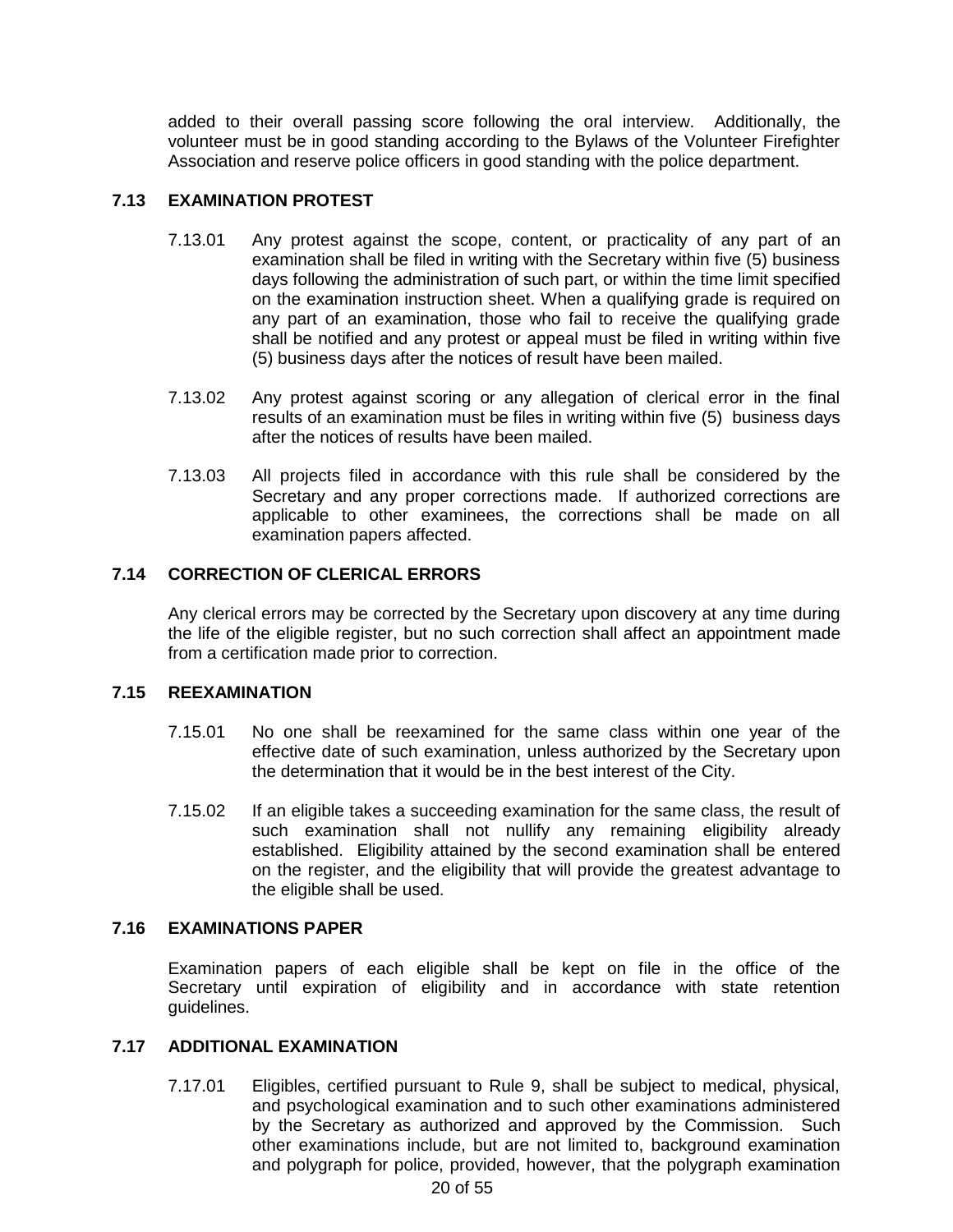added to their overall passing score following the oral interview. Additionally, the volunteer must be in good standing according to the Bylaws of the Volunteer Firefighter Association and reserve police officers in good standing with the police department.

### 7.13 EXAMINATION PROTEST

7.13.01 Any protest against the scope, content, or practicality of any part of an examination shall be filed in writing with the Secretary within five (5) business days following the administration of such part, or within the time limit specified on the examination instruction sheet. When a qualifying grade is required on any part of an examination, those who fail to receive the qualifying grade shall be notified and any protest or appeal must be filed in writing within five (5) business days after the notices of result have been mailed.

7.13.02 Any protest against scoring or any allegation of clerical error in the final results of an examination must be files in writing within five (5) business days after the notices of results have been mailed.

7.13.03 All projects filed in accordance with this rule shall be considered by the Secretary and any proper corrections made. If authorized corrections are applicable to other examinees, the corrections shall be made on all examination papers affected.

### 7.14 CORRECTION OF CLERICAL ERRORS

Any clerical errors may be corrected by the Secretary upon discovery at any time during the life of the eligible register, but no such correction shall affect an appointment made from a certification made prior to correction.

### 7.15 REEXAMINATION

7.15.01 No one shall be reexamined for the same class within one year of the effective date of such examination, unless authorized by the Secretary upon the determination that it would be in the best interest of the City.

7.15.02 If an eligible takes a succeeding examination for the same class, the result of such examination shall not nullify any remaining eligibility already established. Eligibility attained by the second examination shall be entered on the register, and the eligibility that will provide the greatest advantage to the eligible shall be used.

### 7.16 EXAMINATIONS PAPER

Examination papers of each eligible shall be kept on file in the office of the Secretary until expiration of eligibility and in accordance with state retention guidelines.

### 7.17 ADDITIONAL EXAMINATION

7.17.01 Eligibles, certified pursuant to Rule 9, shall be subject to medical, physical, and psychological examination and to such other examinations administered by the Secretary as authorized and approved by the Commission. Such other examinations include, but are not limited to, background examination and polygraph for police, provided, however, that the polygraph examination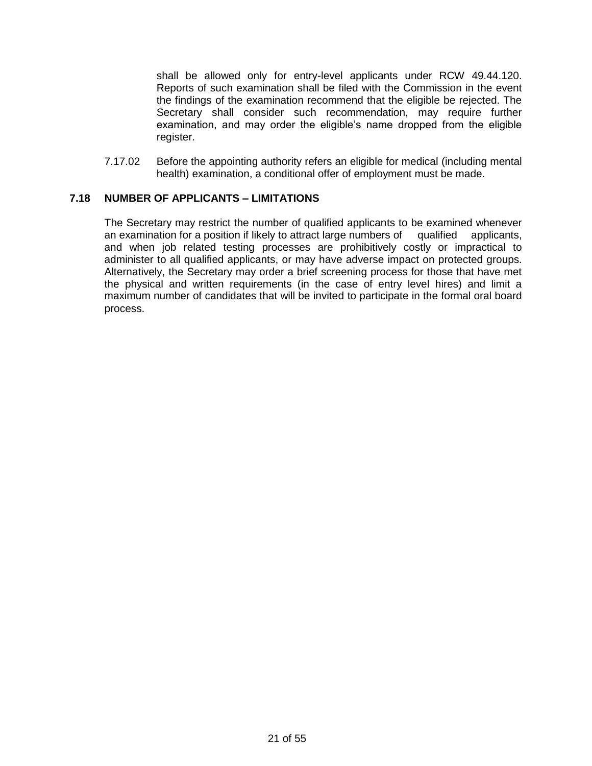shall be allowed only for entry-level applicants under RCW 49.44.120. Reports of such examination shall be filed with the Commission in the event the findings of the examination recommend that the eligible be rejected. The Secretary shall consider such recommendation, may require further examination, and may order the eligible's name dropped from the eligible register.

7.17.02 Before the appointing authority refers an eligible for medical (including mental health) examination, a conditional offer of employment must be made.

### 7.18 NUMBER OF APPLICANTS – LIMITATIONS

The Secretary may restrict the number of qualified applicants to be examined whenever an examination for a position if likely to attract large numbers of qualified applicants, and when job related testing processes are prohibitively costly or impractical to administer to all qualified applicants, or may have adverse impact on protected groups. Alternatively, the Secretary may order a brief screening process for those that have met the physical and written requirements (in the case of entry level hires) and limit a maximum number of candidates that will be invited to participate in the formal oral board process.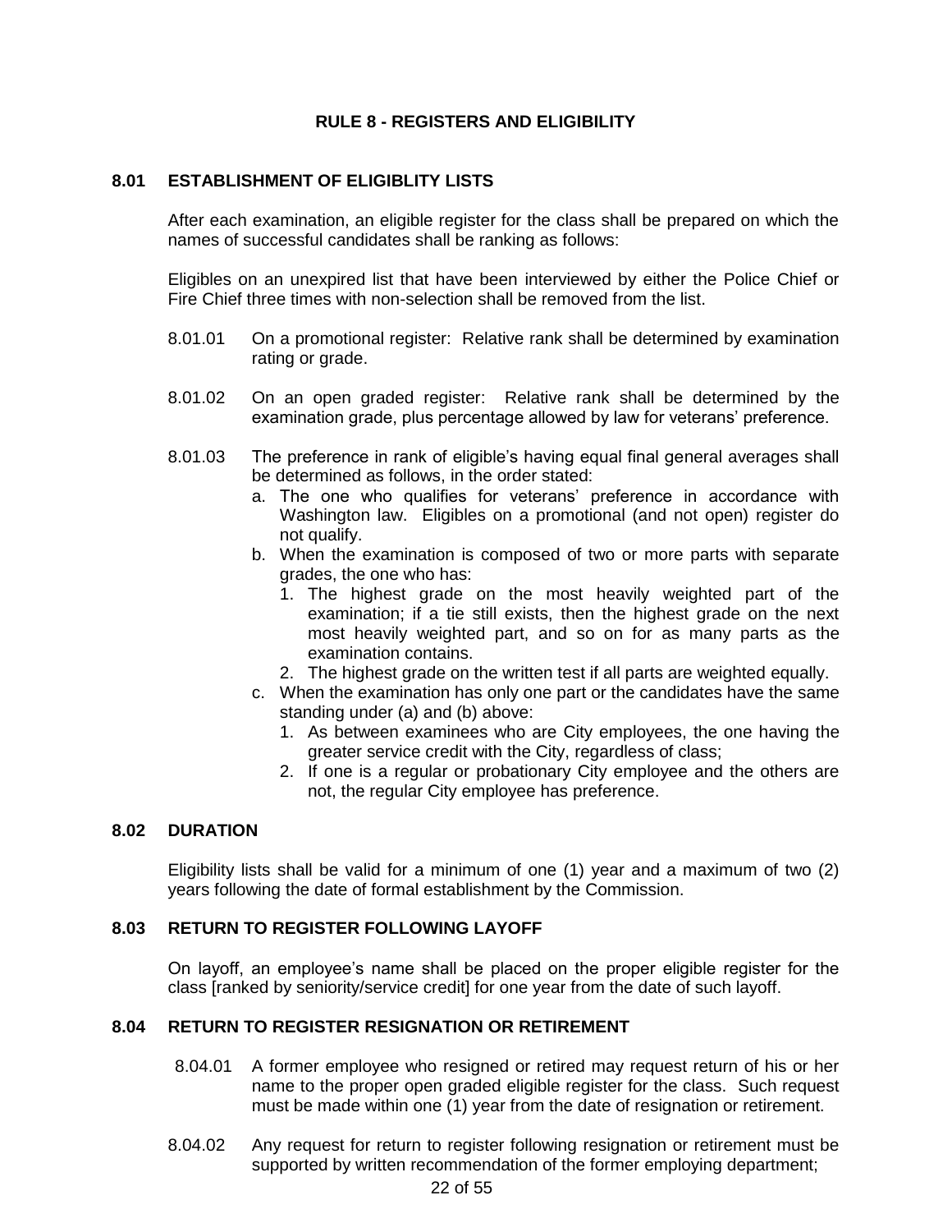# RULE 8 - REGISTERS AND ELIGIBILITY

## 8.01 ESTABLISHMENT OF ELIGIBLITY LISTS

After each examination, an eligible register for the class shall be prepared on which the names of successful candidates shall be ranking as follows:

Eligibles on an unexpired list that have been interviewed by either the Police Chief or Fire Chief three times with non-selection shall be removed from the list.

8.01.01 On a promotional register: Relative rank shall be determined by examination rating or grade.

8.01.02 On an open graded register: Relative rank shall be determined by the examination grade, plus percentage allowed by law for veterans' preference.

8.01.03 The preference in rank of eligible's having equal final general averages shall be determined as follows, in the order stated:

a. The one who qualifies for veterans' preference in accordance with Washington law. Eligibles on a promotional (and not open) register do not qualify.
b. When the examination is composed of two or more parts with separate grades, the one who has:
   1. The highest grade on the most heavily weighted part of the examination; if a tie still exists, then the highest grade on the next most heavily weighted part, and so on for as many parts as the examination contains.
   2. The highest grade on the written test if all parts are weighted equally.
c. When the examination has only one part or the candidates have the same standing under (a) and (b) above:
   1. As between examinees who are City employees, the one having the greater service credit with the City, regardless of class;
   2. If one is a regular or probationary City employee and the others are not, the regular City employee has preference.

## 8.02 DURATION

Eligibility lists shall be valid for a minimum of one (1) year and a maximum of two (2) years following the date of formal establishment by the Commission.

## 8.03 RETURN TO REGISTER FOLLOWING LAYOFF

On layoff, an employee's name shall be placed on the proper eligible register for the class [ranked by seniority/service credit] for one year from the date of such layoff.

## 8.04 RETURN TO REGISTER RESIGNATION OR RETIREMENT

8.04.01 A former employee who resigned or retired may request return of his or her name to the proper open graded eligible register for the class. Such request must be made within one (1) year from the date of resignation or retirement.

8.04.02 Any request for return to register following resignation or retirement must be supported by written recommendation of the former employing department;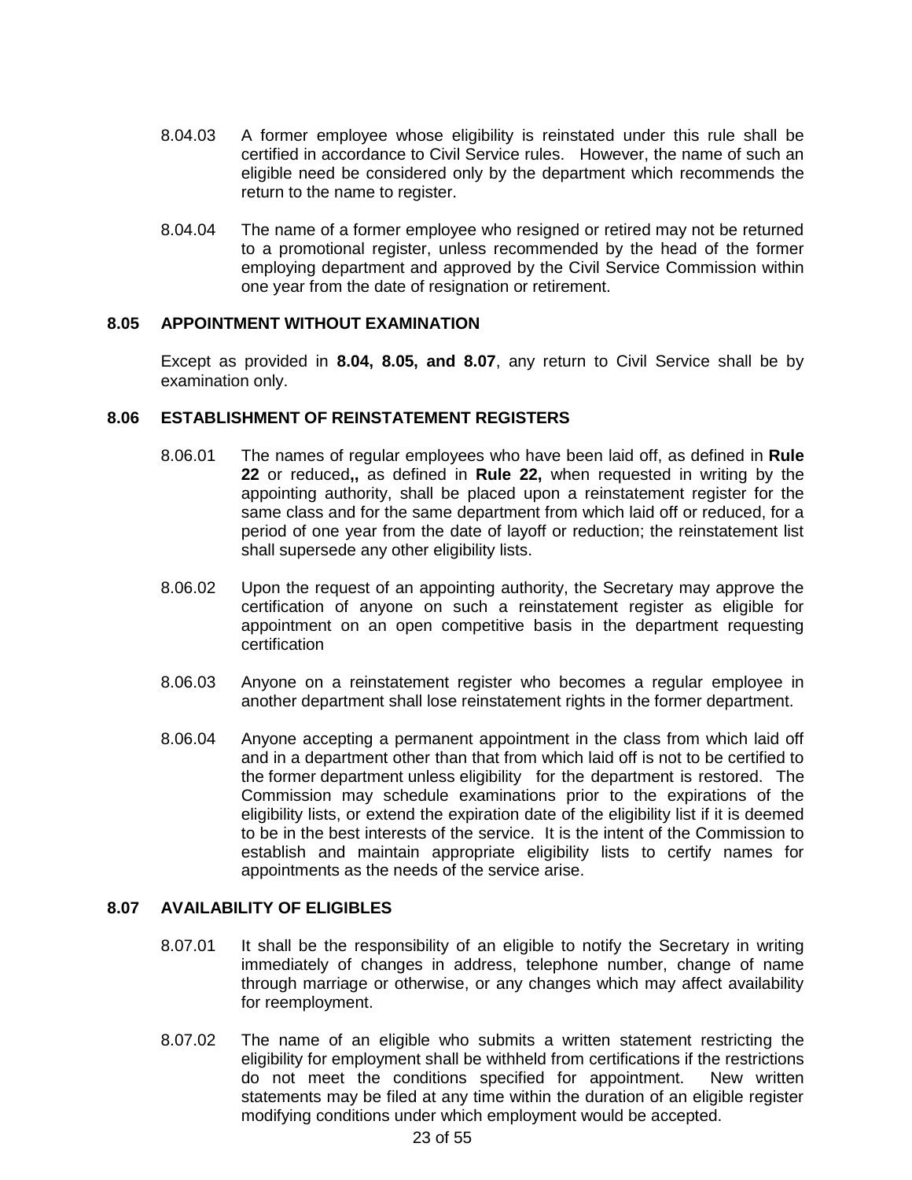8.04.03 A former employee whose eligibility is reinstated under this rule shall be certified in accordance to Civil Service rules. However, the name of such an eligible need be considered only by the department which recommends the return to the name to register.

8.04.04 The name of a former employee who resigned or retired may not be returned to a promotional register, unless recommended by the head of the former employing department and approved by the Civil Service Commission within one year from the date of resignation or retirement.

### 8.05 APPOINTMENT WITHOUT EXAMINATION

Except as provided in **8.04, 8.05, and 8.07**, any return to Civil Service shall be by examination only.

### 8.06 ESTABLISHMENT OF REINSTATEMENT REGISTERS

8.06.01 The names of regular employees who have been laid off, as defined in **Rule 22** or reduced**,,** as defined in **Rule 22,** when requested in writing by the appointing authority, shall be placed upon a reinstatement register for the same class and for the same department from which laid off or reduced, for a period of one year from the date of layoff or reduction; the reinstatement list shall supersede any other eligibility lists.

8.06.02 Upon the request of an appointing authority, the Secretary may approve the certification of anyone on such a reinstatement register as eligible for appointment on an open competitive basis in the department requesting certification

8.06.03 Anyone on a reinstatement register who becomes a regular employee in another department shall lose reinstatement rights in the former department.

8.06.04 Anyone accepting a permanent appointment in the class from which laid off and in a department other than that from which laid off is not to be certified to the former department unless eligibility for the department is restored. The Commission may schedule examinations prior to the expirations of the eligibility lists, or extend the expiration date of the eligibility list if it is deemed to be in the best interests of the service. It is the intent of the Commission to establish and maintain appropriate eligibility lists to certify names for appointments as the needs of the service arise.

### 8.07 AVAILABILITY OF ELIGIBLES

8.07.01 It shall be the responsibility of an eligible to notify the Secretary in writing immediately of changes in address, telephone number, change of name through marriage or otherwise, or any changes which may affect availability for reemployment.

8.07.02 The name of an eligible who submits a written statement restricting the eligibility for employment shall be withheld from certifications if the restrictions do not meet the conditions specified for appointment. New written statements may be filed at any time within the duration of an eligible register modifying conditions under which employment would be accepted.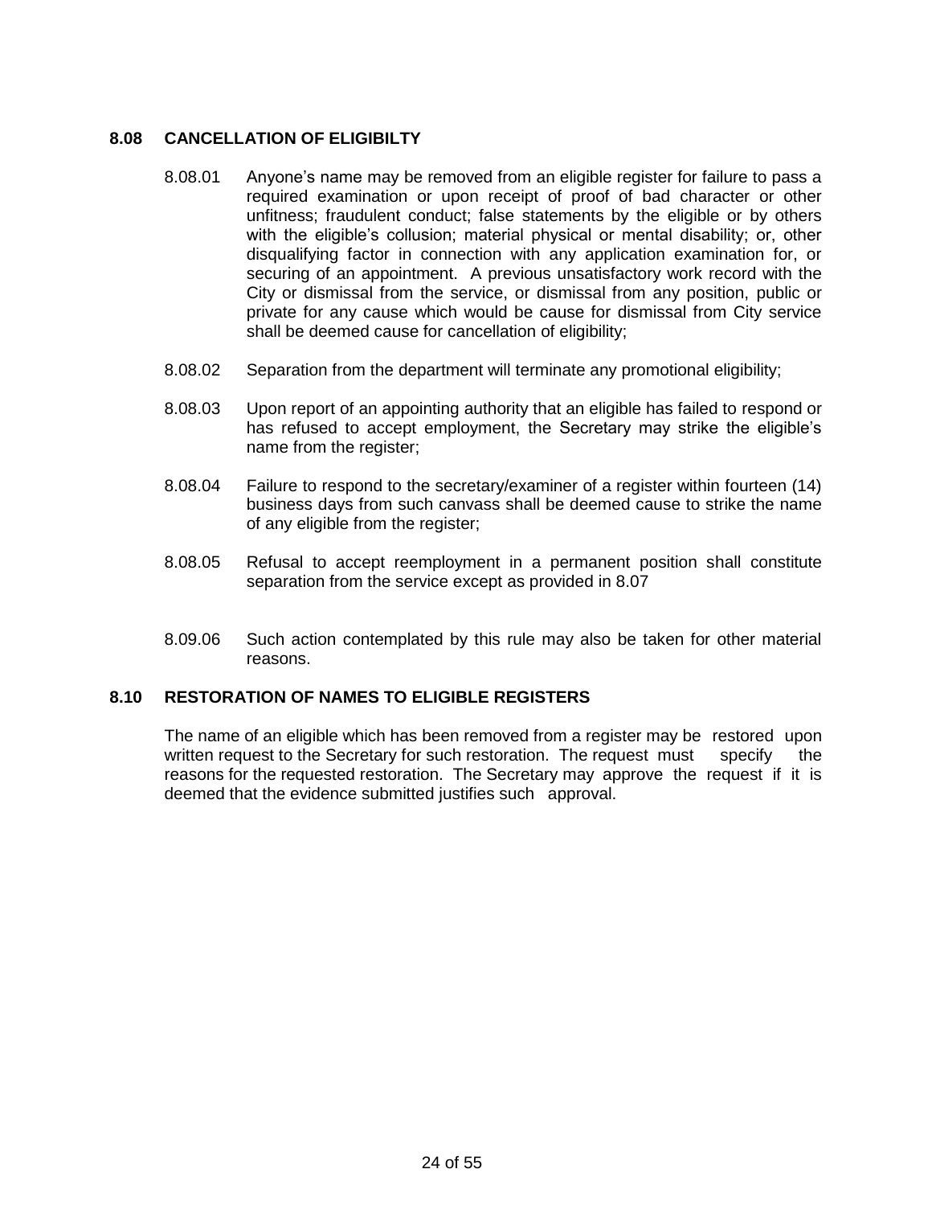## 8.08 CANCELLATION OF ELIGIBILTY

8.08.01 Anyone's name may be removed from an eligible register for failure to pass a required examination or upon receipt of proof of bad character or other unfitness; fraudulent conduct; false statements by the eligible or by others with the eligible's collusion; material physical or mental disability; or, other disqualifying factor in connection with any application examination for, or securing of an appointment. A previous unsatisfactory work record with the City or dismissal from the service, or dismissal from any position, public or private for any cause which would be cause for dismissal from City service shall be deemed cause for cancellation of eligibility;

8.08.02 Separation from the department will terminate any promotional eligibility;

8.08.03 Upon report of an appointing authority that an eligible has failed to respond or has refused to accept employment, the Secretary may strike the eligible's name from the register;

8.08.04 Failure to respond to the secretary/examiner of a register within fourteen (14) business days from such canvass shall be deemed cause to strike the name of any eligible from the register;

8.08.05 Refusal to accept reemployment in a permanent position shall constitute separation from the service except as provided in 8.07

8.09.06 Such action contemplated by this rule may also be taken for other material reasons.

## 8.10 RESTORATION OF NAMES TO ELIGIBLE REGISTERS

The name of an eligible which has been removed from a register may be restored upon written request to the Secretary for such restoration. The request must specify the reasons for the requested restoration. The Secretary may approve the request if it is deemed that the evidence submitted justifies such approval.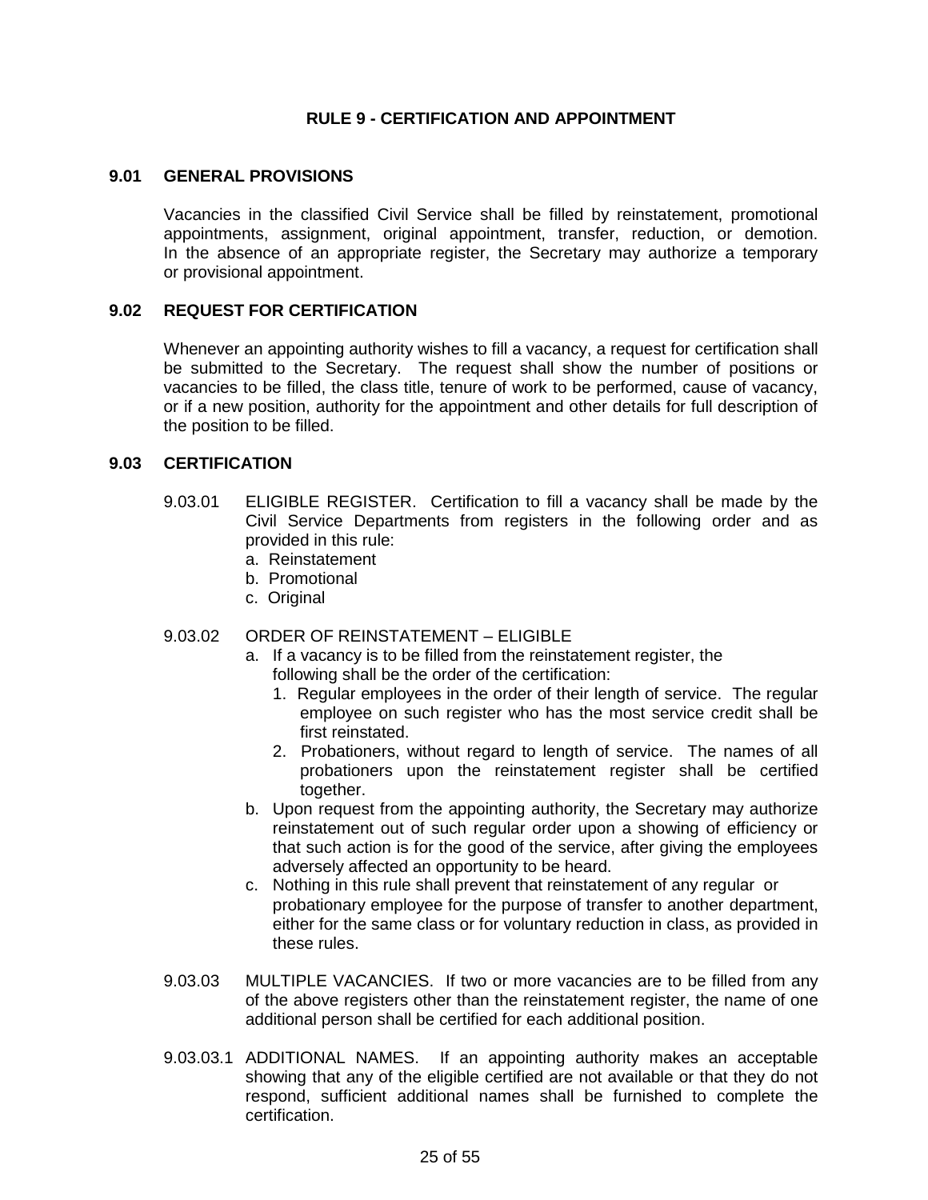# RULE 9 - CERTIFICATION AND APPOINTMENT

## 9.01 GENERAL PROVISIONS

Vacancies in the classified Civil Service shall be filled by reinstatement, promotional appointments, assignment, original appointment, transfer, reduction, or demotion. In the absence of an appropriate register, the Secretary may authorize a temporary or provisional appointment.

## 9.02 REQUEST FOR CERTIFICATION

Whenever an appointing authority wishes to fill a vacancy, a request for certification shall be submitted to the Secretary. The request shall show the number of positions or vacancies to be filled, the class title, tenure of work to be performed, cause of vacancy, or if a new position, authority for the appointment and other details for full description of the position to be filled.

## 9.03 CERTIFICATION

9.03.01 ELIGIBLE REGISTER. Certification to fill a vacancy shall be made by the Civil Service Departments from registers in the following order and as provided in this rule:

a. Reinstatement
b. Promotional
c. Original

9.03.02 ORDER OF REINSTATEMENT – ELIGIBLE

a. If a vacancy is to be filled from the reinstatement register, the following shall be the order of the certification:
   1. Regular employees in the order of their length of service. The regular employee on such register who has the most service credit shall be first reinstated.
   2. Probationers, without regard to length of service. The names of all probationers upon the reinstatement register shall be certified together.
b. Upon request from the appointing authority, the Secretary may authorize reinstatement out of such regular order upon a showing of efficiency or that such action is for the good of the service, after giving the employees adversely affected an opportunity to be heard.
c. Nothing in this rule shall prevent that reinstatement of any regular or probationary employee for the purpose of transfer to another department, either for the same class or for voluntary reduction in class, as provided in these rules.

9.03.03 MULTIPLE VACANCIES. If two or more vacancies are to be filled from any of the above registers other than the reinstatement register, the name of one additional person shall be certified for each additional position.

9.03.03.1 ADDITIONAL NAMES. If an appointing authority makes an acceptable showing that any of the eligible certified are not available or that they do not respond, sufficient additional names shall be furnished to complete the certification.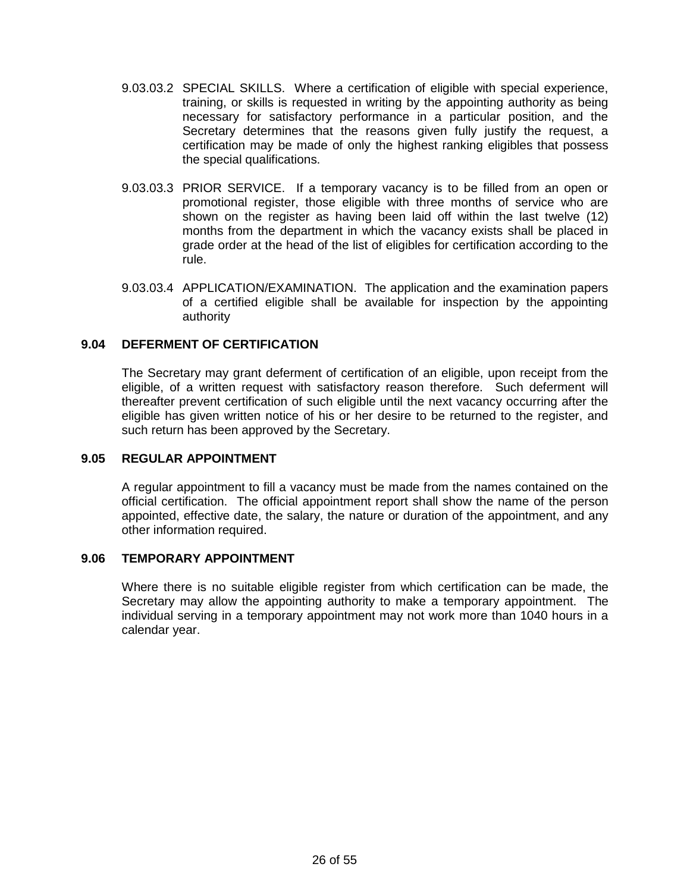9.03.03.2 SPECIAL SKILLS. Where a certification of eligible with special experience, training, or skills is requested in writing by the appointing authority as being necessary for satisfactory performance in a particular position, and the Secretary determines that the reasons given fully justify the request, a certification may be made of only the highest ranking eligibles that possess the special qualifications.

9.03.03.3 PRIOR SERVICE. If a temporary vacancy is to be filled from an open or promotional register, those eligible with three months of service who are shown on the register as having been laid off within the last twelve (12) months from the department in which the vacancy exists shall be placed in grade order at the head of the list of eligibles for certification according to the rule.

9.03.03.4 APPLICATION/EXAMINATION. The application and the examination papers of a certified eligible shall be available for inspection by the appointing authority

## 9.04 DEFERMENT OF CERTIFICATION

The Secretary may grant deferment of certification of an eligible, upon receipt from the eligible, of a written request with satisfactory reason therefore. Such deferment will thereafter prevent certification of such eligible until the next vacancy occurring after the eligible has given written notice of his or her desire to be returned to the register, and such return has been approved by the Secretary.

## 9.05 REGULAR APPOINTMENT

A regular appointment to fill a vacancy must be made from the names contained on the official certification. The official appointment report shall show the name of the person appointed, effective date, the salary, the nature or duration of the appointment, and any other information required.

## 9.06 TEMPORARY APPOINTMENT

Where there is no suitable eligible register from which certification can be made, the Secretary may allow the appointing authority to make a temporary appointment. The individual serving in a temporary appointment may not work more than 1040 hours in a calendar year.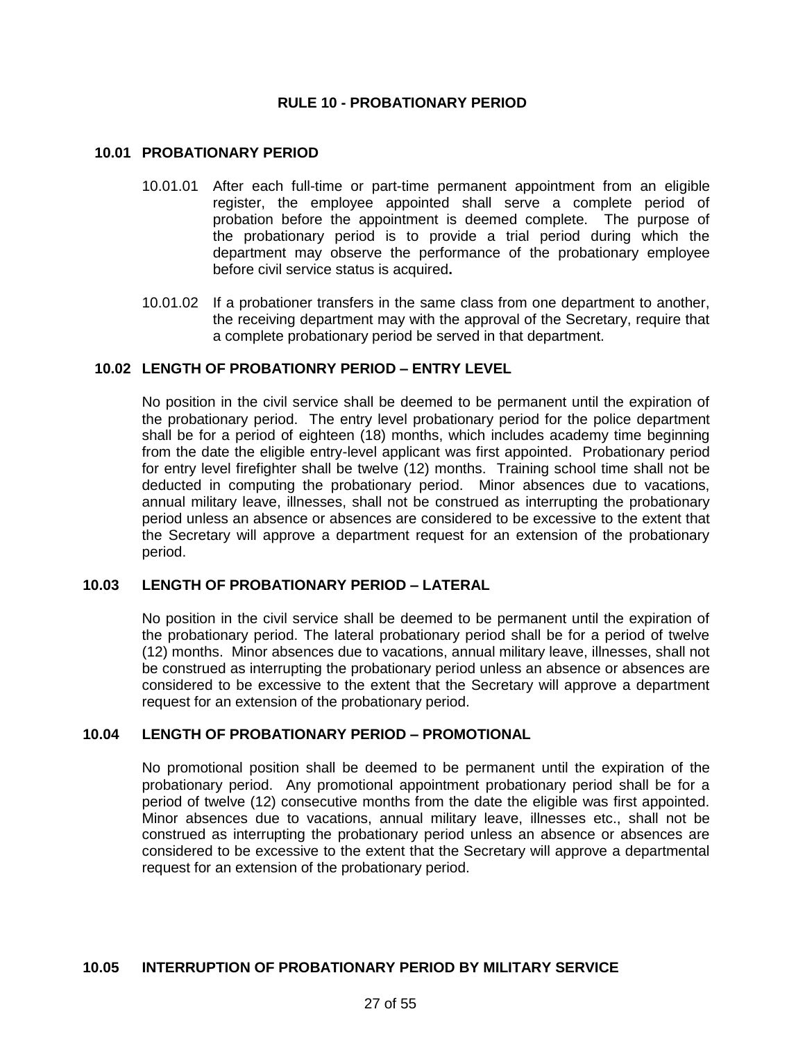# RULE 10 - PROBATIONARY PERIOD

## 10.01 PROBATIONARY PERIOD

10.01.01 After each full-time or part-time permanent appointment from an eligible register, the employee appointed shall serve a complete period of probation before the appointment is deemed complete. The purpose of the probationary period is to provide a trial period during which the department may observe the performance of the probationary employee before civil service status is acquired**.**

10.01.02 If a probationer transfers in the same class from one department to another, the receiving department may with the approval of the Secretary, require that a complete probationary period be served in that department.

## 10.02 LENGTH OF PROBATIONRY PERIOD – ENTRY LEVEL

No position in the civil service shall be deemed to be permanent until the expiration of the probationary period. The entry level probationary period for the police department shall be for a period of eighteen (18) months, which includes academy time beginning from the date the eligible entry-level applicant was first appointed. Probationary period for entry level firefighter shall be twelve (12) months. Training school time shall not be deducted in computing the probationary period. Minor absences due to vacations, annual military leave, illnesses, shall not be construed as interrupting the probationary period unless an absence or absences are considered to be excessive to the extent that the Secretary will approve a department request for an extension of the probationary period.

## 10.03 LENGTH OF PROBATIONARY PERIOD – LATERAL

No position in the civil service shall be deemed to be permanent until the expiration of the probationary period. The lateral probationary period shall be for a period of twelve (12) months. Minor absences due to vacations, annual military leave, illnesses, shall not be construed as interrupting the probationary period unless an absence or absences are considered to be excessive to the extent that the Secretary will approve a department request for an extension of the probationary period.

## 10.04 LENGTH OF PROBATIONARY PERIOD – PROMOTIONAL

No promotional position shall be deemed to be permanent until the expiration of the probationary period. Any promotional appointment probationary period shall be for a period of twelve (12) consecutive months from the date the eligible was first appointed. Minor absences due to vacations, annual military leave, illnesses etc., shall not be construed as interrupting the probationary period unless an absence or absences are considered to be excessive to the extent that the Secretary will approve a departmental request for an extension of the probationary period.

## 10.05 INTERRUPTION OF PROBATIONARY PERIOD BY MILITARY SERVICE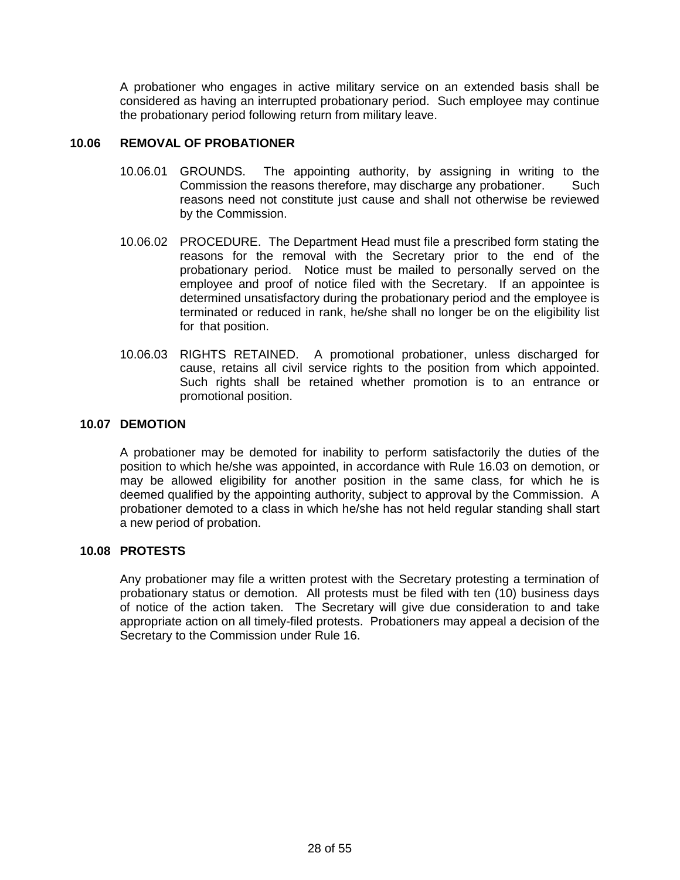A probationer who engages in active military service on an extended basis shall be considered as having an interrupted probationary period. Such employee may continue the probationary period following return from military leave.

### 10.06 REMOVAL OF PROBATIONER

10.06.01 GROUNDS. The appointing authority, by assigning in writing to the Commission the reasons therefore, may discharge any probationer. Such reasons need not constitute just cause and shall not otherwise be reviewed by the Commission.

10.06.02 PROCEDURE. The Department Head must file a prescribed form stating the reasons for the removal with the Secretary prior to the end of the probationary period. Notice must be mailed to personally served on the employee and proof of notice filed with the Secretary. If an appointee is determined unsatisfactory during the probationary period and the employee is terminated or reduced in rank, he/she shall no longer be on the eligibility list for that position.

10.06.03 RIGHTS RETAINED. A promotional probationer, unless discharged for cause, retains all civil service rights to the position from which appointed. Such rights shall be retained whether promotion is to an entrance or promotional position.

### 10.07 DEMOTION

A probationer may be demoted for inability to perform satisfactorily the duties of the position to which he/she was appointed, in accordance with Rule 16.03 on demotion, or may be allowed eligibility for another position in the same class, for which he is deemed qualified by the appointing authority, subject to approval by the Commission. A probationer demoted to a class in which he/she has not held regular standing shall start a new period of probation.

### 10.08 PROTESTS

Any probationer may file a written protest with the Secretary protesting a termination of probationary status or demotion. All protests must be filed with ten (10) business days of notice of the action taken. The Secretary will give due consideration to and take appropriate action on all timely-filed protests. Probationers may appeal a decision of the Secretary to the Commission under Rule 16.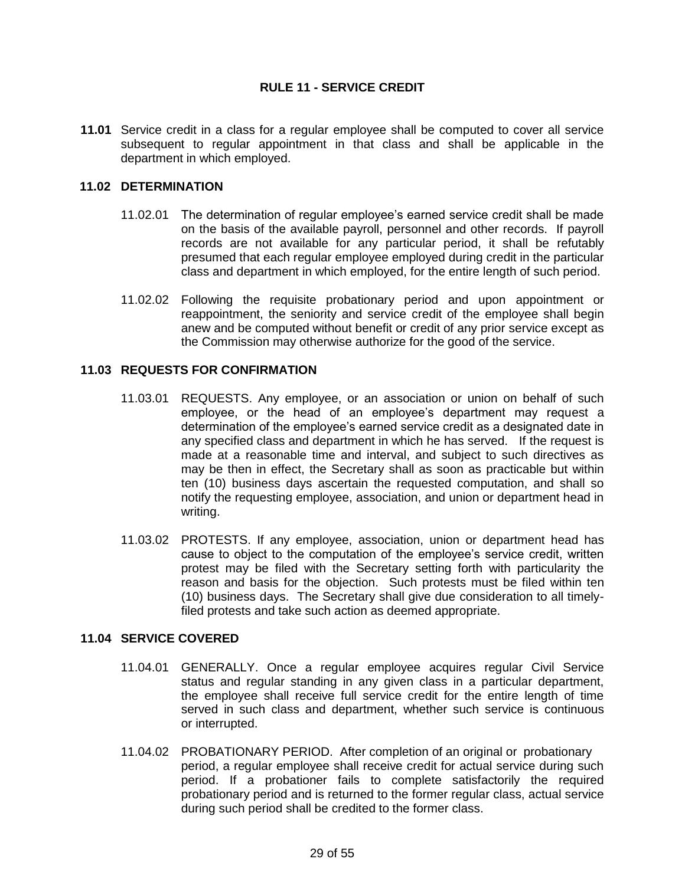# RULE 11 - SERVICE CREDIT

**11.01** Service credit in a class for a regular employee shall be computed to cover all service subsequent to regular appointment in that class and shall be applicable in the department in which employed.

## 11.02 DETERMINATION

11.02.01 The determination of regular employee's earned service credit shall be made on the basis of the available payroll, personnel and other records. If payroll records are not available for any particular period, it shall be refutably presumed that each regular employee employed during credit in the particular class and department in which employed, for the entire length of such period.

11.02.02 Following the requisite probationary period and upon appointment or reappointment, the seniority and service credit of the employee shall begin anew and be computed without benefit or credit of any prior service except as the Commission may otherwise authorize for the good of the service.

## 11.03 REQUESTS FOR CONFIRMATION

11.03.01 REQUESTS. Any employee, or an association or union on behalf of such employee, or the head of an employee's department may request a determination of the employee's earned service credit as a designated date in any specified class and department in which he has served. If the request is made at a reasonable time and interval, and subject to such directives as may be then in effect, the Secretary shall as soon as practicable but within ten (10) business days ascertain the requested computation, and shall so notify the requesting employee, association, and union or department head in writing.

11.03.02 PROTESTS. If any employee, association, union or department head has cause to object to the computation of the employee's service credit, written protest may be filed with the Secretary setting forth with particularity the reason and basis for the objection. Such protests must be filed within ten (10) business days. The Secretary shall give due consideration to all timely-filed protests and take such action as deemed appropriate.

## 11.04 SERVICE COVERED

11.04.01 GENERALLY. Once a regular employee acquires regular Civil Service status and regular standing in any given class in a particular department, the employee shall receive full service credit for the entire length of time served in such class and department, whether such service is continuous or interrupted.

11.04.02 PROBATIONARY PERIOD. After completion of an original or probationary period, a regular employee shall receive credit for actual service during such period. If a probationer fails to complete satisfactorily the required probationary period and is returned to the former regular class, actual service during such period shall be credited to the former class.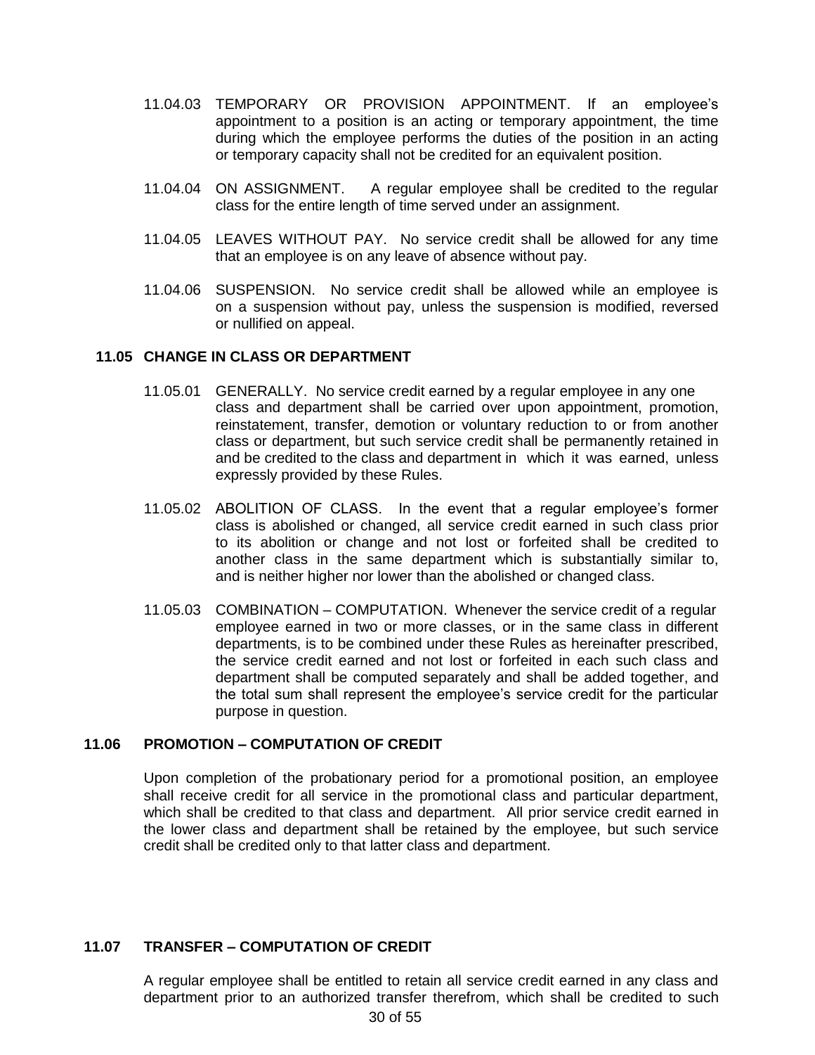11.04.03 TEMPORARY OR PROVISION APPOINTMENT. If an employee's appointment to a position is an acting or temporary appointment, the time during which the employee performs the duties of the position in an acting or temporary capacity shall not be credited for an equivalent position.

11.04.04 ON ASSIGNMENT. A regular employee shall be credited to the regular class for the entire length of time served under an assignment.

11.04.05 LEAVES WITHOUT PAY. No service credit shall be allowed for any time that an employee is on any leave of absence without pay.

11.04.06 SUSPENSION. No service credit shall be allowed while an employee is on a suspension without pay, unless the suspension is modified, reversed or nullified on appeal.

## 11.05 CHANGE IN CLASS OR DEPARTMENT

11.05.01 GENERALLY. No service credit earned by a regular employee in any one class and department shall be carried over upon appointment, promotion, reinstatement, transfer, demotion or voluntary reduction to or from another class or department, but such service credit shall be permanently retained in and be credited to the class and department in which it was earned, unless expressly provided by these Rules.

11.05.02 ABOLITION OF CLASS. In the event that a regular employee's former class is abolished or changed, all service credit earned in such class prior to its abolition or change and not lost or forfeited shall be credited to another class in the same department which is substantially similar to, and is neither higher nor lower than the abolished or changed class.

11.05.03 COMBINATION – COMPUTATION. Whenever the service credit of a regular employee earned in two or more classes, or in the same class in different departments, is to be combined under these Rules as hereinafter prescribed, the service credit earned and not lost or forfeited in each such class and department shall be computed separately and shall be added together, and the total sum shall represent the employee's service credit for the particular purpose in question.

## 11.06 PROMOTION – COMPUTATION OF CREDIT

Upon completion of the probationary period for a promotional position, an employee shall receive credit for all service in the promotional class and particular department, which shall be credited to that class and department. All prior service credit earned in the lower class and department shall be retained by the employee, but such service credit shall be credited only to that latter class and department.

## 11.07 TRANSFER – COMPUTATION OF CREDIT

A regular employee shall be entitled to retain all service credit earned in any class and department prior to an authorized transfer therefrom, which shall be credited to such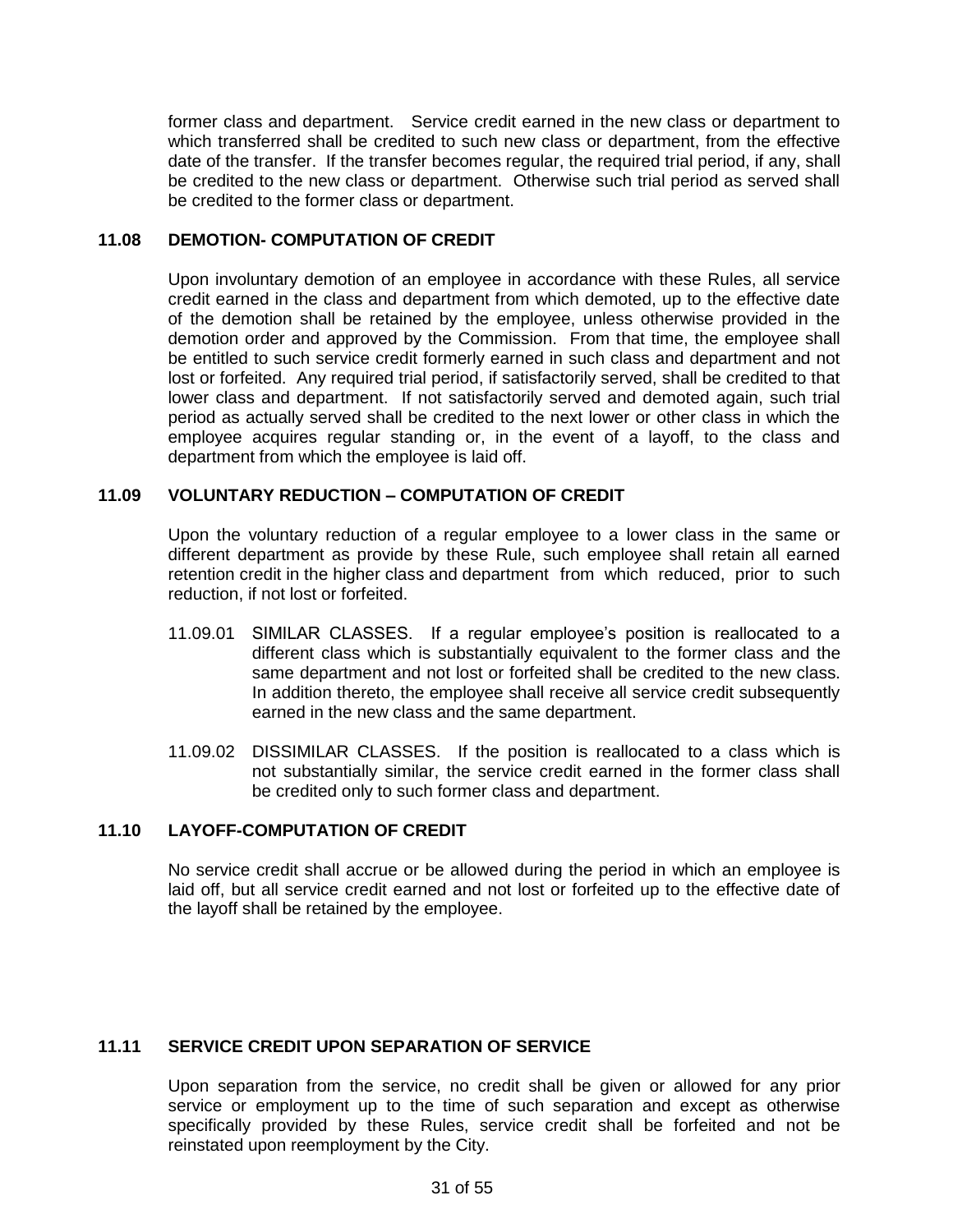former class and department. Service credit earned in the new class or department to which transferred shall be credited to such new class or department, from the effective date of the transfer. If the transfer becomes regular, the required trial period, if any, shall be credited to the new class or department. Otherwise such trial period as served shall be credited to the former class or department.

### 11.08 DEMOTION- COMPUTATION OF CREDIT

Upon involuntary demotion of an employee in accordance with these Rules, all service credit earned in the class and department from which demoted, up to the effective date of the demotion shall be retained by the employee, unless otherwise provided in the demotion order and approved by the Commission. From that time, the employee shall be entitled to such service credit formerly earned in such class and department and not lost or forfeited. Any required trial period, if satisfactorily served, shall be credited to that lower class and department. If not satisfactorily served and demoted again, such trial period as actually served shall be credited to the next lower or other class in which the employee acquires regular standing or, in the event of a layoff, to the class and department from which the employee is laid off.

### 11.09 VOLUNTARY REDUCTION – COMPUTATION OF CREDIT

Upon the voluntary reduction of a regular employee to a lower class in the same or different department as provide by these Rule, such employee shall retain all earned retention credit in the higher class and department from which reduced, prior to such reduction, if not lost or forfeited.

11.09.01 SIMILAR CLASSES. If a regular employee's position is reallocated to a different class which is substantially equivalent to the former class and the same department and not lost or forfeited shall be credited to the new class. In addition thereto, the employee shall receive all service credit subsequently earned in the new class and the same department.

11.09.02 DISSIMILAR CLASSES. If the position is reallocated to a class which is not substantially similar, the service credit earned in the former class shall be credited only to such former class and department.

### 11.10 LAYOFF-COMPUTATION OF CREDIT

No service credit shall accrue or be allowed during the period in which an employee is laid off, but all service credit earned and not lost or forfeited up to the effective date of the layoff shall be retained by the employee.

### 11.11 SERVICE CREDIT UPON SEPARATION OF SERVICE

Upon separation from the service, no credit shall be given or allowed for any prior service or employment up to the time of such separation and except as otherwise specifically provided by these Rules, service credit shall be forfeited and not be reinstated upon reemployment by the City.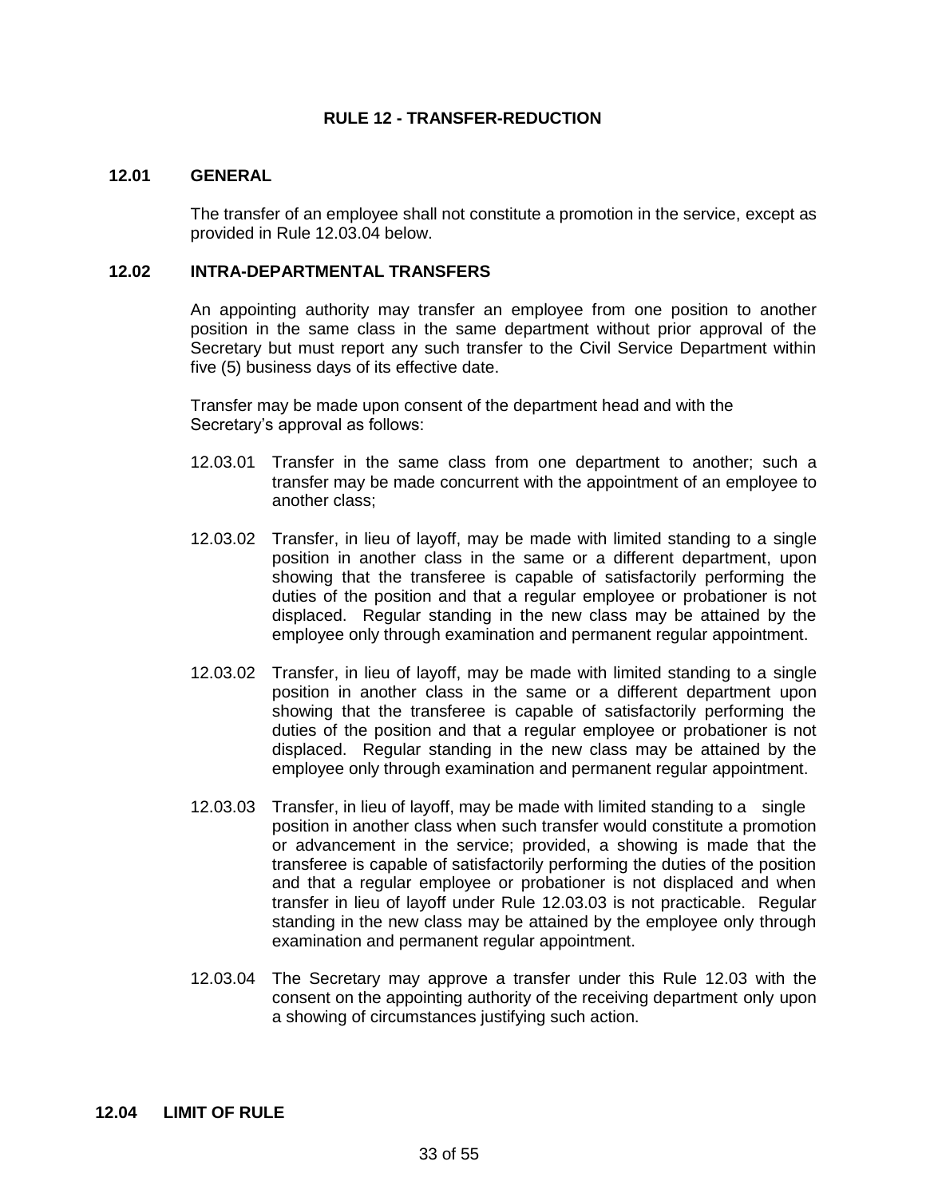# RULE 12 - TRANSFER-REDUCTION

## 12.01 GENERAL

The transfer of an employee shall not constitute a promotion in the service, except as provided in Rule 12.03.04 below.

## 12.02 INTRA-DEPARTMENTAL TRANSFERS

An appointing authority may transfer an employee from one position to another position in the same class in the same department without prior approval of the Secretary but must report any such transfer to the Civil Service Department within five (5) business days of its effective date.

Transfer may be made upon consent of the department head and with the Secretary's approval as follows:

12.03.01 Transfer in the same class from one department to another; such a transfer may be made concurrent with the appointment of an employee to another class;

12.03.02 Transfer, in lieu of layoff, may be made with limited standing to a single position in another class in the same or a different department, upon showing that the transferee is capable of satisfactorily performing the duties of the position and that a regular employee or probationer is not displaced. Regular standing in the new class may be attained by the employee only through examination and permanent regular appointment.

12.03.02 Transfer, in lieu of layoff, may be made with limited standing to a single position in another class in the same or a different department upon showing that the transferee is capable of satisfactorily performing the duties of the position and that a regular employee or probationer is not displaced. Regular standing in the new class may be attained by the employee only through examination and permanent regular appointment.

12.03.03 Transfer, in lieu of layoff, may be made with limited standing to a single position in another class when such transfer would constitute a promotion or advancement in the service; provided, a showing is made that the transferee is capable of satisfactorily performing the duties of the position and that a regular employee or probationer is not displaced and when transfer in lieu of layoff under Rule 12.03.03 is not practicable. Regular standing in the new class may be attained by the employee only through examination and permanent regular appointment.

12.03.04 The Secretary may approve a transfer under this Rule 12.03 with the consent on the appointing authority of the receiving department only upon a showing of circumstances justifying such action.

## 12.04 LIMIT OF RULE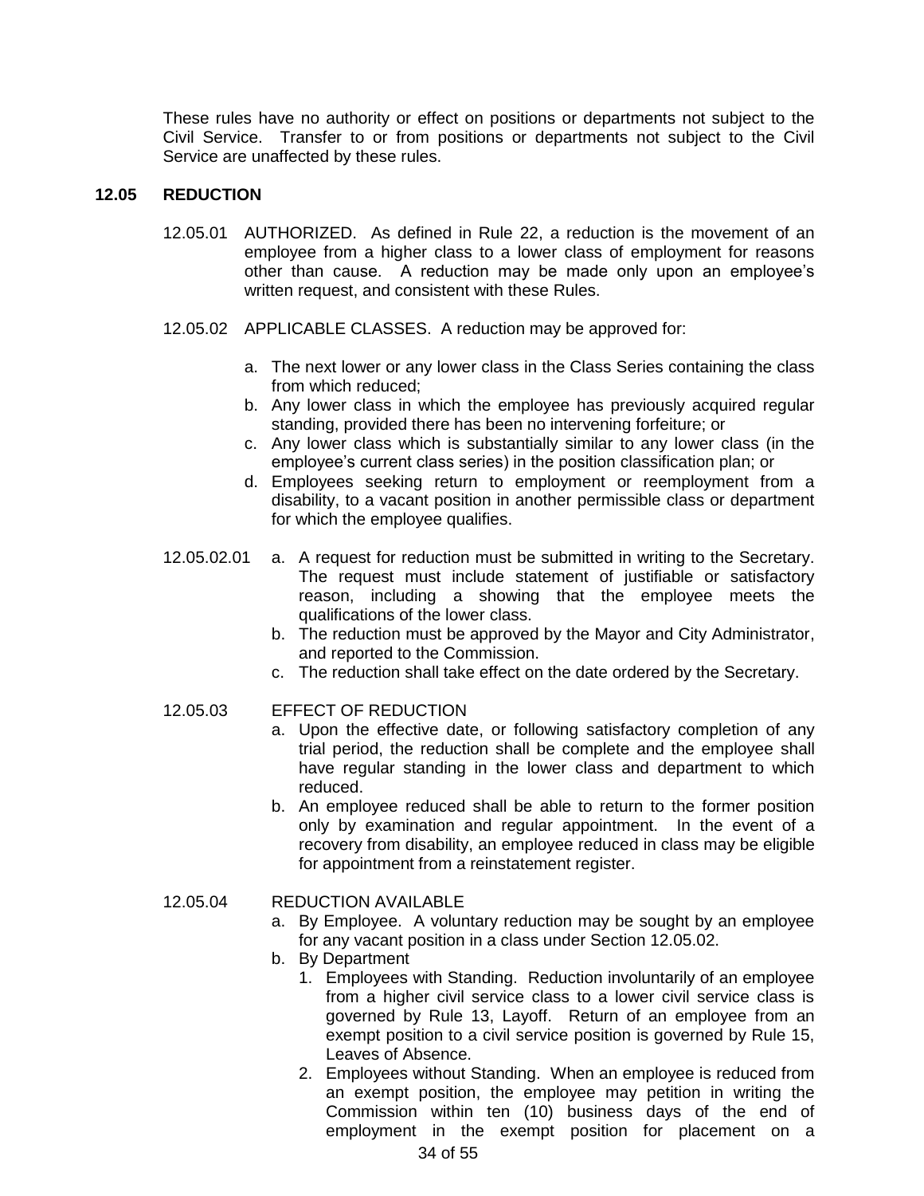These rules have no authority or effect on positions or departments not subject to the Civil Service. Transfer to or from positions or departments not subject to the Civil Service are unaffected by these rules.

### 12.05 REDUCTION

12.05.01 AUTHORIZED. As defined in Rule 22, a reduction is the movement of an employee from a higher class to a lower class of employment for reasons other than cause. A reduction may be made only upon an employee's written request, and consistent with these Rules.

12.05.02 APPLICABLE CLASSES. A reduction may be approved for:

a. The next lower or any lower class in the Class Series containing the class from which reduced;
b. Any lower class in which the employee has previously acquired regular standing, provided there has been no intervening forfeiture; or
c. Any lower class which is substantially similar to any lower class (in the employee's current class series) in the position classification plan; or
d. Employees seeking return to employment or reemployment from a disability, to a vacant position in another permissible class or department for which the employee qualifies.

12.05.02.01

a. A request for reduction must be submitted in writing to the Secretary. The request must include statement of justifiable or satisfactory reason, including a showing that the employee meets the qualifications of the lower class.
b. The reduction must be approved by the Mayor and City Administrator, and reported to the Commission.
c. The reduction shall take effect on the date ordered by the Secretary.

12.05.03 EFFECT OF REDUCTION

a. Upon the effective date, or following satisfactory completion of any trial period, the reduction shall be complete and the employee shall have regular standing in the lower class and department to which reduced.
b. An employee reduced shall be able to return to the former position only by examination and regular appointment. In the event of a recovery from disability, an employee reduced in class may be eligible for appointment from a reinstatement register.

12.05.04 REDUCTION AVAILABLE

a. By Employee. A voluntary reduction may be sought by an employee for any vacant position in a class under Section 12.05.02.
b. By Department
    1. Employees with Standing. Reduction involuntarily of an employee from a higher civil service class to a lower civil service class is governed by Rule 13, Layoff. Return of an employee from an exempt position to a civil service position is governed by Rule 15, Leaves of Absence.
    2. Employees without Standing. When an employee is reduced from an exempt position, the employee may petition in writing the Commission within ten (10) business days of the end of employment in the exempt position for placement on a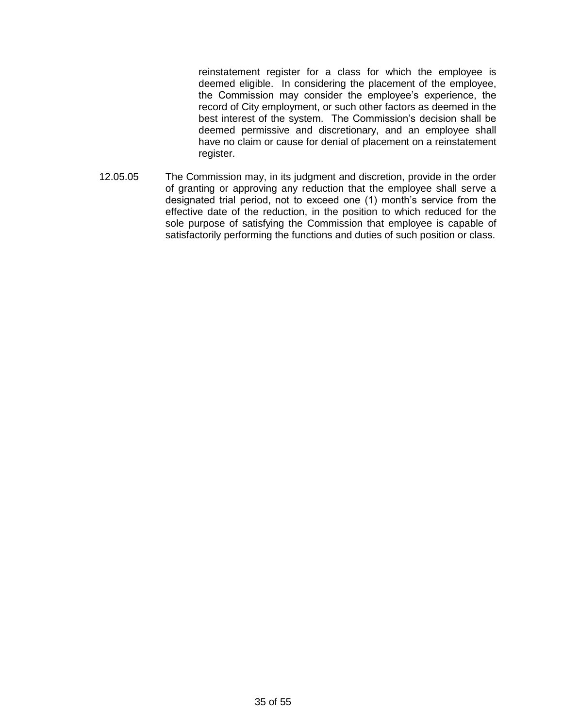reinstatement register for a class for which the employee is deemed eligible. In considering the placement of the employee, the Commission may consider the employee's experience, the record of City employment, or such other factors as deemed in the best interest of the system. The Commission's decision shall be deemed permissive and discretionary, and an employee shall have no claim or cause for denial of placement on a reinstatement register.

12.05.05 The Commission may, in its judgment and discretion, provide in the order of granting or approving any reduction that the employee shall serve a designated trial period, not to exceed one (1) month's service from the effective date of the reduction, in the position to which reduced for the sole purpose of satisfying the Commission that employee is capable of satisfactorily performing the functions and duties of such position or class.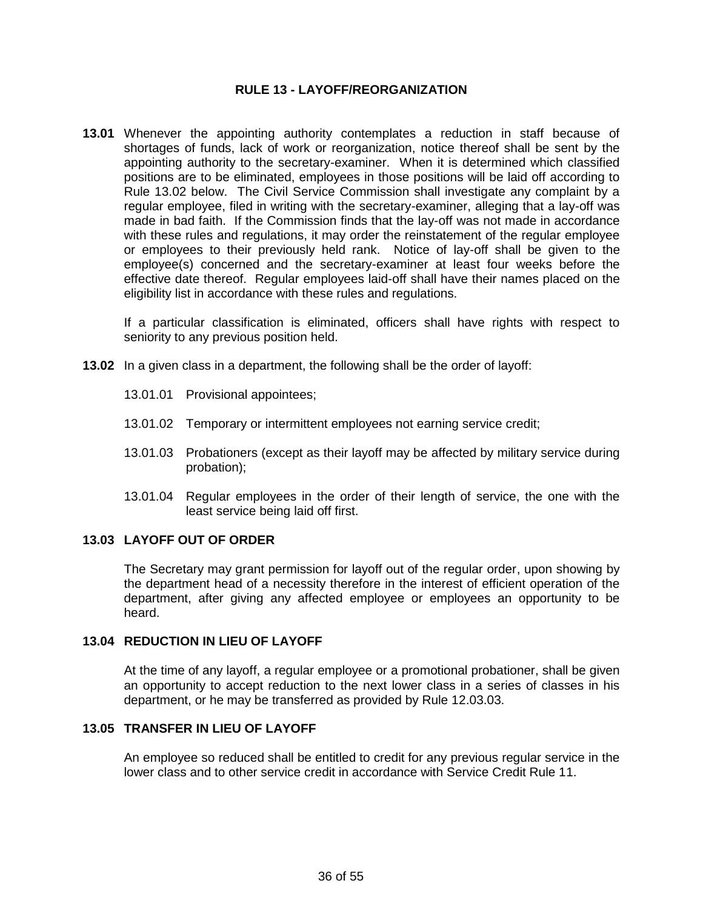# RULE 13 - LAYOFF/REORGANIZATION

**13.01** Whenever the appointing authority contemplates a reduction in staff because of shortages of funds, lack of work or reorganization, notice thereof shall be sent by the appointing authority to the secretary-examiner. When it is determined which classified positions are to be eliminated, employees in those positions will be laid off according to Rule 13.02 below. The Civil Service Commission shall investigate any complaint by a regular employee, filed in writing with the secretary-examiner, alleging that a lay-off was made in bad faith. If the Commission finds that the lay-off was not made in accordance with these rules and regulations, it may order the reinstatement of the regular employee or employees to their previously held rank. Notice of lay-off shall be given to the employee(s) concerned and the secretary-examiner at least four weeks before the effective date thereof. Regular employees laid-off shall have their names placed on the eligibility list in accordance with these rules and regulations.

If a particular classification is eliminated, officers shall have rights with respect to seniority to any previous position held.

**13.02** In a given class in a department, the following shall be the order of layoff:

13.01.01 Provisional appointees;

13.01.02 Temporary or intermittent employees not earning service credit;

13.01.03 Probationers (except as their layoff may be affected by military service during probation);

13.01.04 Regular employees in the order of their length of service, the one with the least service being laid off first.

**13.03 LAYOFF OUT OF ORDER**

The Secretary may grant permission for layoff out of the regular order, upon showing by the department head of a necessity therefore in the interest of efficient operation of the department, after giving any affected employee or employees an opportunity to be heard.

**13.04 REDUCTION IN LIEU OF LAYOFF**

At the time of any layoff, a regular employee or a promotional probationer, shall be given an opportunity to accept reduction to the next lower class in a series of classes in his department, or he may be transferred as provided by Rule 12.03.03.

**13.05 TRANSFER IN LIEU OF LAYOFF**

An employee so reduced shall be entitled to credit for any previous regular service in the lower class and to other service credit in accordance with Service Credit Rule 11.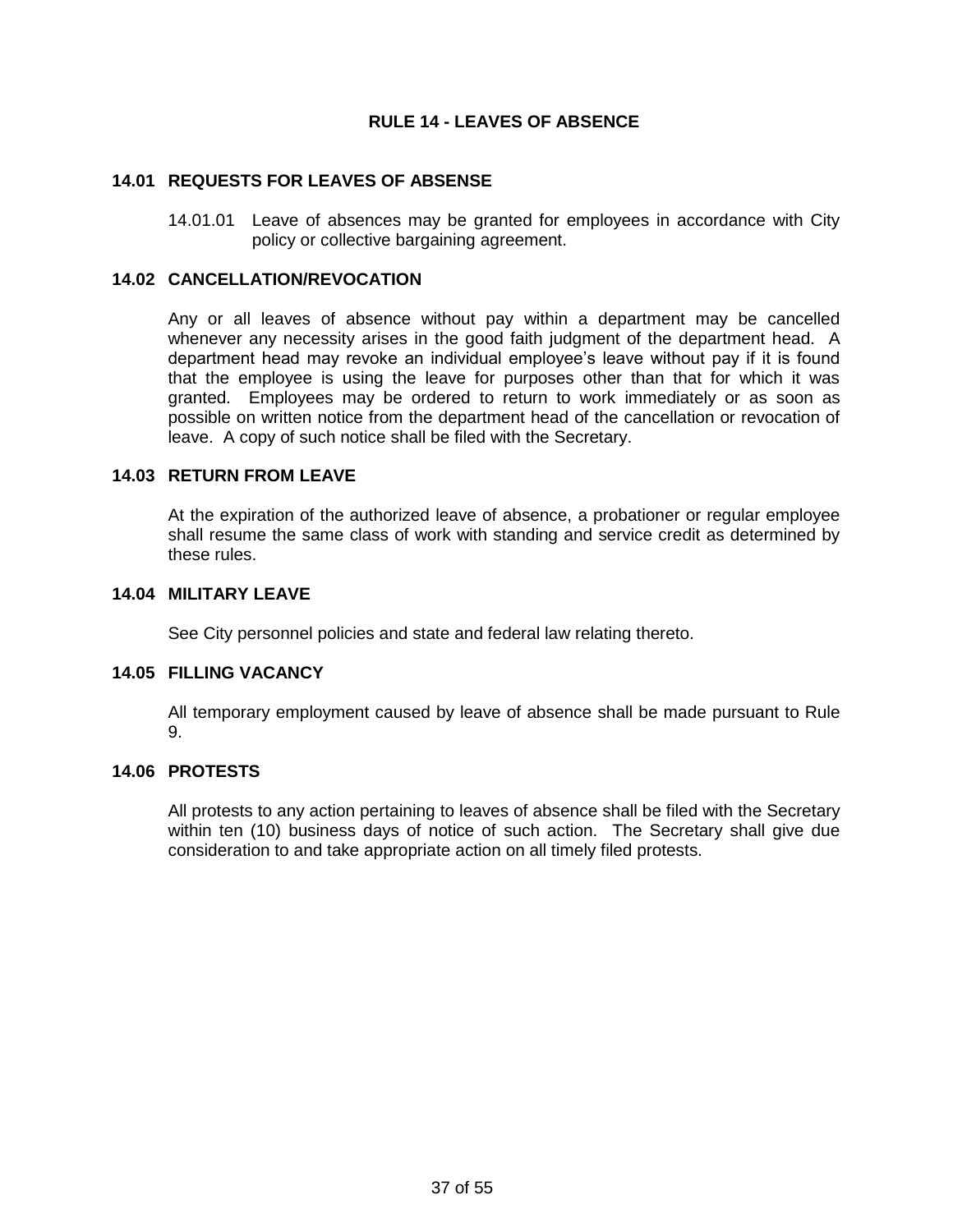# RULE 14 - LEAVES OF ABSENCE

## 14.01 REQUESTS FOR LEAVES OF ABSENSE

14.01.01 Leave of absences may be granted for employees in accordance with City policy or collective bargaining agreement.

## 14.02 CANCELLATION/REVOCATION

Any or all leaves of absence without pay within a department may be cancelled whenever any necessity arises in the good faith judgment of the department head. A department head may revoke an individual employee's leave without pay if it is found that the employee is using the leave for purposes other than that for which it was granted. Employees may be ordered to return to work immediately or as soon as possible on written notice from the department head of the cancellation or revocation of leave. A copy of such notice shall be filed with the Secretary.

## 14.03 RETURN FROM LEAVE

At the expiration of the authorized leave of absence, a probationer or regular employee shall resume the same class of work with standing and service credit as determined by these rules.

## 14.04 MILITARY LEAVE

See City personnel policies and state and federal law relating thereto.

## 14.05 FILLING VACANCY

All temporary employment caused by leave of absence shall be made pursuant to Rule 9.

## 14.06 PROTESTS

All protests to any action pertaining to leaves of absence shall be filed with the Secretary within ten (10) business days of notice of such action. The Secretary shall give due consideration to and take appropriate action on all timely filed protests.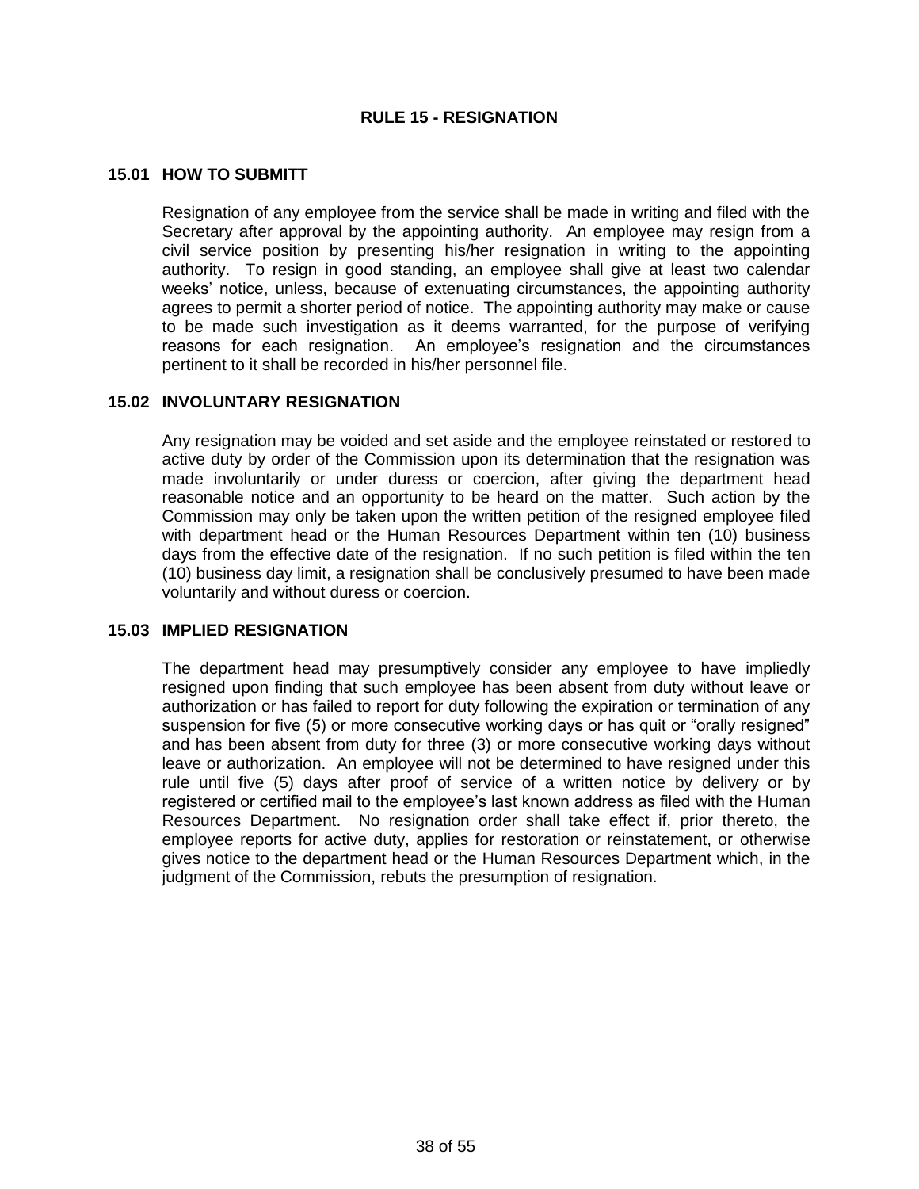# RULE 15 - RESIGNATION

## 15.01 HOW TO SUBMITT

Resignation of any employee from the service shall be made in writing and filed with the Secretary after approval by the appointing authority. An employee may resign from a civil service position by presenting his/her resignation in writing to the appointing authority. To resign in good standing, an employee shall give at least two calendar weeks' notice, unless, because of extenuating circumstances, the appointing authority agrees to permit a shorter period of notice. The appointing authority may make or cause to be made such investigation as it deems warranted, for the purpose of verifying reasons for each resignation. An employee's resignation and the circumstances pertinent to it shall be recorded in his/her personnel file.

## 15.02 INVOLUNTARY RESIGNATION

Any resignation may be voided and set aside and the employee reinstated or restored to active duty by order of the Commission upon its determination that the resignation was made involuntarily or under duress or coercion, after giving the department head reasonable notice and an opportunity to be heard on the matter. Such action by the Commission may only be taken upon the written petition of the resigned employee filed with department head or the Human Resources Department within ten (10) business days from the effective date of the resignation. If no such petition is filed within the ten (10) business day limit, a resignation shall be conclusively presumed to have been made voluntarily and without duress or coercion.

## 15.03 IMPLIED RESIGNATION

The department head may presumptively consider any employee to have impliedly resigned upon finding that such employee has been absent from duty without leave or authorization or has failed to report for duty following the expiration or termination of any suspension for five (5) or more consecutive working days or has quit or "orally resigned" and has been absent from duty for three (3) or more consecutive working days without leave or authorization. An employee will not be determined to have resigned under this rule until five (5) days after proof of service of a written notice by delivery or by registered or certified mail to the employee's last known address as filed with the Human Resources Department. No resignation order shall take effect if, prior thereto, the employee reports for active duty, applies for restoration or reinstatement, or otherwise gives notice to the department head or the Human Resources Department which, in the judgment of the Commission, rebuts the presumption of resignation.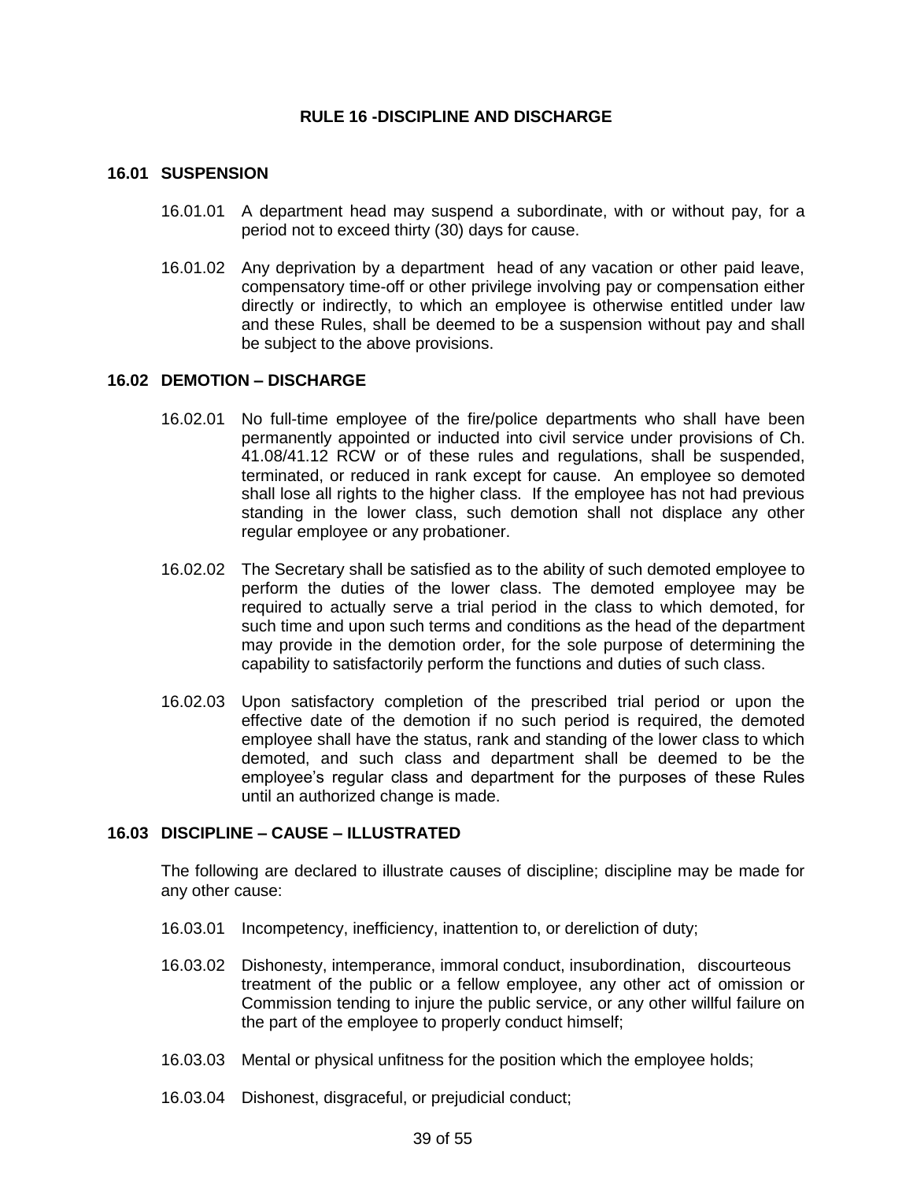# RULE 16 -DISCIPLINE AND DISCHARGE

## 16.01 SUSPENSION

16.01.01 A department head may suspend a subordinate, with or without pay, for a period not to exceed thirty (30) days for cause.

16.01.02 Any deprivation by a department head of any vacation or other paid leave, compensatory time-off or other privilege involving pay or compensation either directly or indirectly, to which an employee is otherwise entitled under law and these Rules, shall be deemed to be a suspension without pay and shall be subject to the above provisions.

## 16.02 DEMOTION – DISCHARGE

16.02.01 No full-time employee of the fire/police departments who shall have been permanently appointed or inducted into civil service under provisions of Ch. 41.08/41.12 RCW or of these rules and regulations, shall be suspended, terminated, or reduced in rank except for cause. An employee so demoted shall lose all rights to the higher class. If the employee has not had previous standing in the lower class, such demotion shall not displace any other regular employee or any probationer.

16.02.02 The Secretary shall be satisfied as to the ability of such demoted employee to perform the duties of the lower class. The demoted employee may be required to actually serve a trial period in the class to which demoted, for such time and upon such terms and conditions as the head of the department may provide in the demotion order, for the sole purpose of determining the capability to satisfactorily perform the functions and duties of such class.

16.02.03 Upon satisfactory completion of the prescribed trial period or upon the effective date of the demotion if no such period is required, the demoted employee shall have the status, rank and standing of the lower class to which demoted, and such class and department shall be deemed to be the employee's regular class and department for the purposes of these Rules until an authorized change is made.

## 16.03 DISCIPLINE – CAUSE – ILLUSTRATED

The following are declared to illustrate causes of discipline; discipline may be made for any other cause:

16.03.01 Incompetency, inefficiency, inattention to, or dereliction of duty;

16.03.02 Dishonesty, intemperance, immoral conduct, insubordination, discourteous treatment of the public or a fellow employee, any other act of omission or Commission tending to injure the public service, or any other willful failure on the part of the employee to properly conduct himself;

16.03.03 Mental or physical unfitness for the position which the employee holds;

16.03.04 Dishonest, disgraceful, or prejudicial conduct;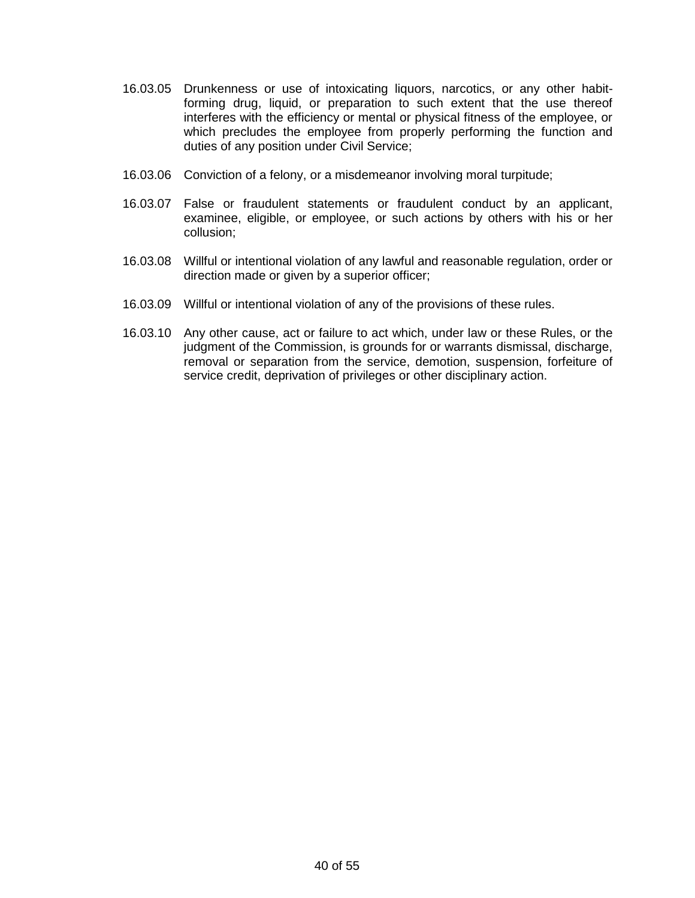16.03.05 Drunkenness or use of intoxicating liquors, narcotics, or any other habit-forming drug, liquid, or preparation to such extent that the use thereof interferes with the efficiency or mental or physical fitness of the employee, or which precludes the employee from properly performing the function and duties of any position under Civil Service;

16.03.06 Conviction of a felony, or a misdemeanor involving moral turpitude;

16.03.07 False or fraudulent statements or fraudulent conduct by an applicant, examinee, eligible, or employee, or such actions by others with his or her collusion;

16.03.08 Willful or intentional violation of any lawful and reasonable regulation, order or direction made or given by a superior officer;

16.03.09 Willful or intentional violation of any of the provisions of these rules.

16.03.10 Any other cause, act or failure to act which, under law or these Rules, or the judgment of the Commission, is grounds for or warrants dismissal, discharge, removal or separation from the service, demotion, suspension, forfeiture of service credit, deprivation of privileges or other disciplinary action.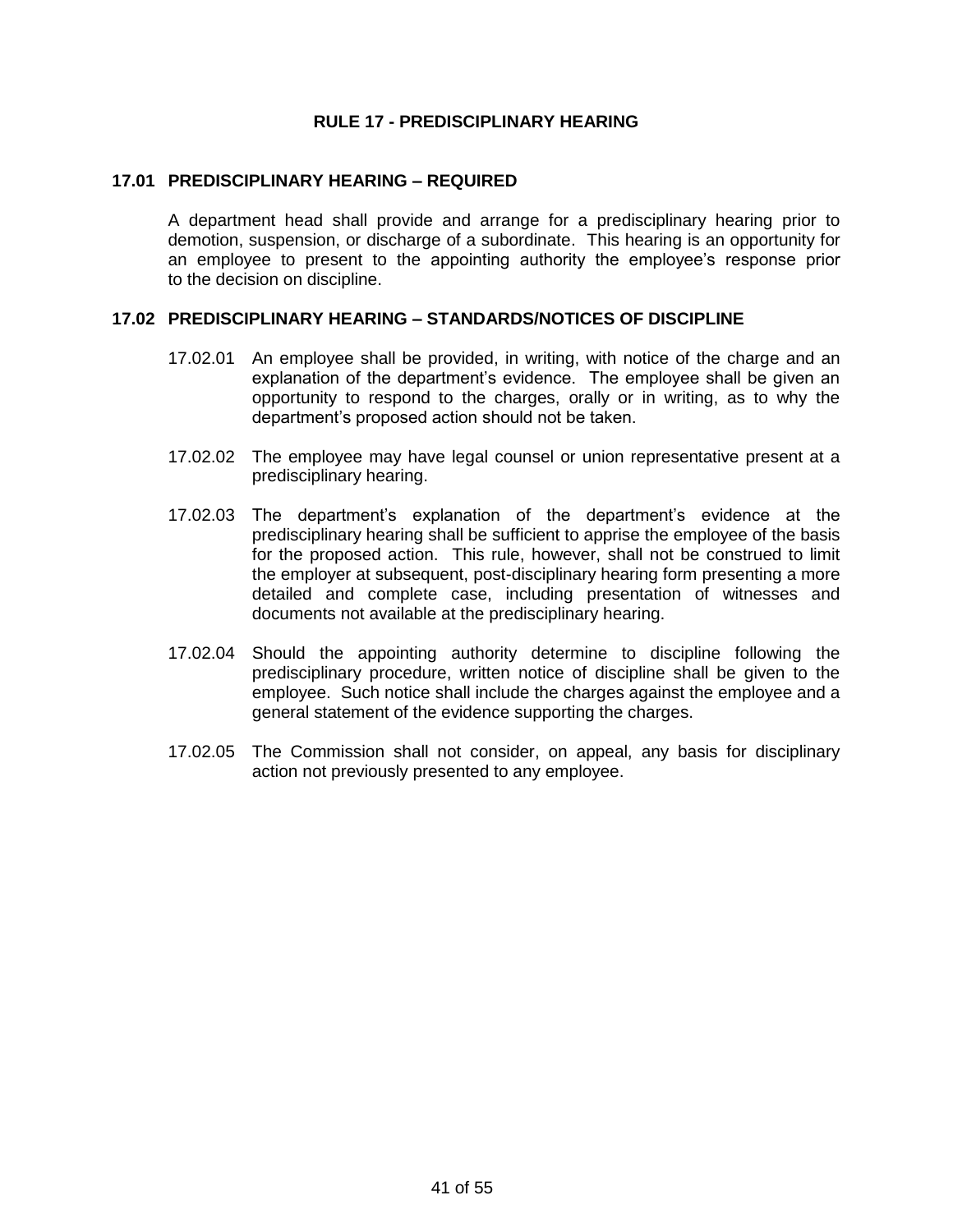# RULE 17 - PREDISCIPLINARY HEARING

## 17.01 PREDISCIPLINARY HEARING – REQUIRED

A department head shall provide and arrange for a predisciplinary hearing prior to demotion, suspension, or discharge of a subordinate. This hearing is an opportunity for an employee to present to the appointing authority the employee's response prior to the decision on discipline.

## 17.02 PREDISCIPLINARY HEARING – STANDARDS/NOTICES OF DISCIPLINE

17.02.01 An employee shall be provided, in writing, with notice of the charge and an explanation of the department's evidence. The employee shall be given an opportunity to respond to the charges, orally or in writing, as to why the department's proposed action should not be taken.

17.02.02 The employee may have legal counsel or union representative present at a predisciplinary hearing.

17.02.03 The department's explanation of the department's evidence at the predisciplinary hearing shall be sufficient to apprise the employee of the basis for the proposed action. This rule, however, shall not be construed to limit the employer at subsequent, post-disciplinary hearing form presenting a more detailed and complete case, including presentation of witnesses and documents not available at the predisciplinary hearing.

17.02.04 Should the appointing authority determine to discipline following the predisciplinary procedure, written notice of discipline shall be given to the employee. Such notice shall include the charges against the employee and a general statement of the evidence supporting the charges.

17.02.05 The Commission shall not consider, on appeal, any basis for disciplinary action not previously presented to any employee.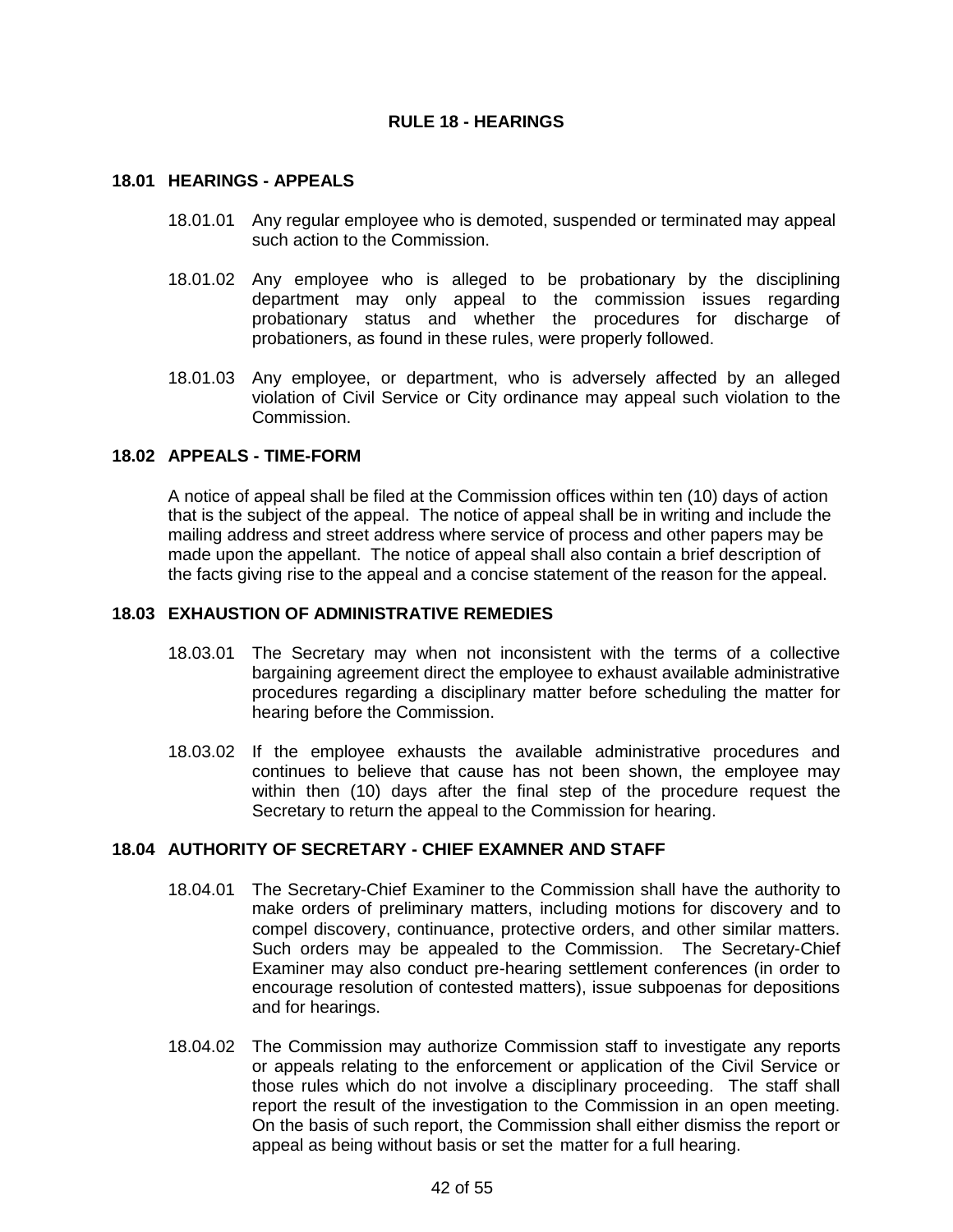# RULE 18 - HEARINGS

## 18.01 HEARINGS - APPEALS

18.01.01 Any regular employee who is demoted, suspended or terminated may appeal such action to the Commission.

18.01.02 Any employee who is alleged to be probationary by the disciplining department may only appeal to the commission issues regarding probationary status and whether the procedures for discharge of probationers, as found in these rules, were properly followed.

18.01.03 Any employee, or department, who is adversely affected by an alleged violation of Civil Service or City ordinance may appeal such violation to the Commission.

## 18.02 APPEALS - TIME-FORM

A notice of appeal shall be filed at the Commission offices within ten (10) days of action that is the subject of the appeal. The notice of appeal shall be in writing and include the mailing address and street address where service of process and other papers may be made upon the appellant. The notice of appeal shall also contain a brief description of the facts giving rise to the appeal and a concise statement of the reason for the appeal.

## 18.03 EXHAUSTION OF ADMINISTRATIVE REMEDIES

18.03.01 The Secretary may when not inconsistent with the terms of a collective bargaining agreement direct the employee to exhaust available administrative procedures regarding a disciplinary matter before scheduling the matter for hearing before the Commission.

18.03.02 If the employee exhausts the available administrative procedures and continues to believe that cause has not been shown, the employee may within then (10) days after the final step of the procedure request the Secretary to return the appeal to the Commission for hearing.

## 18.04 AUTHORITY OF SECRETARY - CHIEF EXAMNER AND STAFF

18.04.01 The Secretary-Chief Examiner to the Commission shall have the authority to make orders of preliminary matters, including motions for discovery and to compel discovery, continuance, protective orders, and other similar matters. Such orders may be appealed to the Commission. The Secretary-Chief Examiner may also conduct pre-hearing settlement conferences (in order to encourage resolution of contested matters), issue subpoenas for depositions and for hearings.

18.04.02 The Commission may authorize Commission staff to investigate any reports or appeals relating to the enforcement or application of the Civil Service or those rules which do not involve a disciplinary proceeding. The staff shall report the result of the investigation to the Commission in an open meeting. On the basis of such report, the Commission shall either dismiss the report or appeal as being without basis or set the matter for a full hearing.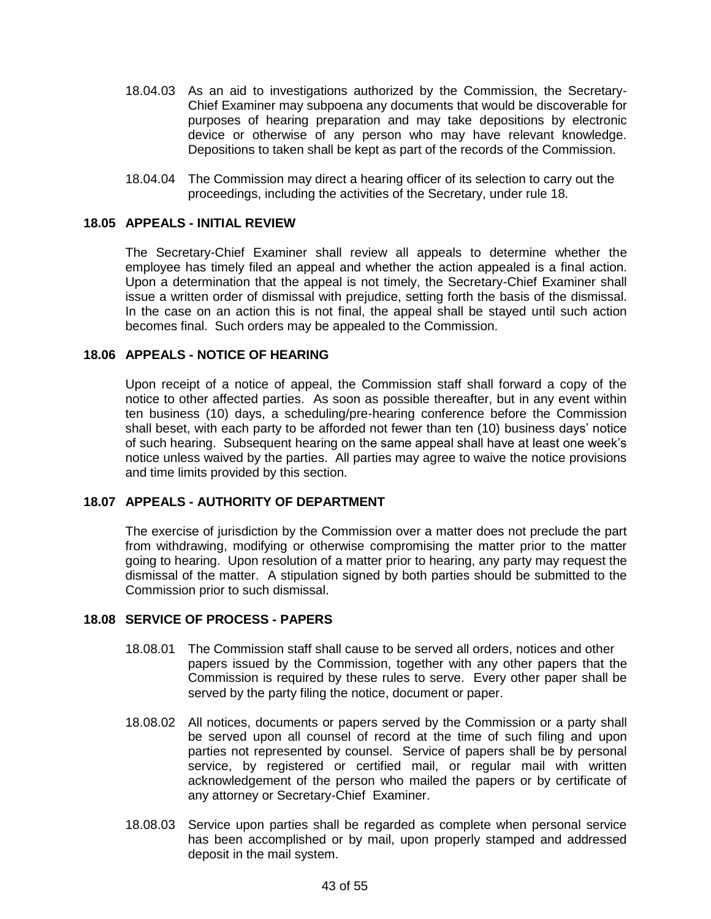18.04.03 As an aid to investigations authorized by the Commission, the Secretary-Chief Examiner may subpoena any documents that would be discoverable for purposes of hearing preparation and may take depositions by electronic device or otherwise of any person who may have relevant knowledge. Depositions to taken shall be kept as part of the records of the Commission.

18.04.04 The Commission may direct a hearing officer of its selection to carry out the proceedings, including the activities of the Secretary, under rule 18.

## 18.05 APPEALS - INITIAL REVIEW

The Secretary-Chief Examiner shall review all appeals to determine whether the employee has timely filed an appeal and whether the action appealed is a final action. Upon a determination that the appeal is not timely, the Secretary-Chief Examiner shall issue a written order of dismissal with prejudice, setting forth the basis of the dismissal. In the case on an action this is not final, the appeal shall be stayed until such action becomes final. Such orders may be appealed to the Commission.

## 18.06 APPEALS - NOTICE OF HEARING

Upon receipt of a notice of appeal, the Commission staff shall forward a copy of the notice to other affected parties. As soon as possible thereafter, but in any event within ten business (10) days, a scheduling/pre-hearing conference before the Commission shall beset, with each party to be afforded not fewer than ten (10) business days' notice of such hearing. Subsequent hearing on the same appeal shall have at least one week's notice unless waived by the parties. All parties may agree to waive the notice provisions and time limits provided by this section.

## 18.07 APPEALS - AUTHORITY OF DEPARTMENT

The exercise of jurisdiction by the Commission over a matter does not preclude the part from withdrawing, modifying or otherwise compromising the matter prior to the matter going to hearing. Upon resolution of a matter prior to hearing, any party may request the dismissal of the matter. A stipulation signed by both parties should be submitted to the Commission prior to such dismissal.

## 18.08 SERVICE OF PROCESS - PAPERS

18.08.01 The Commission staff shall cause to be served all orders, notices and other papers issued by the Commission, together with any other papers that the Commission is required by these rules to serve. Every other paper shall be served by the party filing the notice, document or paper.

18.08.02 All notices, documents or papers served by the Commission or a party shall be served upon all counsel of record at the time of such filing and upon parties not represented by counsel. Service of papers shall be by personal service, by registered or certified mail, or regular mail with written acknowledgement of the person who mailed the papers or by certificate of any attorney or Secretary-Chief Examiner.

18.08.03 Service upon parties shall be regarded as complete when personal service has been accomplished or by mail, upon properly stamped and addressed deposit in the mail system.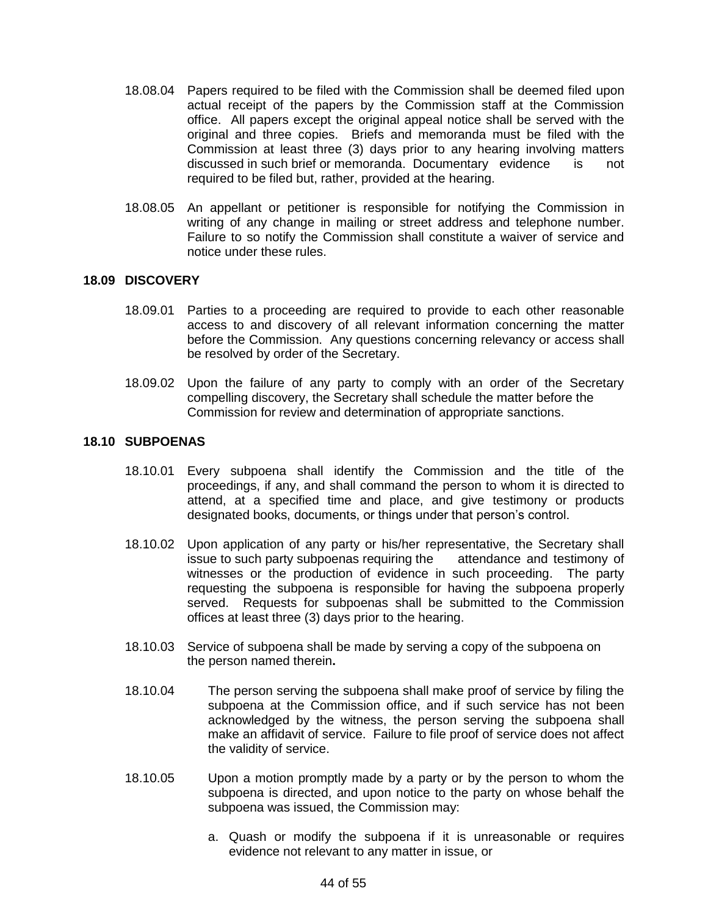18.08.04 Papers required to be filed with the Commission shall be deemed filed upon actual receipt of the papers by the Commission staff at the Commission office. All papers except the original appeal notice shall be served with the original and three copies. Briefs and memoranda must be filed with the Commission at least three (3) days prior to any hearing involving matters discussed in such brief or memoranda. Documentary evidence is not required to be filed but, rather, provided at the hearing.

18.08.05 An appellant or petitioner is responsible for notifying the Commission in writing of any change in mailing or street address and telephone number. Failure to so notify the Commission shall constitute a waiver of service and notice under these rules.

## 18.09 DISCOVERY

18.09.01 Parties to a proceeding are required to provide to each other reasonable access to and discovery of all relevant information concerning the matter before the Commission. Any questions concerning relevancy or access shall be resolved by order of the Secretary.

18.09.02 Upon the failure of any party to comply with an order of the Secretary compelling discovery, the Secretary shall schedule the matter before the Commission for review and determination of appropriate sanctions.

## 18.10 SUBPOENAS

18.10.01 Every subpoena shall identify the Commission and the title of the proceedings, if any, and shall command the person to whom it is directed to attend, at a specified time and place, and give testimony or products designated books, documents, or things under that person's control.

18.10.02 Upon application of any party or his/her representative, the Secretary shall issue to such party subpoenas requiring the attendance and testimony of witnesses or the production of evidence in such proceeding. The party requesting the subpoena is responsible for having the subpoena properly served. Requests for subpoenas shall be submitted to the Commission offices at least three (3) days prior to the hearing.

18.10.03 Service of subpoena shall be made by serving a copy of the subpoena on the person named therein**.**

18.10.04 The person serving the subpoena shall make proof of service by filing the subpoena at the Commission office, and if such service has not been acknowledged by the witness, the person serving the subpoena shall make an affidavit of service. Failure to file proof of service does not affect the validity of service.

18.10.05 Upon a motion promptly made by a party or by the person to whom the subpoena is directed, and upon notice to the party on whose behalf the subpoena was issued, the Commission may:

a. Quash or modify the subpoena if it is unreasonable or requires evidence not relevant to any matter in issue, or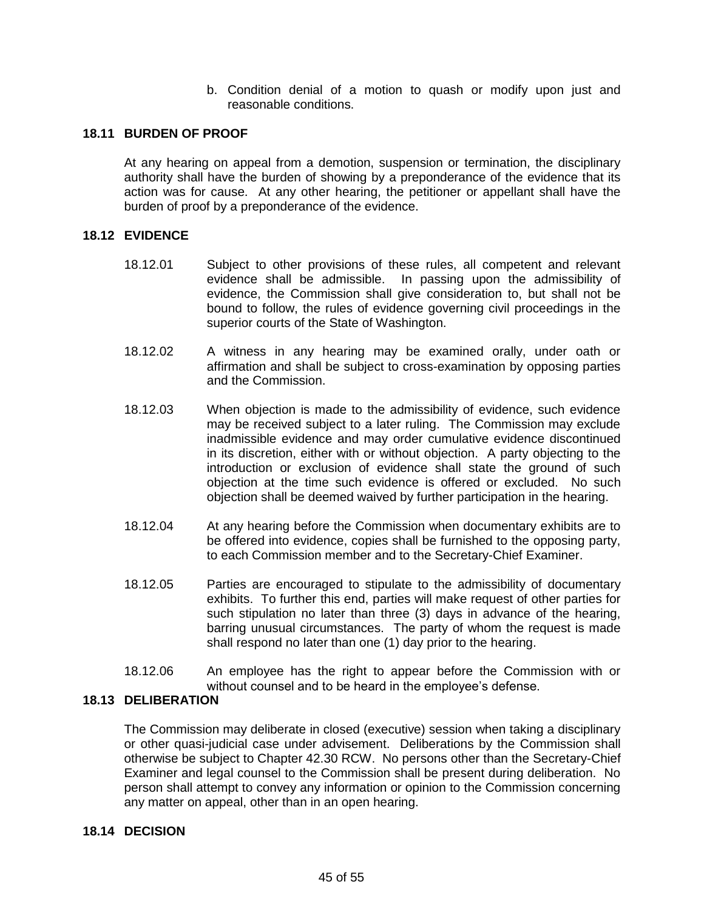b. Condition denial of a motion to quash or modify upon just and reasonable conditions.

## 18.11 BURDEN OF PROOF

At any hearing on appeal from a demotion, suspension or termination, the disciplinary authority shall have the burden of showing by a preponderance of the evidence that its action was for cause. At any other hearing, the petitioner or appellant shall have the burden of proof by a preponderance of the evidence.

## 18.12 EVIDENCE

18.12.01 Subject to other provisions of these rules, all competent and relevant evidence shall be admissible. In passing upon the admissibility of evidence, the Commission shall give consideration to, but shall not be bound to follow, the rules of evidence governing civil proceedings in the superior courts of the State of Washington.

18.12.02 A witness in any hearing may be examined orally, under oath or affirmation and shall be subject to cross-examination by opposing parties and the Commission.

18.12.03 When objection is made to the admissibility of evidence, such evidence may be received subject to a later ruling. The Commission may exclude inadmissible evidence and may order cumulative evidence discontinued in its discretion, either with or without objection. A party objecting to the introduction or exclusion of evidence shall state the ground of such objection at the time such evidence is offered or excluded. No such objection shall be deemed waived by further participation in the hearing.

18.12.04 At any hearing before the Commission when documentary exhibits are to be offered into evidence, copies shall be furnished to the opposing party, to each Commission member and to the Secretary-Chief Examiner.

18.12.05 Parties are encouraged to stipulate to the admissibility of documentary exhibits. To further this end, parties will make request of other parties for such stipulation no later than three (3) days in advance of the hearing, barring unusual circumstances. The party of whom the request is made shall respond no later than one (1) day prior to the hearing.

18.12.06 An employee has the right to appear before the Commission with or without counsel and to be heard in the employee's defense.

## 18.13 DELIBERATION

The Commission may deliberate in closed (executive) session when taking a disciplinary or other quasi-judicial case under advisement. Deliberations by the Commission shall otherwise be subject to Chapter 42.30 RCW. No persons other than the Secretary-Chief Examiner and legal counsel to the Commission shall be present during deliberation. No person shall attempt to convey any information or opinion to the Commission concerning any matter on appeal, other than in an open hearing.

## 18.14 DECISION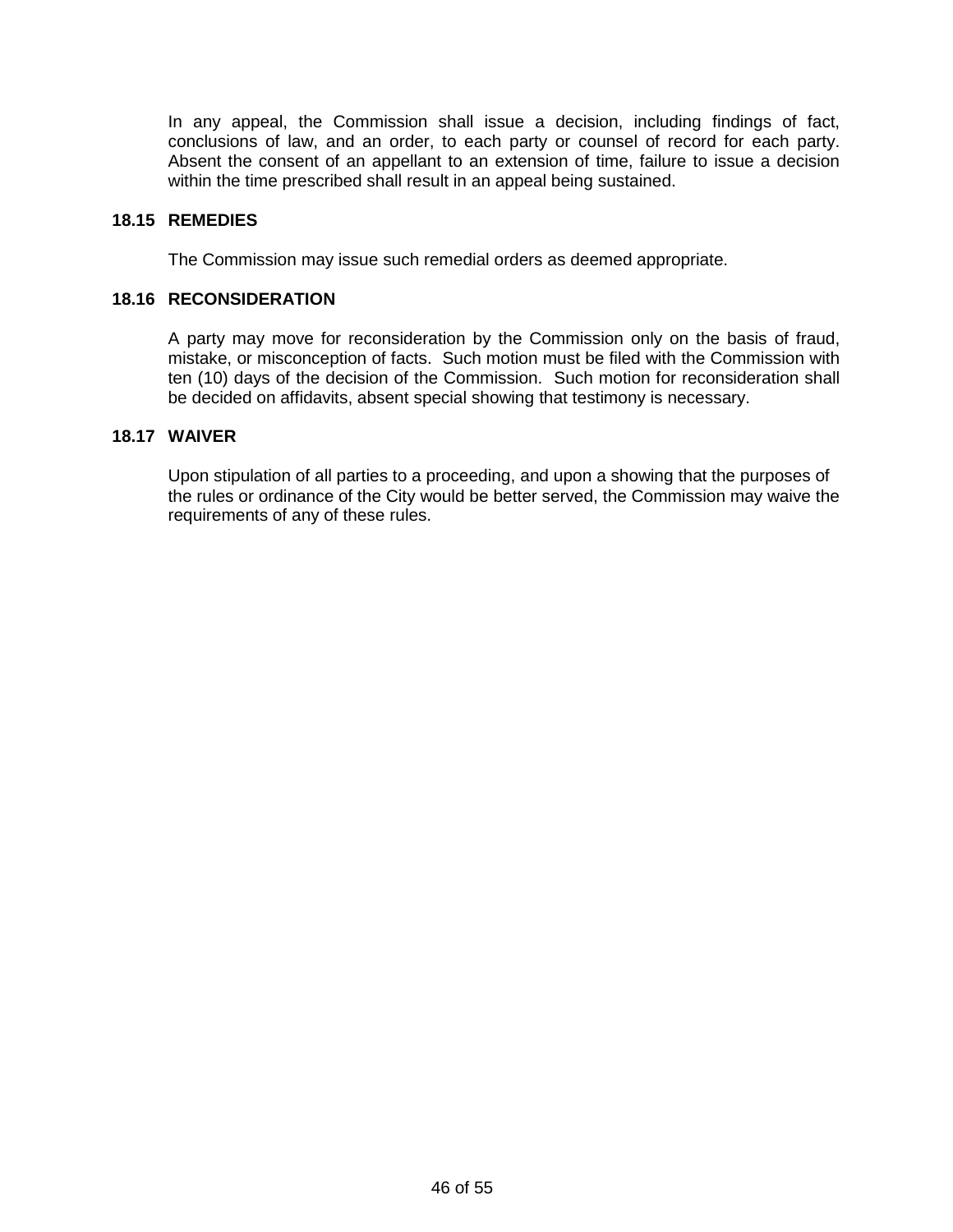In any appeal, the Commission shall issue a decision, including findings of fact, conclusions of law, and an order, to each party or counsel of record for each party. Absent the consent of an appellant to an extension of time, failure to issue a decision within the time prescribed shall result in an appeal being sustained.

### 18.15 REMEDIES

The Commission may issue such remedial orders as deemed appropriate.

### 18.16 RECONSIDERATION

A party may move for reconsideration by the Commission only on the basis of fraud, mistake, or misconception of facts. Such motion must be filed with the Commission with ten (10) days of the decision of the Commission. Such motion for reconsideration shall be decided on affidavits, absent special showing that testimony is necessary.

### 18.17 WAIVER

Upon stipulation of all parties to a proceeding, and upon a showing that the purposes of the rules or ordinance of the City would be better served, the Commission may waive the requirements of any of these rules.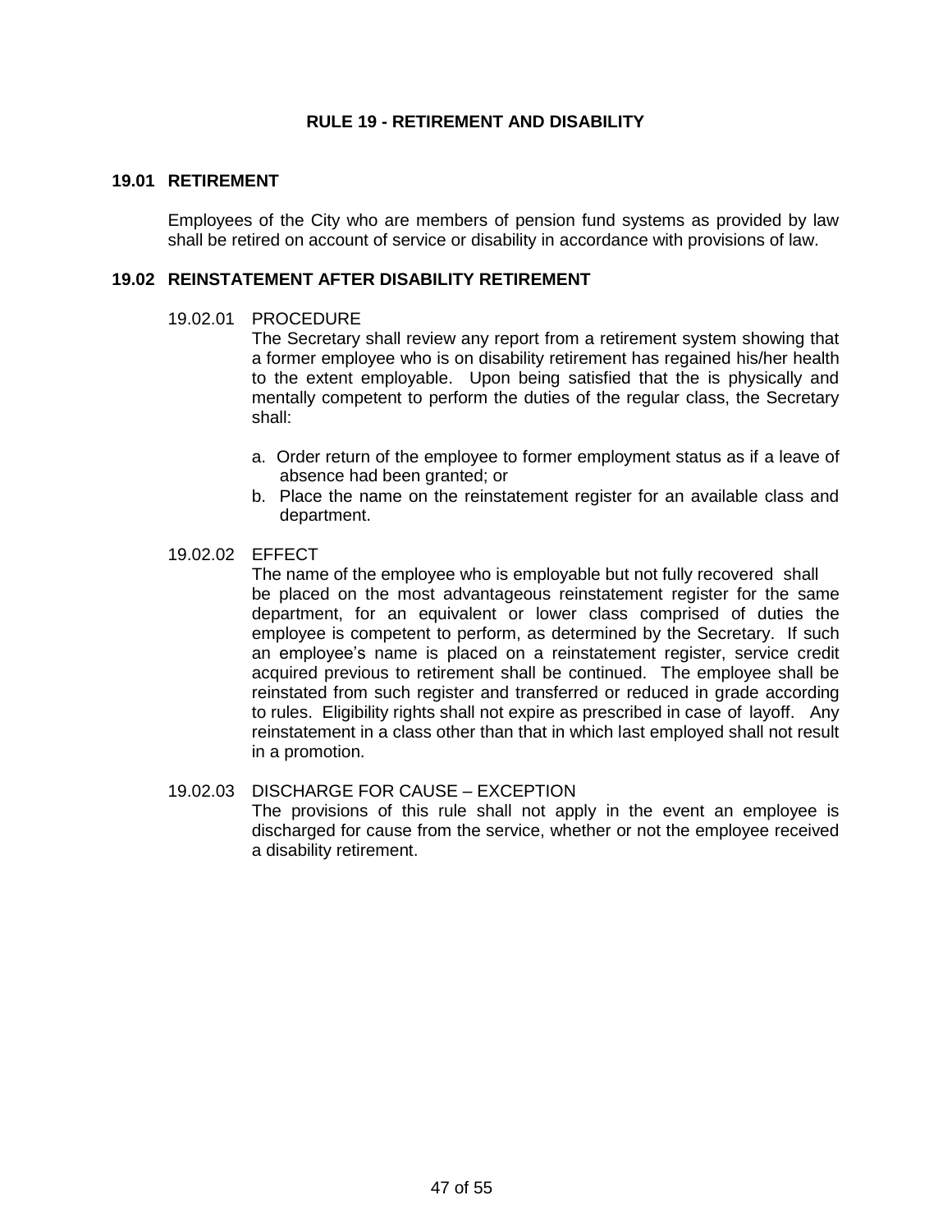# RULE 19 - RETIREMENT AND DISABILITY

## 19.01 RETIREMENT

Employees of the City who are members of pension fund systems as provided by law shall be retired on account of service or disability in accordance with provisions of law.

## 19.02 REINSTATEMENT AFTER DISABILITY RETIREMENT

### 19.02.01 PROCEDURE

The Secretary shall review any report from a retirement system showing that a former employee who is on disability retirement has regained his/her health to the extent employable. Upon being satisfied that the is physically and mentally competent to perform the duties of the regular class, the Secretary shall:

a. Order return of the employee to former employment status as if a leave of absence had been granted; or
b. Place the name on the reinstatement register for an available class and department.

### 19.02.02 EFFECT

The name of the employee who is employable but not fully recovered shall be placed on the most advantageous reinstatement register for the same department, for an equivalent or lower class comprised of duties the employee is competent to perform, as determined by the Secretary. If such an employee's name is placed on a reinstatement register, service credit acquired previous to retirement shall be continued. The employee shall be reinstated from such register and transferred or reduced in grade according to rules. Eligibility rights shall not expire as prescribed in case of layoff. Any reinstatement in a class other than that in which last employed shall not result in a promotion.

### 19.02.03 DISCHARGE FOR CAUSE – EXCEPTION

The provisions of this rule shall not apply in the event an employee is discharged for cause from the service, whether or not the employee received a disability retirement.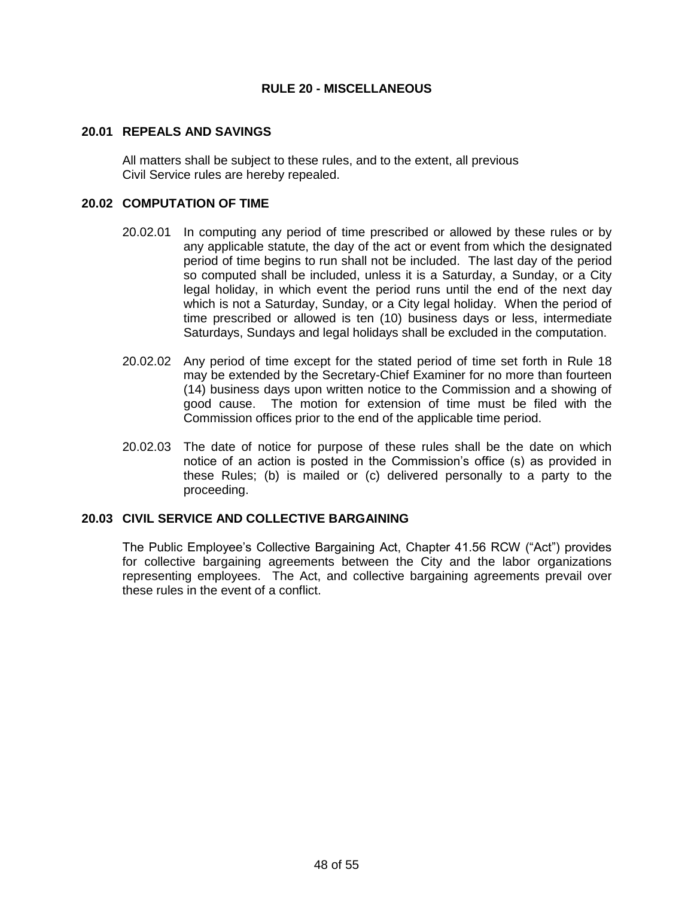# RULE 20 - MISCELLANEOUS

## 20.01 REPEALS AND SAVINGS

All matters shall be subject to these rules, and to the extent, all previous Civil Service rules are hereby repealed.

## 20.02 COMPUTATION OF TIME

20.02.01 In computing any period of time prescribed or allowed by these rules or by any applicable statute, the day of the act or event from which the designated period of time begins to run shall not be included. The last day of the period so computed shall be included, unless it is a Saturday, a Sunday, or a City legal holiday, in which event the period runs until the end of the next day which is not a Saturday, Sunday, or a City legal holiday. When the period of time prescribed or allowed is ten (10) business days or less, intermediate Saturdays, Sundays and legal holidays shall be excluded in the computation.

20.02.02 Any period of time except for the stated period of time set forth in Rule 18 may be extended by the Secretary-Chief Examiner for no more than fourteen (14) business days upon written notice to the Commission and a showing of good cause. The motion for extension of time must be filed with the Commission offices prior to the end of the applicable time period.

20.02.03 The date of notice for purpose of these rules shall be the date on which notice of an action is posted in the Commission's office (s) as provided in these Rules; (b) is mailed or (c) delivered personally to a party to the proceeding.

## 20.03 CIVIL SERVICE AND COLLECTIVE BARGAINING

The Public Employee's Collective Bargaining Act, Chapter 41.56 RCW ("Act") provides for collective bargaining agreements between the City and the labor organizations representing employees. The Act, and collective bargaining agreements prevail over these rules in the event of a conflict.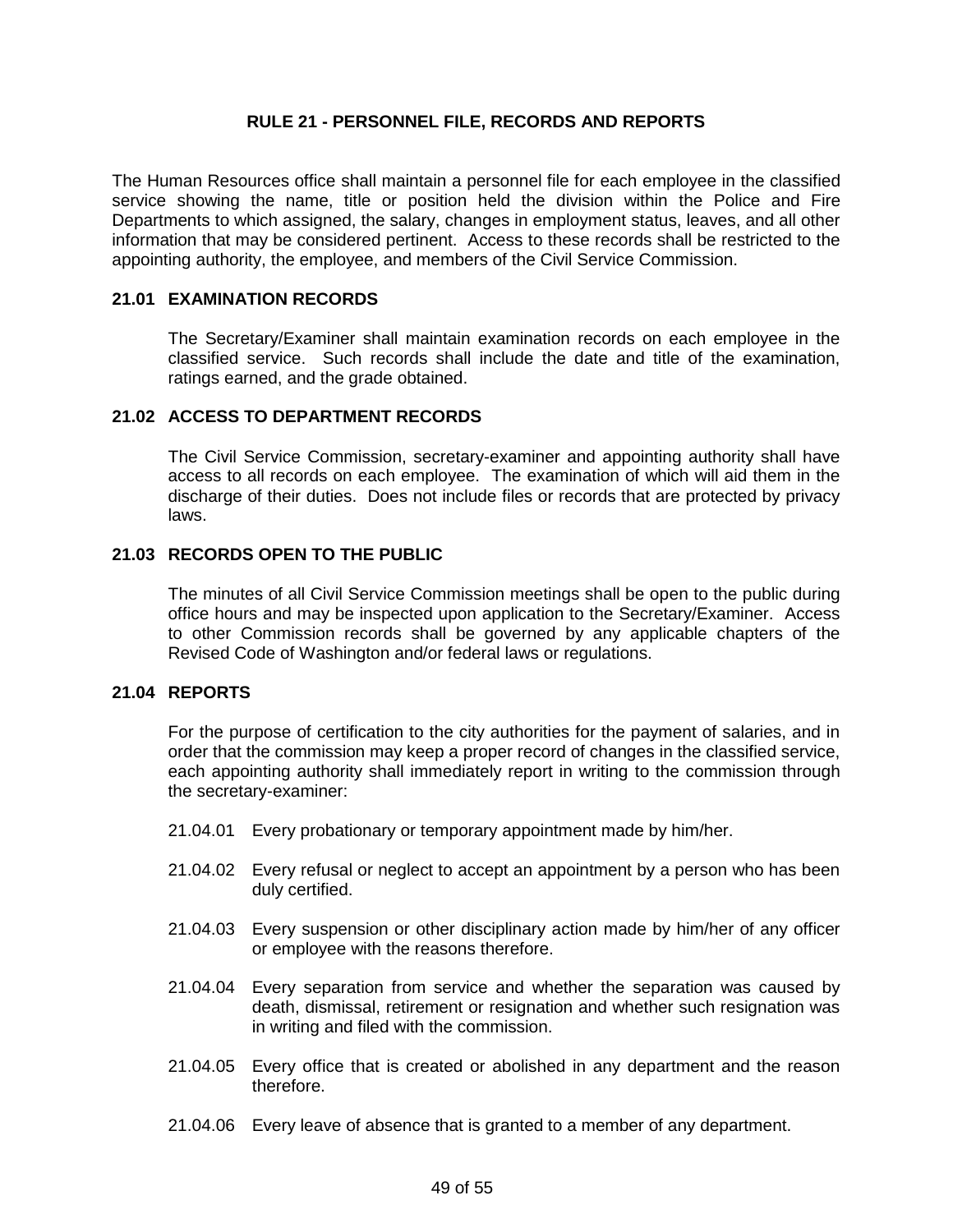## RULE 21 - PERSONNEL FILE, RECORDS AND REPORTS

The Human Resources office shall maintain a personnel file for each employee in the classified service showing the name, title or position held the division within the Police and Fire Departments to which assigned, the salary, changes in employment status, leaves, and all other information that may be considered pertinent. Access to these records shall be restricted to the appointing authority, the employee, and members of the Civil Service Commission.

### 21.01 EXAMINATION RECORDS

The Secretary/Examiner shall maintain examination records on each employee in the classified service. Such records shall include the date and title of the examination, ratings earned, and the grade obtained.

### 21.02 ACCESS TO DEPARTMENT RECORDS

The Civil Service Commission, secretary-examiner and appointing authority shall have access to all records on each employee. The examination of which will aid them in the discharge of their duties. Does not include files or records that are protected by privacy laws.

### 21.03 RECORDS OPEN TO THE PUBLIC

The minutes of all Civil Service Commission meetings shall be open to the public during office hours and may be inspected upon application to the Secretary/Examiner. Access to other Commission records shall be governed by any applicable chapters of the Revised Code of Washington and/or federal laws or regulations.

### 21.04 REPORTS

For the purpose of certification to the city authorities for the payment of salaries, and in order that the commission may keep a proper record of changes in the classified service, each appointing authority shall immediately report in writing to the commission through the secretary-examiner:

21.04.01 Every probationary or temporary appointment made by him/her.

21.04.02 Every refusal or neglect to accept an appointment by a person who has been duly certified.

21.04.03 Every suspension or other disciplinary action made by him/her of any officer or employee with the reasons therefore.

21.04.04 Every separation from service and whether the separation was caused by death, dismissal, retirement or resignation and whether such resignation was in writing and filed with the commission.

21.04.05 Every office that is created or abolished in any department and the reason therefore.

21.04.06 Every leave of absence that is granted to a member of any department.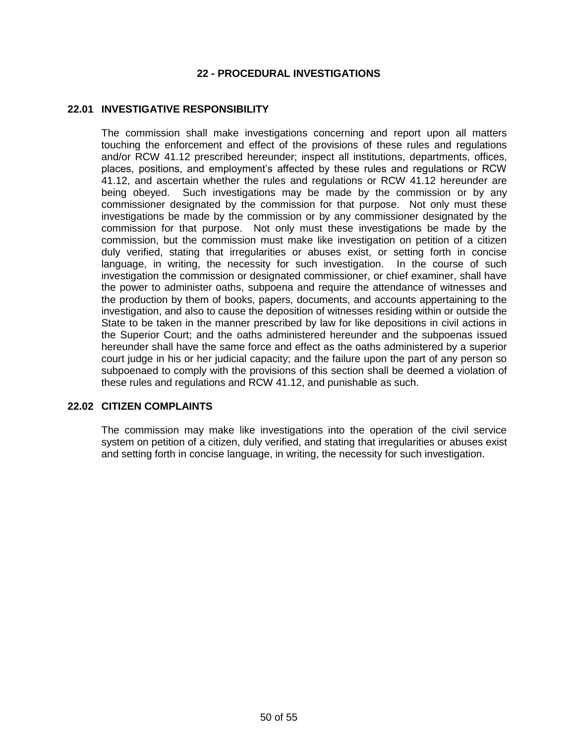## 22 - PROCEDURAL INVESTIGATIONS

### 22.01 INVESTIGATIVE RESPONSIBILITY

The commission shall make investigations concerning and report upon all matters touching the enforcement and effect of the provisions of these rules and regulations and/or RCW 41.12 prescribed hereunder; inspect all institutions, departments, offices, places, positions, and employment's affected by these rules and regulations or RCW 41.12, and ascertain whether the rules and regulations or RCW 41.12 hereunder are being obeyed. Such investigations may be made by the commission or by any commissioner designated by the commission for that purpose. Not only must these investigations be made by the commission or by any commissioner designated by the commission for that purpose. Not only must these investigations be made by the commission, but the commission must make like investigation on petition of a citizen duly verified, stating that irregularities or abuses exist, or setting forth in concise language, in writing, the necessity for such investigation. In the course of such investigation the commission or designated commissioner, or chief examiner, shall have the power to administer oaths, subpoena and require the attendance of witnesses and the production by them of books, papers, documents, and accounts appertaining to the investigation, and also to cause the deposition of witnesses residing within or outside the State to be taken in the manner prescribed by law for like depositions in civil actions in the Superior Court; and the oaths administered hereunder and the subpoenas issued hereunder shall have the same force and effect as the oaths administered by a superior court judge in his or her judicial capacity; and the failure upon the part of any person so subpoenaed to comply with the provisions of this section shall be deemed a violation of these rules and regulations and RCW 41.12, and punishable as such.

### 22.02 CITIZEN COMPLAINTS

The commission may make like investigations into the operation of the civil service system on petition of a citizen, duly verified, and stating that irregularities or abuses exist and setting forth in concise language, in writing, the necessity for such investigation.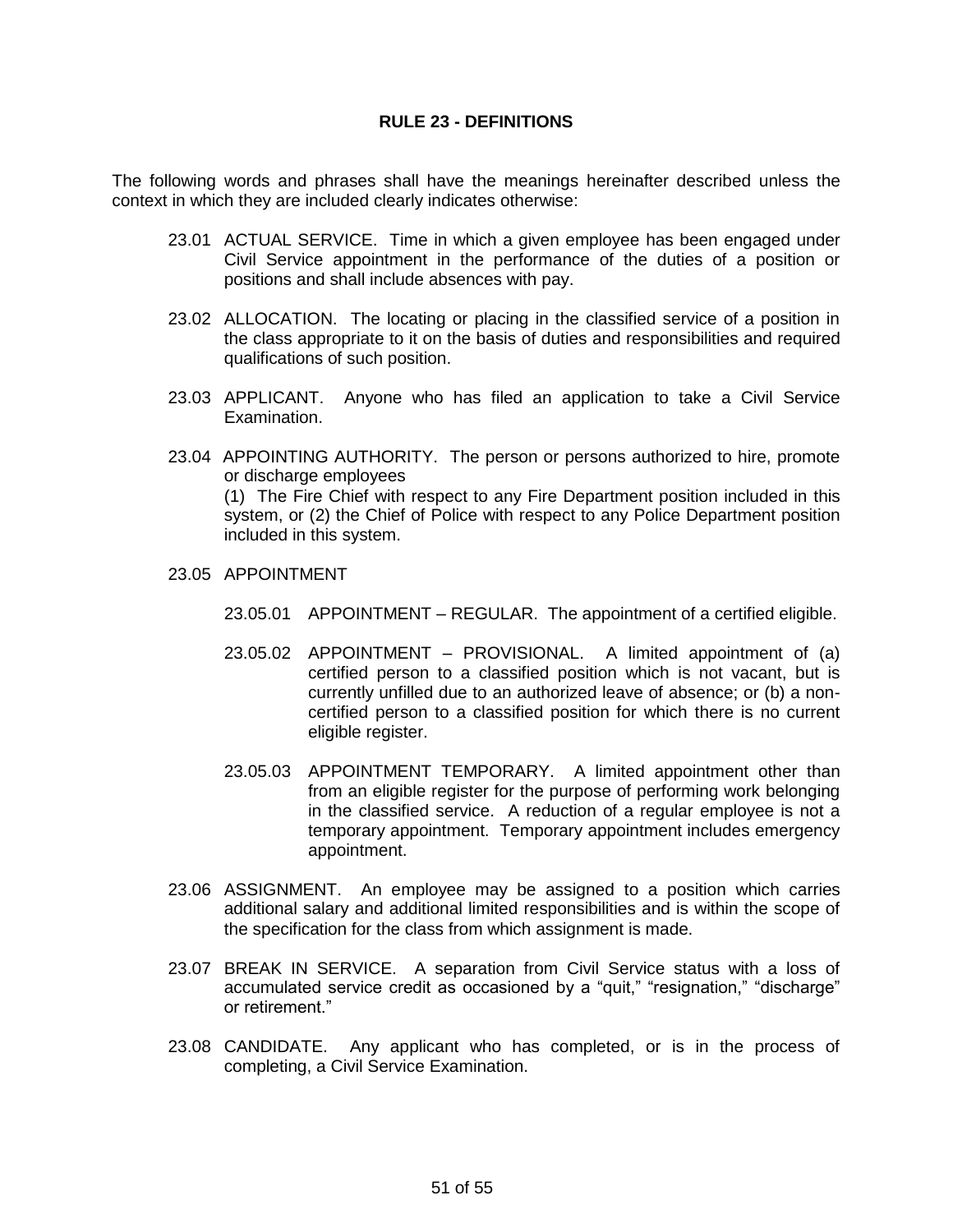## RULE 23 - DEFINITIONS

The following words and phrases shall have the meanings hereinafter described unless the context in which they are included clearly indicates otherwise:

23.01 ACTUAL SERVICE. Time in which a given employee has been engaged under Civil Service appointment in the performance of the duties of a position or positions and shall include absences with pay.

23.02 ALLOCATION. The locating or placing in the classified service of a position in the class appropriate to it on the basis of duties and responsibilities and required qualifications of such position.

23.03 APPLICANT. Anyone who has filed an application to take a Civil Service Examination.

23.04 APPOINTING AUTHORITY. The person or persons authorized to hire, promote or discharge employees
(1) The Fire Chief with respect to any Fire Department position included in this system, or (2) the Chief of Police with respect to any Police Department position included in this system.

23.05 APPOINTMENT

23.05.01 APPOINTMENT – REGULAR. The appointment of a certified eligible.

23.05.02 APPOINTMENT – PROVISIONAL. A limited appointment of (a) certified person to a classified position which is not vacant, but is currently unfilled due to an authorized leave of absence; or (b) a non-certified person to a classified position for which there is no current eligible register.

23.05.03 APPOINTMENT TEMPORARY. A limited appointment other than from an eligible register for the purpose of performing work belonging in the classified service. A reduction of a regular employee is not a temporary appointment. Temporary appointment includes emergency appointment.

23.06 ASSIGNMENT. An employee may be assigned to a position which carries additional salary and additional limited responsibilities and is within the scope of the specification for the class from which assignment is made.

23.07 BREAK IN SERVICE. A separation from Civil Service status with a loss of accumulated service credit as occasioned by a "quit," "resignation," "discharge" or retirement."

23.08 CANDIDATE. Any applicant who has completed, or is in the process of completing, a Civil Service Examination.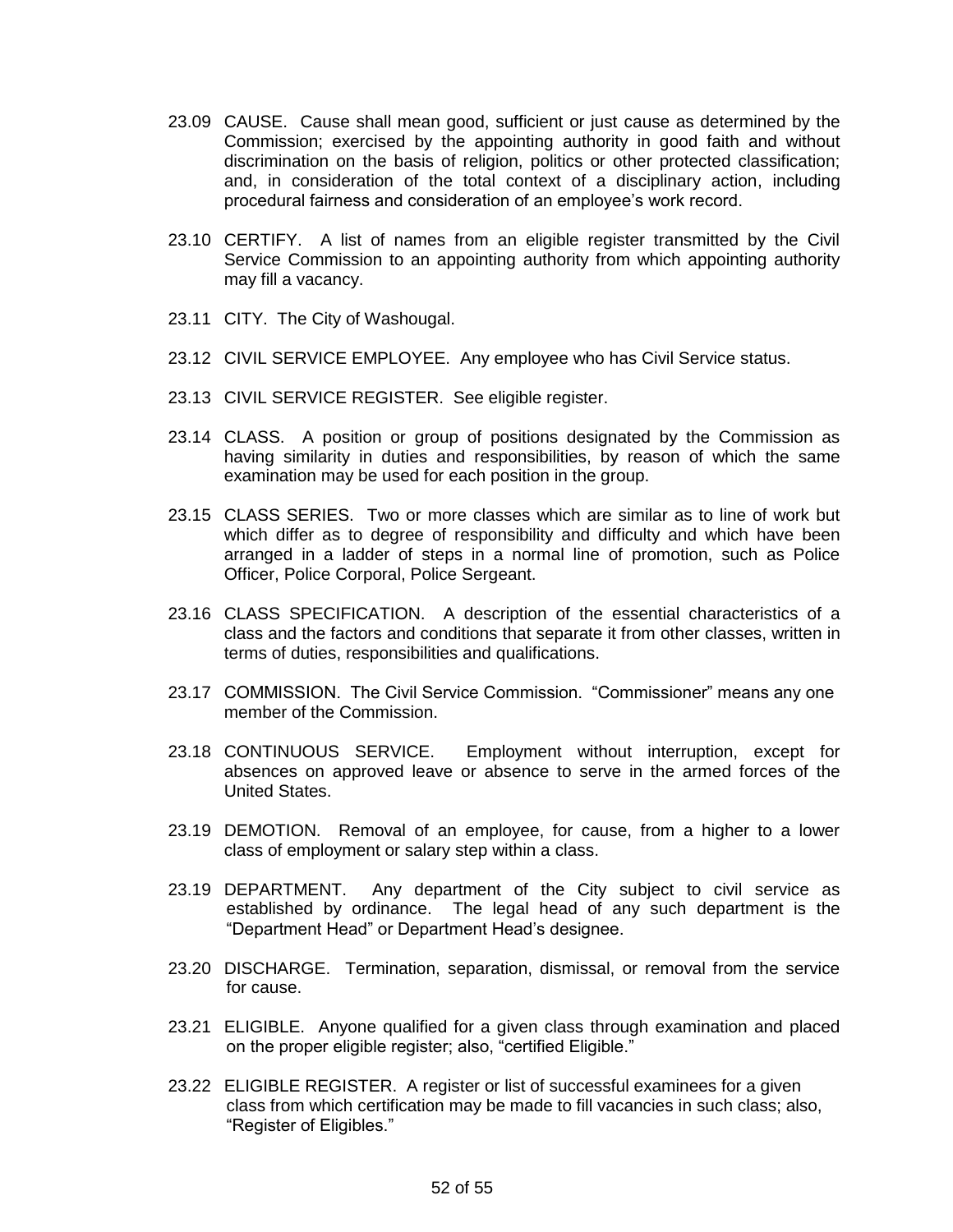23.09 CAUSE. Cause shall mean good, sufficient or just cause as determined by the Commission; exercised by the appointing authority in good faith and without discrimination on the basis of religion, politics or other protected classification; and, in consideration of the total context of a disciplinary action, including procedural fairness and consideration of an employee's work record.

23.10 CERTIFY. A list of names from an eligible register transmitted by the Civil Service Commission to an appointing authority from which appointing authority may fill a vacancy.

23.11 CITY. The City of Washougal.

23.12 CIVIL SERVICE EMPLOYEE. Any employee who has Civil Service status.

23.13 CIVIL SERVICE REGISTER. See eligible register.

23.14 CLASS. A position or group of positions designated by the Commission as having similarity in duties and responsibilities, by reason of which the same examination may be used for each position in the group.

23.15 CLASS SERIES. Two or more classes which are similar as to line of work but which differ as to degree of responsibility and difficulty and which have been arranged in a ladder of steps in a normal line of promotion, such as Police Officer, Police Corporal, Police Sergeant.

23.16 CLASS SPECIFICATION. A description of the essential characteristics of a class and the factors and conditions that separate it from other classes, written in terms of duties, responsibilities and qualifications.

23.17 COMMISSION. The Civil Service Commission. "Commissioner" means any one member of the Commission.

23.18 CONTINUOUS SERVICE. Employment without interruption, except for absences on approved leave or absence to serve in the armed forces of the United States.

23.19 DEMOTION. Removal of an employee, for cause, from a higher to a lower class of employment or salary step within a class.

23.19 DEPARTMENT. Any department of the City subject to civil service as established by ordinance. The legal head of any such department is the "Department Head" or Department Head's designee.

23.20 DISCHARGE. Termination, separation, dismissal, or removal from the service for cause.

23.21 ELIGIBLE. Anyone qualified for a given class through examination and placed on the proper eligible register; also, "certified Eligible."

23.22 ELIGIBLE REGISTER. A register or list of successful examinees for a given class from which certification may be made to fill vacancies in such class; also, "Register of Eligibles."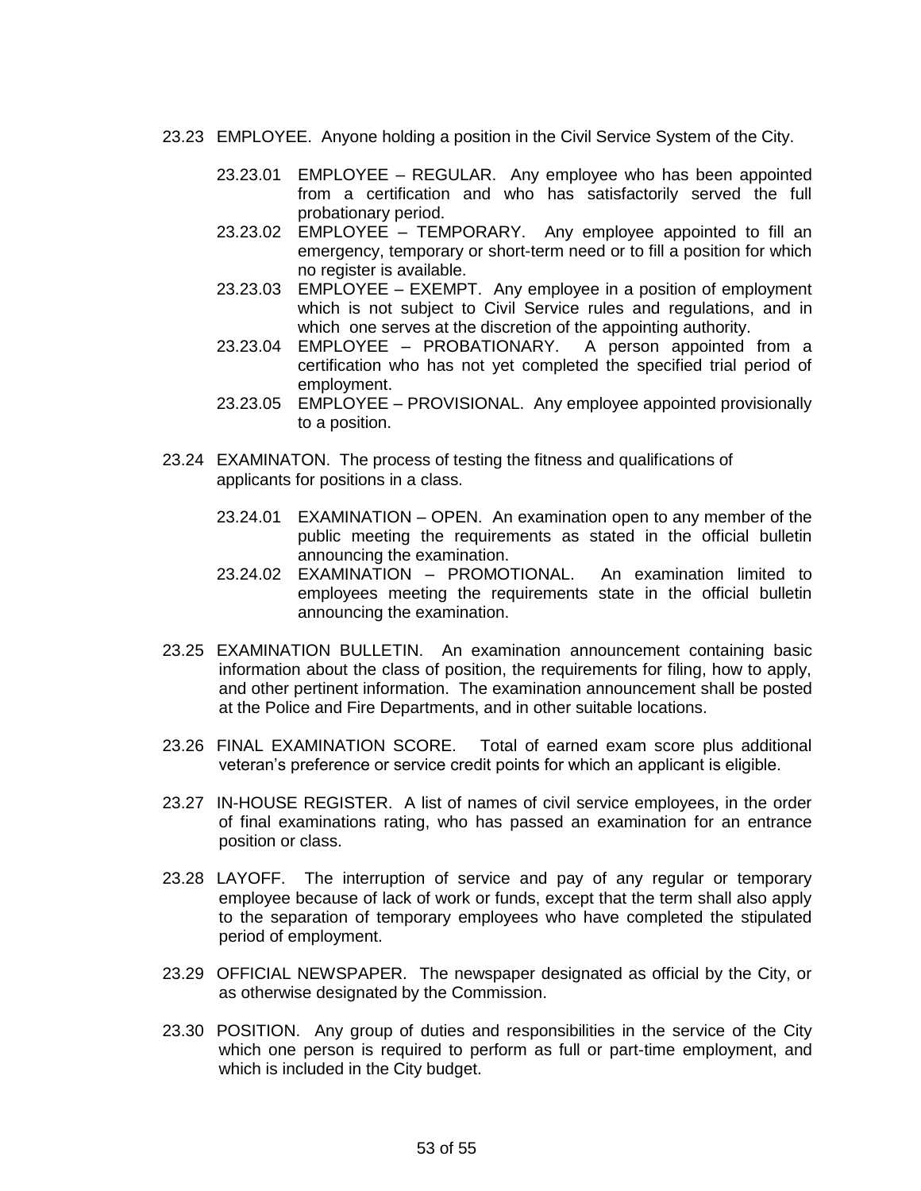23.23 EMPLOYEE. Anyone holding a position in the Civil Service System of the City.

23.23.01 EMPLOYEE – REGULAR. Any employee who has been appointed from a certification and who has satisfactorily served the full probationary period.

23.23.02 EMPLOYEE – TEMPORARY. Any employee appointed to fill an emergency, temporary or short-term need or to fill a position for which no register is available.

23.23.03 EMPLOYEE – EXEMPT. Any employee in a position of employment which is not subject to Civil Service rules and regulations, and in which one serves at the discretion of the appointing authority.

23.23.04 EMPLOYEE – PROBATIONARY. A person appointed from a certification who has not yet completed the specified trial period of employment.

23.23.05 EMPLOYEE – PROVISIONAL. Any employee appointed provisionally to a position.

23.24 EXAMINATON. The process of testing the fitness and qualifications of applicants for positions in a class.

23.24.01 EXAMINATION – OPEN. An examination open to any member of the public meeting the requirements as stated in the official bulletin announcing the examination.

23.24.02 EXAMINATION – PROMOTIONAL. An examination limited to employees meeting the requirements state in the official bulletin announcing the examination.

23.25 EXAMINATION BULLETIN. An examination announcement containing basic information about the class of position, the requirements for filing, how to apply, and other pertinent information. The examination announcement shall be posted at the Police and Fire Departments, and in other suitable locations.

23.26 FINAL EXAMINATION SCORE. Total of earned exam score plus additional veteran's preference or service credit points for which an applicant is eligible.

23.27 IN-HOUSE REGISTER. A list of names of civil service employees, in the order of final examinations rating, who has passed an examination for an entrance position or class.

23.28 LAYOFF. The interruption of service and pay of any regular or temporary employee because of lack of work or funds, except that the term shall also apply to the separation of temporary employees who have completed the stipulated period of employment.

23.29 OFFICIAL NEWSPAPER. The newspaper designated as official by the City, or as otherwise designated by the Commission.

23.30 POSITION. Any group of duties and responsibilities in the service of the City which one person is required to perform as full or part-time employment, and which is included in the City budget.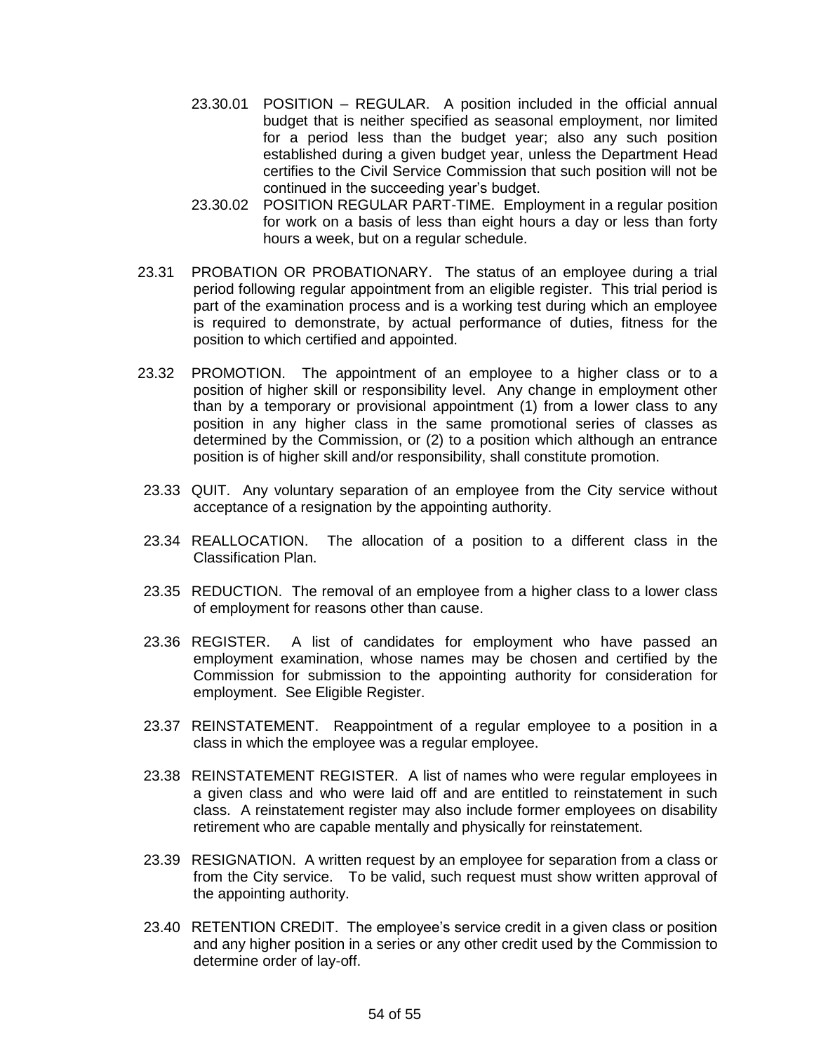23.30.01 POSITION – REGULAR. A position included in the official annual budget that is neither specified as seasonal employment, nor limited for a period less than the budget year; also any such position established during a given budget year, unless the Department Head certifies to the Civil Service Commission that such position will not be continued in the succeeding year's budget.

23.30.02 POSITION REGULAR PART-TIME. Employment in a regular position for work on a basis of less than eight hours a day or less than forty hours a week, but on a regular schedule.

23.31 PROBATION OR PROBATIONARY. The status of an employee during a trial period following regular appointment from an eligible register. This trial period is part of the examination process and is a working test during which an employee is required to demonstrate, by actual performance of duties, fitness for the position to which certified and appointed.

23.32 PROMOTION. The appointment of an employee to a higher class or to a position of higher skill or responsibility level. Any change in employment other than by a temporary or provisional appointment (1) from a lower class to any position in any higher class in the same promotional series of classes as determined by the Commission, or (2) to a position which although an entrance position is of higher skill and/or responsibility, shall constitute promotion.

23.33 QUIT. Any voluntary separation of an employee from the City service without acceptance of a resignation by the appointing authority.

23.34 REALLOCATION. The allocation of a position to a different class in the Classification Plan.

23.35 REDUCTION. The removal of an employee from a higher class to a lower class of employment for reasons other than cause.

23.36 REGISTER. A list of candidates for employment who have passed an employment examination, whose names may be chosen and certified by the Commission for submission to the appointing authority for consideration for employment. See Eligible Register.

23.37 REINSTATEMENT. Reappointment of a regular employee to a position in a class in which the employee was a regular employee.

23.38 REINSTATEMENT REGISTER. A list of names who were regular employees in a given class and who were laid off and are entitled to reinstatement in such class. A reinstatement register may also include former employees on disability retirement who are capable mentally and physically for reinstatement.

23.39 RESIGNATION. A written request by an employee for separation from a class or from the City service. To be valid, such request must show written approval of the appointing authority.

23.40 RETENTION CREDIT. The employee's service credit in a given class or position and any higher position in a series or any other credit used by the Commission to determine order of lay-off.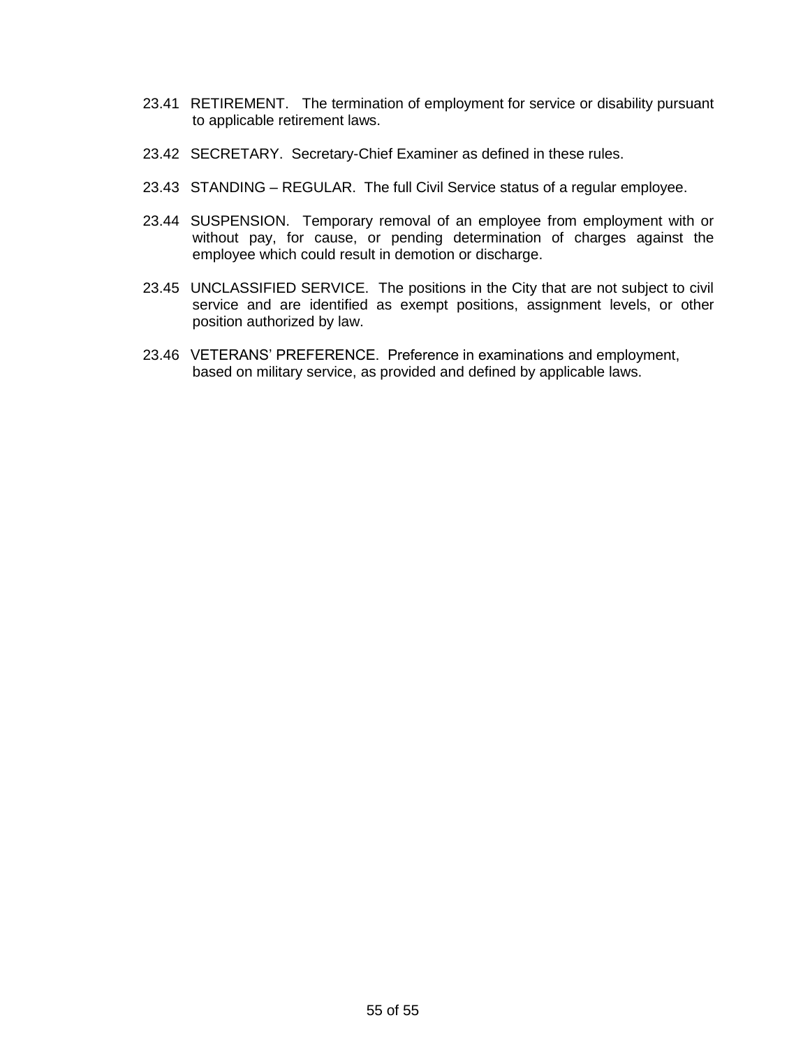23.41 RETIREMENT. The termination of employment for service or disability pursuant to applicable retirement laws.

23.42 SECRETARY. Secretary-Chief Examiner as defined in these rules.

23.43 STANDING – REGULAR. The full Civil Service status of a regular employee.

23.44 SUSPENSION. Temporary removal of an employee from employment with or without pay, for cause, or pending determination of charges against the employee which could result in demotion or discharge.

23.45 UNCLASSIFIED SERVICE. The positions in the City that are not subject to civil service and are identified as exempt positions, assignment levels, or other position authorized by law.

23.46 VETERANS' PREFERENCE. Preference in examinations and employment, based on military service, as provided and defined by applicable laws.